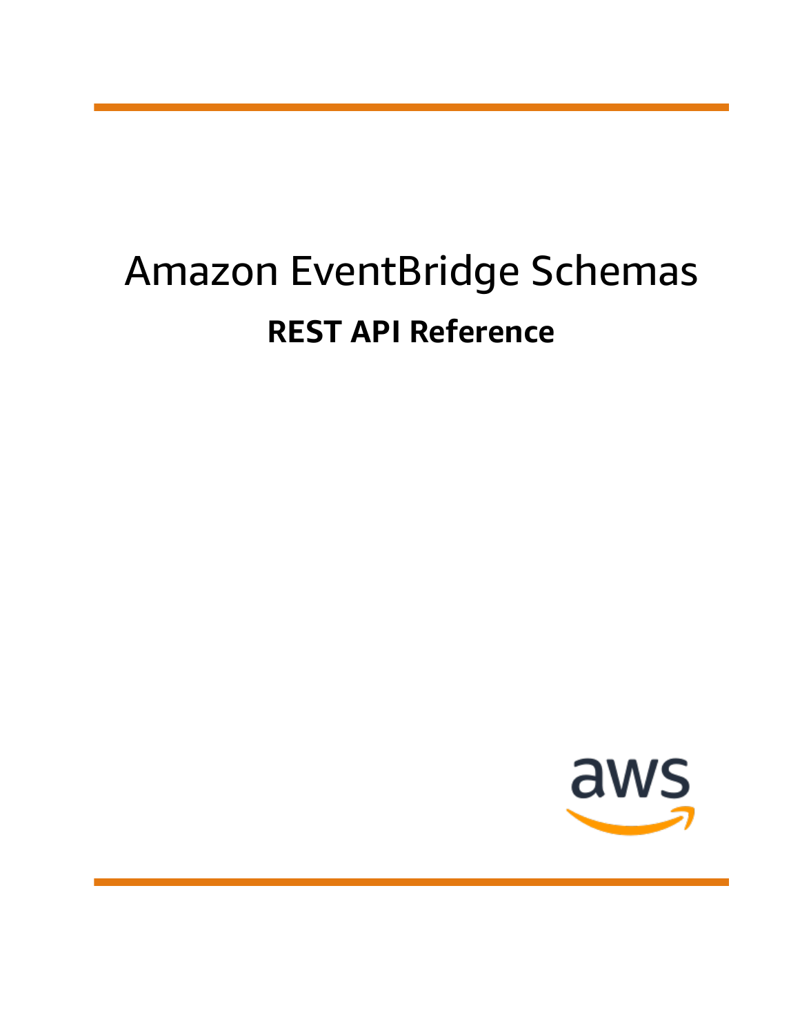# Amazon EventBridge Schemas

## REST API Reference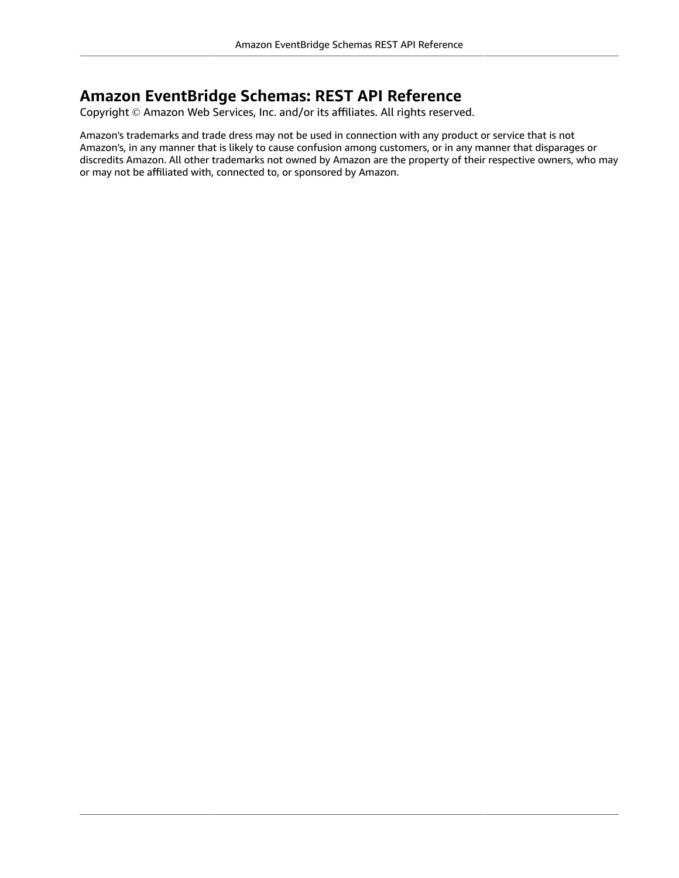# Amazon EventBridge Schemas: REST API Reference

Copyright © Amazon Web Services, Inc. and/or its affiliates. All rights reserved.

Amazon's trademarks and trade dress may not be used in connection with any product or service that is not Amazon's, in any manner that is likely to cause confusion among customers, or in any manner that disparages or discredits Amazon. All other trademarks not owned by Amazon are the property of their respective owners, who may or may not be affiliated with, connected to, or sponsored by Amazon.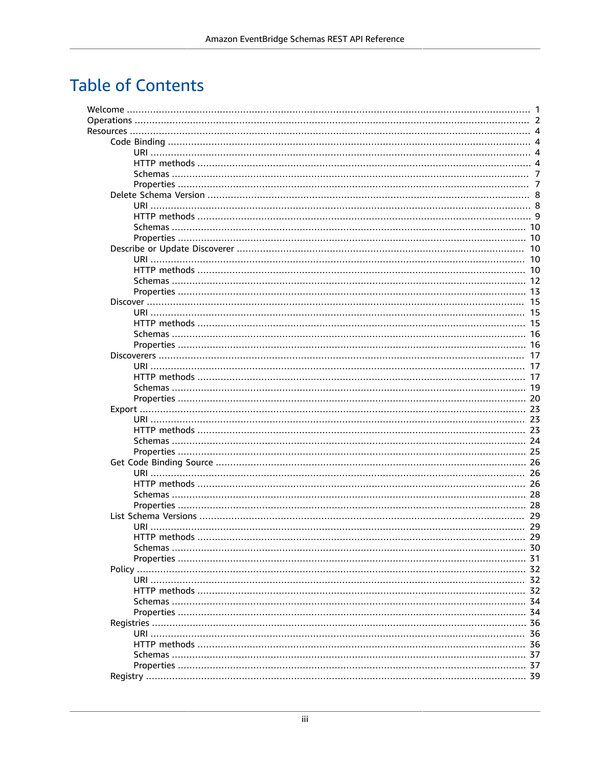# Table of Contents

- Welcome ..... 1
- Operations ..... 2
- Resources ..... 4
  - Code Binding ..... 4
    - URI ..... 4
    - HTTP methods ..... 4
    - Schemas ..... 7
    - Properties ..... 7
  - Delete Schema Version ..... 8
    - URI ..... 8
    - HTTP methods ..... 9
    - Schemas ..... 10
    - Properties ..... 10
  - Describe or Update Discoverer ..... 10
    - URI ..... 10
    - HTTP methods ..... 10
    - Schemas ..... 12
    - Properties ..... 13
  - Discover ..... 15
    - URI ..... 15
    - HTTP methods ..... 15
    - Schemas ..... 16
    - Properties ..... 16
  - Discoverers ..... 17
    - URI ..... 17
    - HTTP methods ..... 17
    - Schemas ..... 19
    - Properties ..... 20
  - Export ..... 23
    - URI ..... 23
    - HTTP methods ..... 23
    - Schemas ..... 24
    - Properties ..... 25
  - Get Code Binding Source ..... 26
    - URI ..... 26
    - HTTP methods ..... 26
    - Schemas ..... 28
    - Properties ..... 28
  - List Schema Versions ..... 29
    - URI ..... 29
    - HTTP methods ..... 29
    - Schemas ..... 30
    - Properties ..... 31
  - Policy ..... 32
    - URI ..... 32
    - HTTP methods ..... 32
    - Schemas ..... 34
    - Properties ..... 34
  - Registries ..... 36
    - URI ..... 36
    - HTTP methods ..... 36
    - Schemas ..... 37
    - Properties ..... 37
  - Registry ..... 39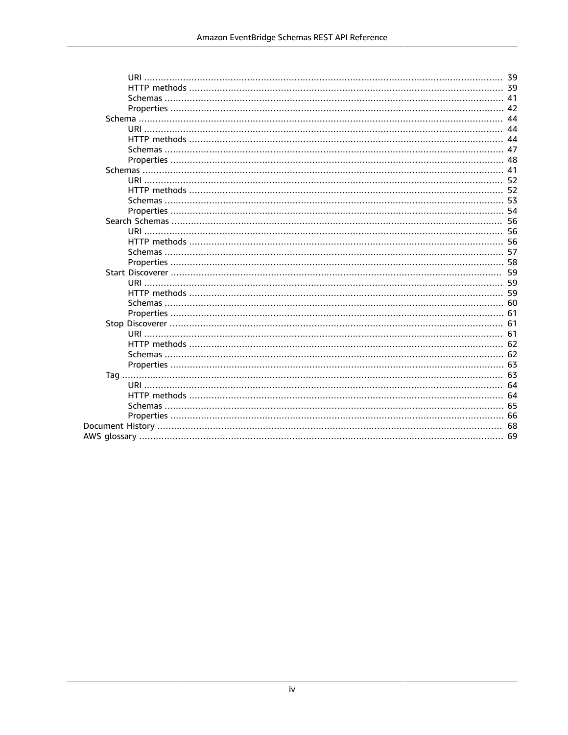- URI ..... 39
- HTTP methods ..... 39
- Schemas ..... 41
- Properties ..... 42
- Schema ..... 44
  - URI ..... 44
  - HTTP methods ..... 44
  - Schemas ..... 47
  - Properties ..... 48
- Schemas ..... 41
  - URI ..... 52
  - HTTP methods ..... 52
  - Schemas ..... 53
  - Properties ..... 54
- Search Schemas ..... 56
  - URI ..... 56
  - HTTP methods ..... 56
  - Schemas ..... 57
  - Properties ..... 58
- Start Discoverer ..... 59
  - URI ..... 59
  - HTTP methods ..... 59
  - Schemas ..... 60
  - Properties ..... 61
- Stop Discoverer ..... 61
  - URI ..... 61
  - HTTP methods ..... 62
  - Schemas ..... 62
  - Properties ..... 63
- Tag ..... 63
  - URI ..... 64
  - HTTP methods ..... 64
  - Schemas ..... 65
  - Properties ..... 66

Document History ..... 68

AWS glossary ..... 69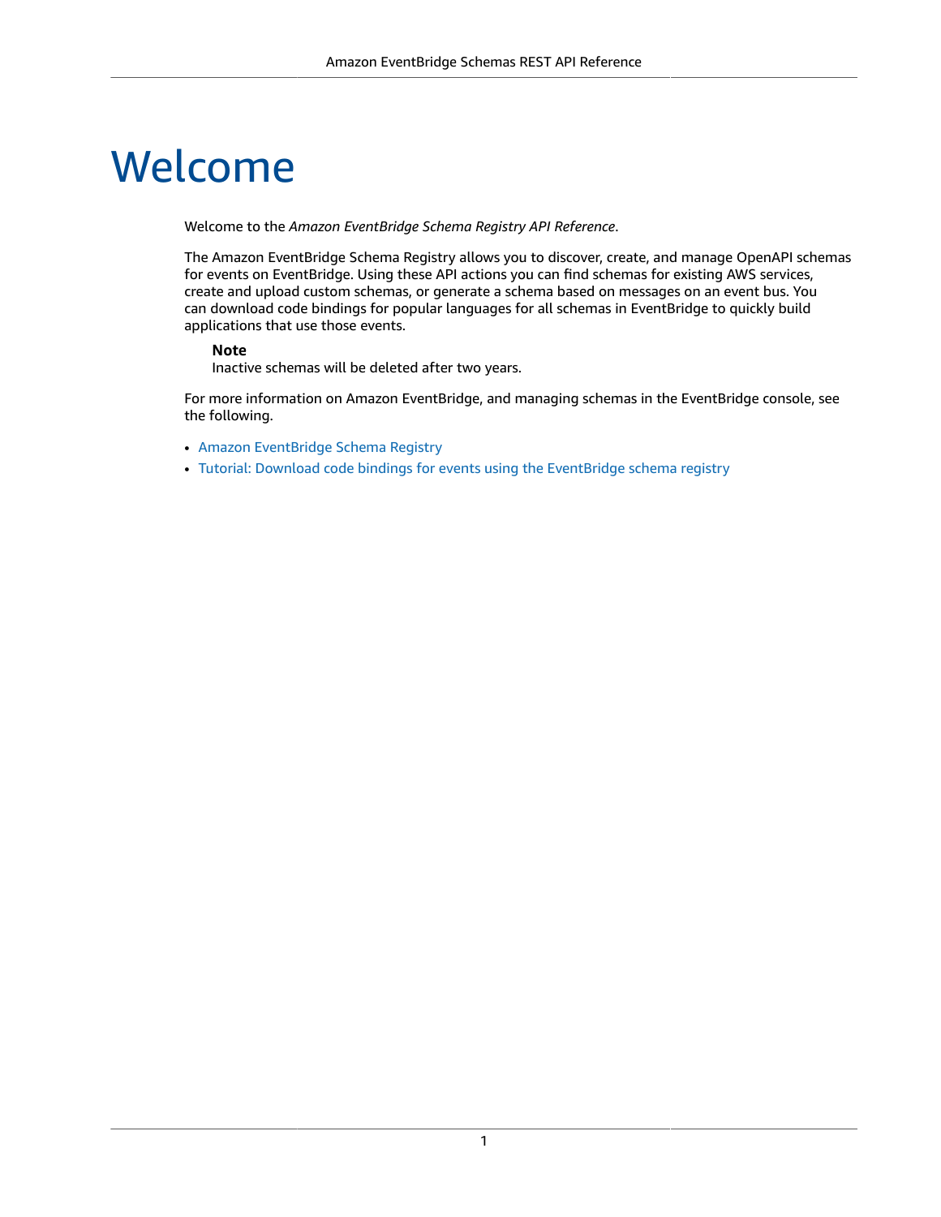# Welcome

Welcome to the *Amazon EventBridge Schema Registry API Reference*.

The Amazon EventBridge Schema Registry allows you to discover, create, and manage OpenAPI schemas for events on EventBridge. Using these API actions you can find schemas for existing AWS services, create and upload custom schemas, or generate a schema based on messages on an event bus. You can download code bindings for popular languages for all schemas in EventBridge to quickly build applications that use those events.

> **Note**
> Inactive schemas will be deleted after two years.

For more information on Amazon EventBridge, and managing schemas in the EventBridge console, see the following.

- Amazon EventBridge Schema Registry
- Tutorial: Download code bindings for events using the EventBridge schema registry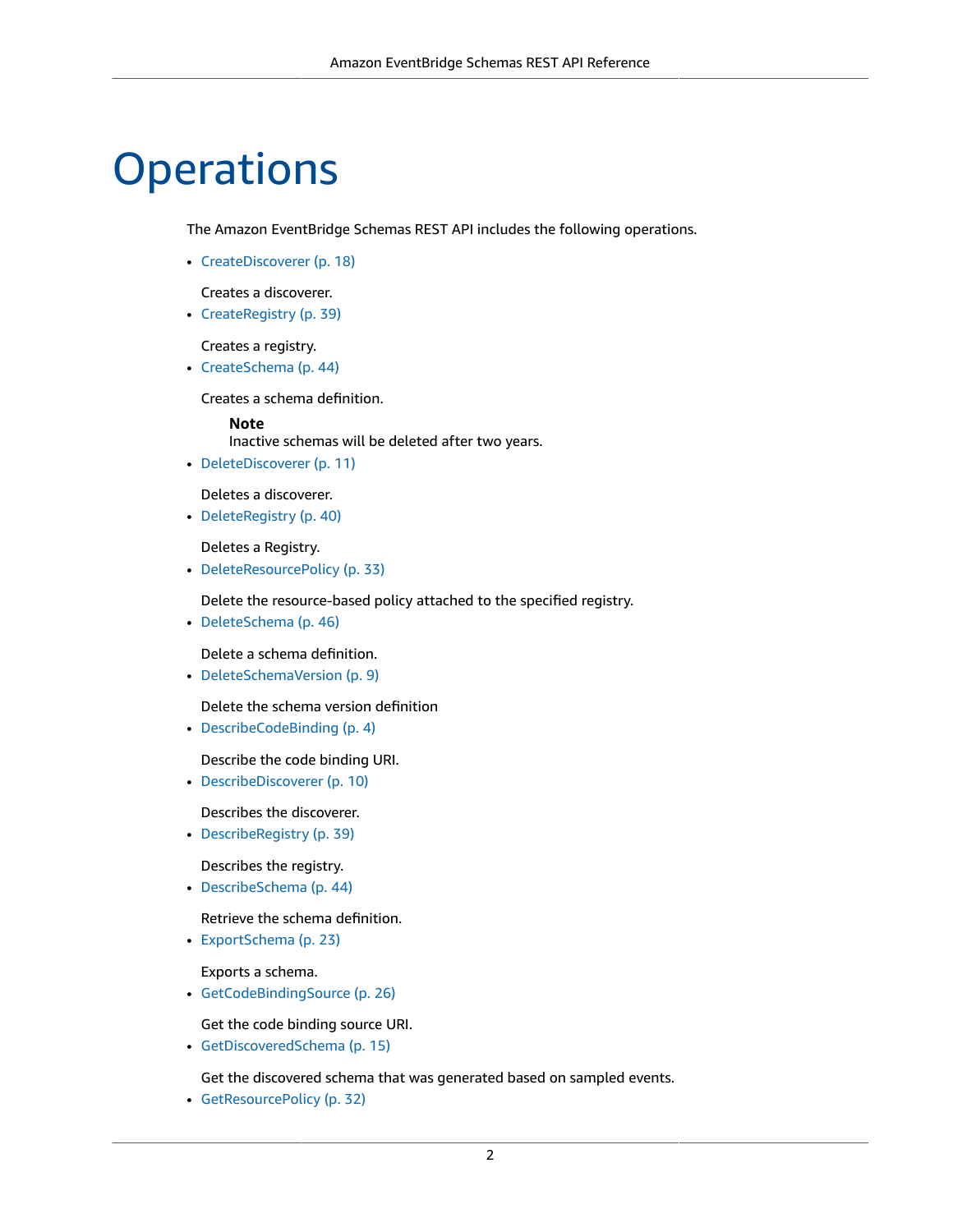# Operations

The Amazon EventBridge Schemas REST API includes the following operations.

- CreateDiscoverer (p. 18)

  Creates a discoverer.
- CreateRegistry (p. 39)

  Creates a registry.
- CreateSchema (p. 44)

  Creates a schema definition.

  **Note**
  Inactive schemas will be deleted after two years.
- DeleteDiscoverer (p. 11)

  Deletes a discoverer.
- DeleteRegistry (p. 40)

  Deletes a Registry.
- DeleteResourcePolicy (p. 33)

  Delete the resource-based policy attached to the specified registry.
- DeleteSchema (p. 46)

  Delete a schema definition.
- DeleteSchemaVersion (p. 9)

  Delete the schema version definition
- DescribeCodeBinding (p. 4)

  Describe the code binding URI.
- DescribeDiscoverer (p. 10)

  Describes the discoverer.
- DescribeRegistry (p. 39)

  Describes the registry.
- DescribeSchema (p. 44)

  Retrieve the schema definition.
- ExportSchema (p. 23)

  Exports a schema.
- GetCodeBindingSource (p. 26)

  Get the code binding source URI.
- GetDiscoveredSchema (p. 15)

  Get the discovered schema that was generated based on sampled events.
- GetResourcePolicy (p. 32)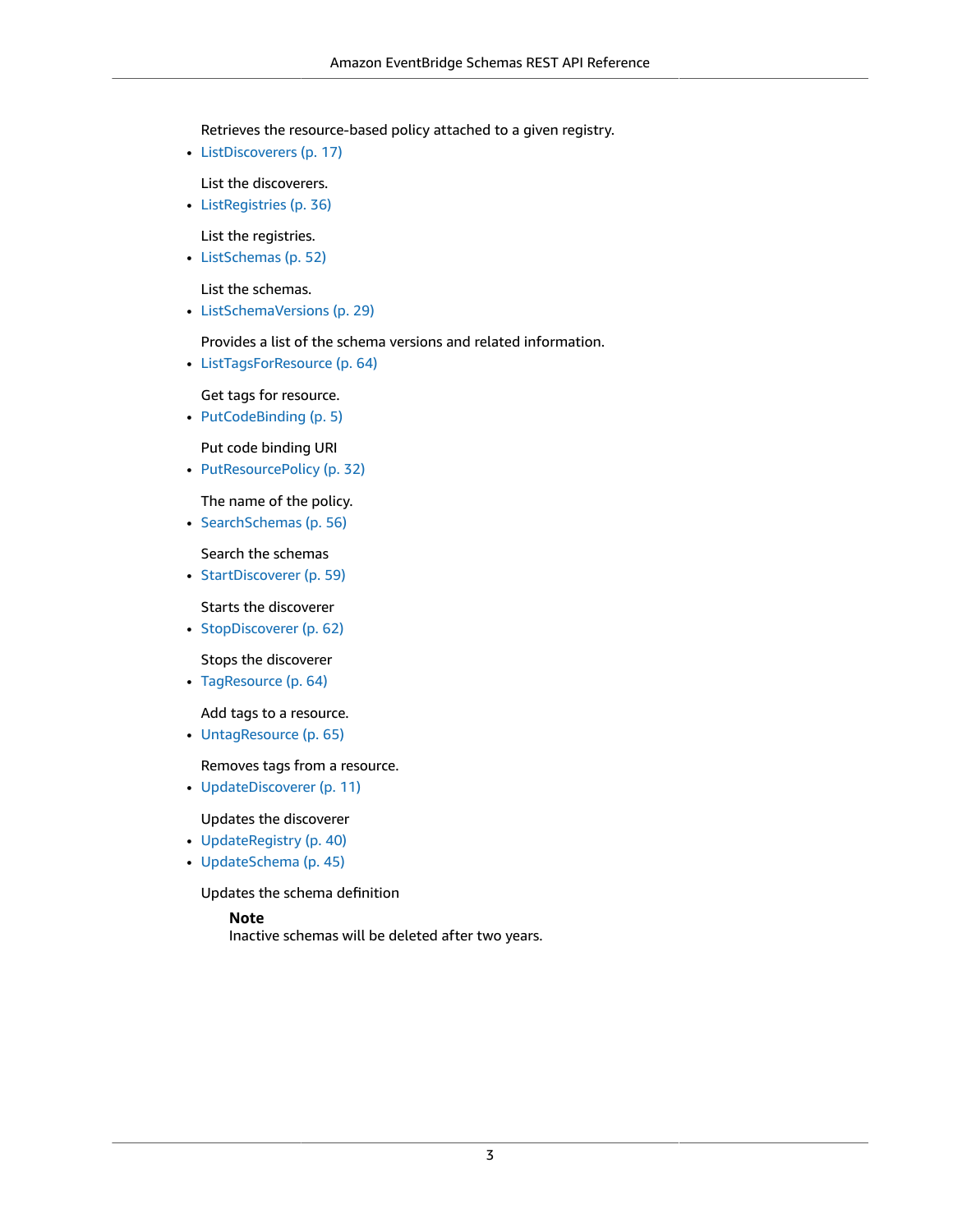Retrieves the resource-based policy attached to a given registry.

- ListDiscoverers (p. 17)

  List the discoverers.
- ListRegistries (p. 36)

  List the registries.
- ListSchemas (p. 52)

  List the schemas.
- ListSchemaVersions (p. 29)

  Provides a list of the schema versions and related information.
- ListTagsForResource (p. 64)

  Get tags for resource.
- PutCodeBinding (p. 5)

  Put code binding URI
- PutResourcePolicy (p. 32)

  The name of the policy.
- SearchSchemas (p. 56)

  Search the schemas
- StartDiscoverer (p. 59)

  Starts the discoverer
- StopDiscoverer (p. 62)

  Stops the discoverer
- TagResource (p. 64)

  Add tags to a resource.
- UntagResource (p. 65)

  Removes tags from a resource.
- UpdateDiscoverer (p. 11)

  Updates the discoverer
- UpdateRegistry (p. 40)
- UpdateSchema (p. 45)

  Updates the schema definition

  > **Note**
  > Inactive schemas will be deleted after two years.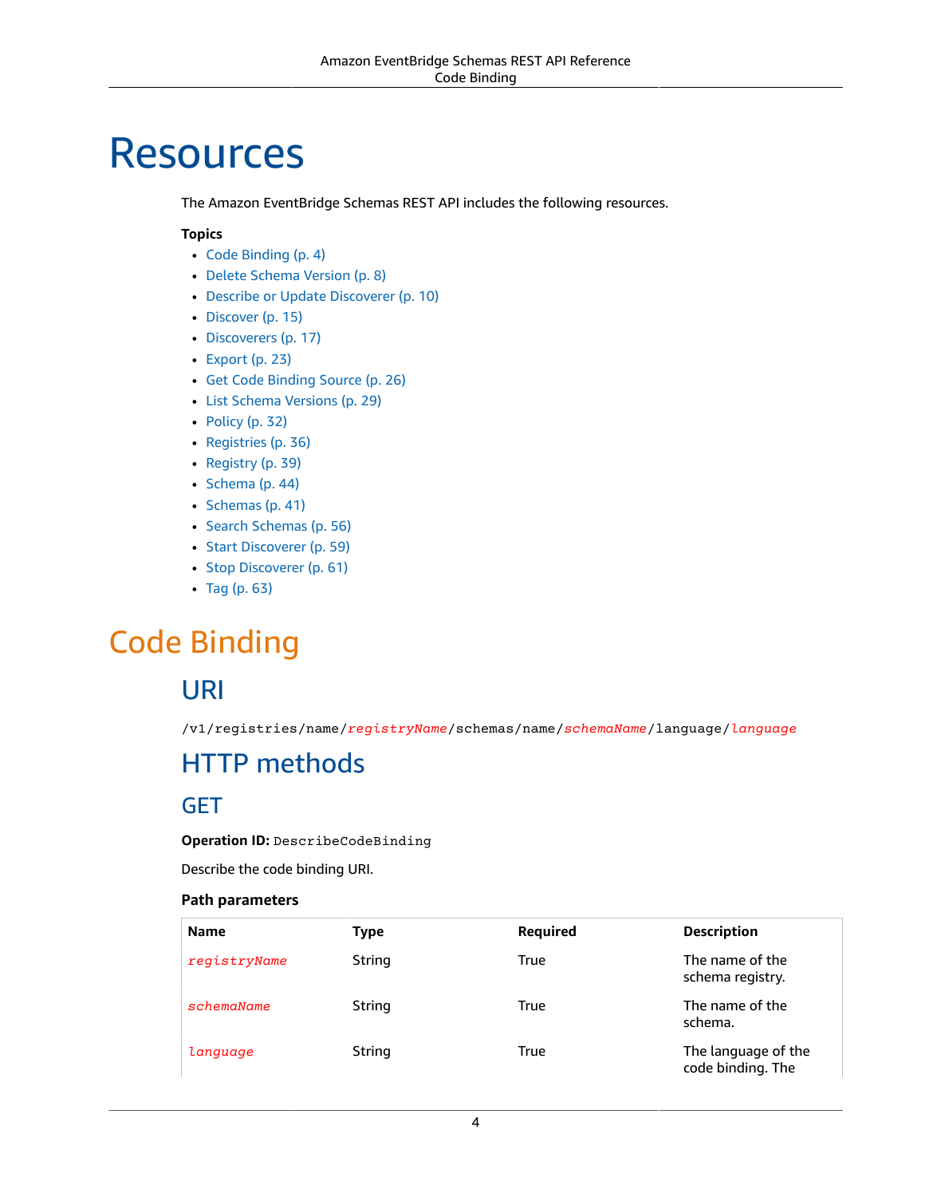# Resources

The Amazon EventBridge Schemas REST API includes the following resources.

**Topics**

- Code Binding (p. 4)
- Delete Schema Version (p. 8)
- Describe or Update Discoverer (p. 10)
- Discover (p. 15)
- Discoverers (p. 17)
- Export (p. 23)
- Get Code Binding Source (p. 26)
- List Schema Versions (p. 29)
- Policy (p. 32)
- Registries (p. 36)
- Registry (p. 39)
- Schema (p. 44)
- Schemas (p. 41)
- Search Schemas (p. 56)
- Start Discoverer (p. 59)
- Stop Discoverer (p. 61)
- Tag (p. 63)

## Code Binding

### URI

`/v1/registries/name/registryName/schemas/name/schemaName/language/language`

### HTTP methods

### GET

**Operation ID:** `DescribeCodeBinding`

Describe the code binding URI.

**Path parameters**

| Name | Type | Required | Description |
| --- | --- | --- | --- |
| *registryName* | String | True | The name of the schema registry. |
| *schemaName* | String | True | The name of the schema. |
| *language* | String | True | The language of the code binding. The |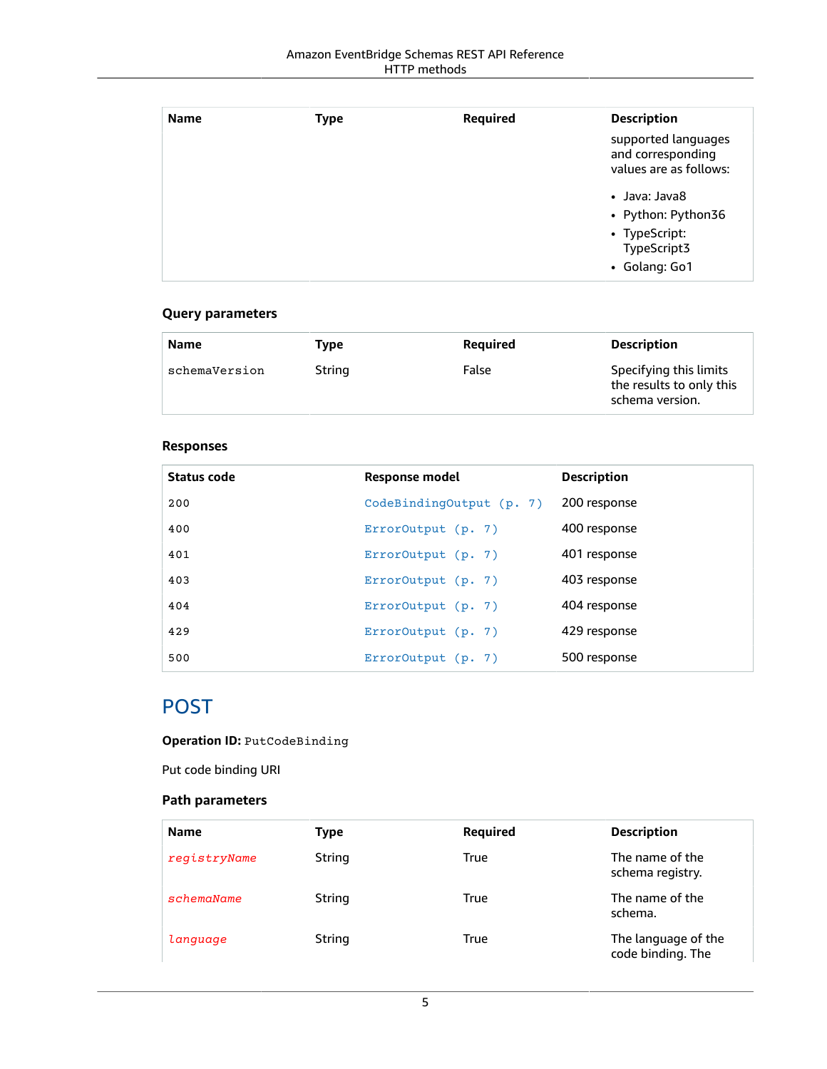| Name | Type | Required | Description |
| --- | --- | --- | --- |
| | | | supported languages and corresponding values are as follows:<br><br>• Java: Java8<br>• Python: Python36<br>• TypeScript: TypeScript3<br>• Golang: Go1 |

### Query parameters

| Name | Type | Required | Description |
| --- | --- | --- | --- |
| `schemaVersion` | String | False | Specifying this limits the results to only this schema version. |

### Responses

| Status code | Response model | Description |
| --- | --- | --- |
| 200 | CodeBindingOutput (p. 7) | 200 response |
| 400 | ErrorOutput (p. 7) | 400 response |
| 401 | ErrorOutput (p. 7) | 401 response |
| 403 | ErrorOutput (p. 7) | 403 response |
| 404 | ErrorOutput (p. 7) | 404 response |
| 429 | ErrorOutput (p. 7) | 429 response |
| 500 | ErrorOutput (p. 7) | 500 response |

## POST

**Operation ID:** `PutCodeBinding`

Put code binding URI

### Path parameters

| Name | Type | Required | Description |
| --- | --- | --- | --- |
| *registryName* | String | True | The name of the schema registry. |
| *schemaName* | String | True | The name of the schema. |
| *language* | String | True | The language of the code binding. The |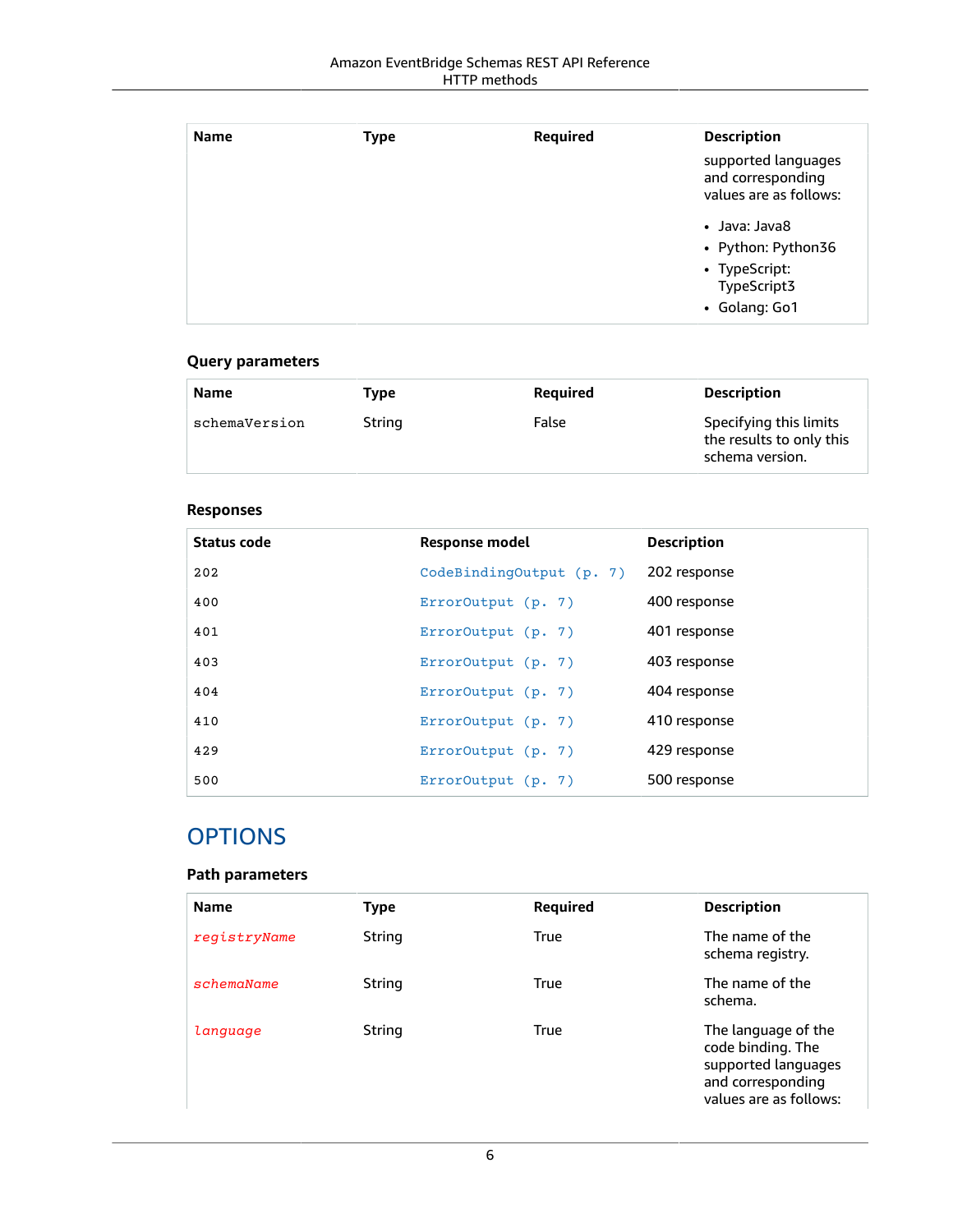| Name | Type | Required | Description |
| --- | --- | --- | --- |
| | | | supported languages and corresponding values are as follows:<br><br>• Java: Java8<br>• Python: Python36<br>• TypeScript: TypeScript3<br>• Golang: Go1 |

### Query parameters

| Name | Type | Required | Description |
| --- | --- | --- | --- |
| schemaVersion | String | False | Specifying this limits the results to only this schema version. |

### Responses

| Status code | Response model | Description |
| --- | --- | --- |
| 202 | CodeBindingOutput (p. 7) | 202 response |
| 400 | ErrorOutput (p. 7) | 400 response |
| 401 | ErrorOutput (p. 7) | 401 response |
| 403 | ErrorOutput (p. 7) | 403 response |
| 404 | ErrorOutput (p. 7) | 404 response |
| 410 | ErrorOutput (p. 7) | 410 response |
| 429 | ErrorOutput (p. 7) | 429 response |
| 500 | ErrorOutput (p. 7) | 500 response |

## OPTIONS

### Path parameters

| Name | Type | Required | Description |
| --- | --- | --- | --- |
| registryName | String | True | The name of the schema registry. |
| schemaName | String | True | The name of the schema. |
| language | String | True | The language of the code binding. The supported languages and corresponding values are as follows: |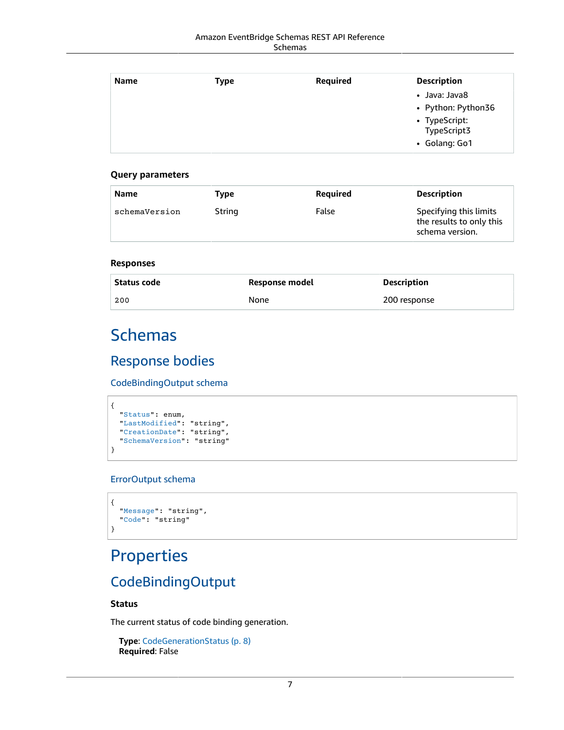| Name | Type | Required | Description |
| --- | --- | --- | --- |
| | | | • Java: Java8<br>• Python: Python36<br>• TypeScript: TypeScript3<br>• Golang: Go1 |

### Query parameters

| Name | Type | Required | Description |
| --- | --- | --- | --- |
| schemaVersion | String | False | Specifying this limits the results to only this schema version. |

### Responses

| Status code | Response model | Description |
| --- | --- | --- |
| 200 | None | 200 response |

# Schemas

## Response bodies

### CodeBindingOutput schema

```
{
  "Status": enum,
  "LastModified": "string",
  "CreationDate": "string",
  "SchemaVersion": "string"
}
```

### ErrorOutput schema

```
{
  "Message": "string",
  "Code": "string"
}
```

# Properties

## CodeBindingOutput

### Status

The current status of code binding generation.

**Type**: CodeGenerationStatus (p. 8)
**Required**: False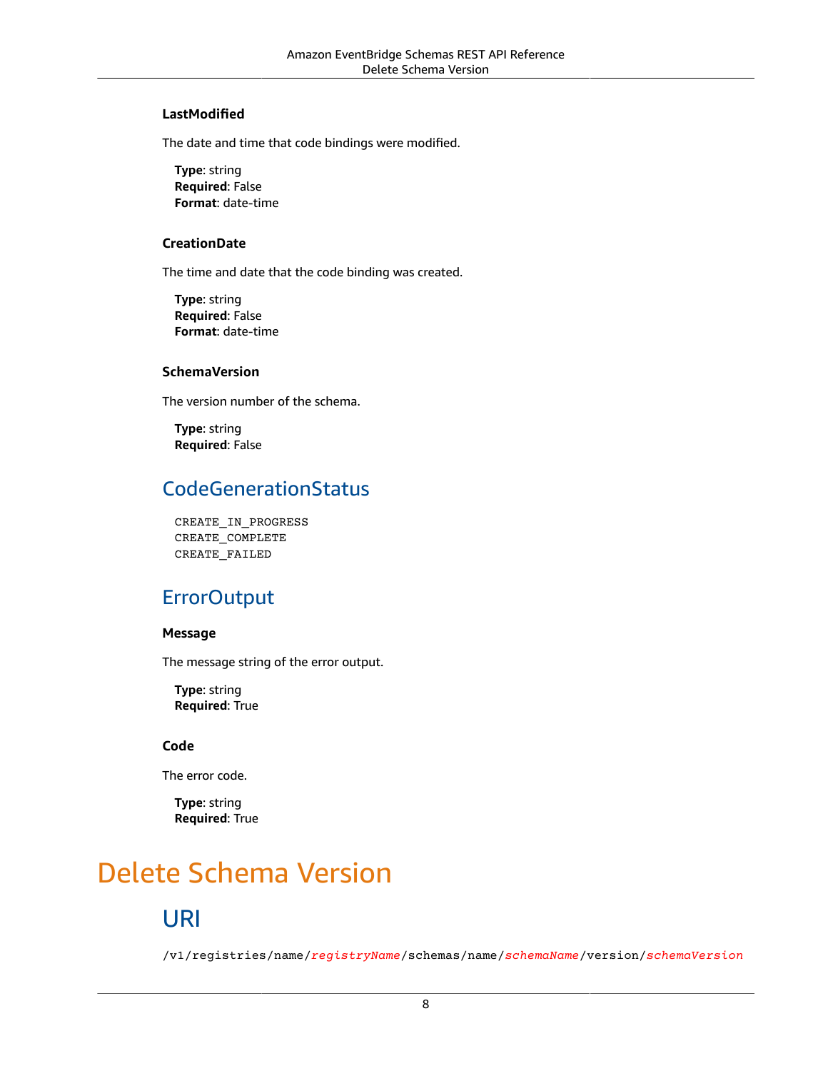#### LastModified

The date and time that code bindings were modified.

**Type**: string
**Required**: False
**Format**: date-time

#### CreationDate

The time and date that the code binding was created.

**Type**: string
**Required**: False
**Format**: date-time

#### SchemaVersion

The version number of the schema.

**Type**: string
**Required**: False

### CodeGenerationStatus

```
CREATE_IN_PROGRESS
CREATE_COMPLETE
CREATE_FAILED
```

### ErrorOutput

#### Message

The message string of the error output.

**Type**: string
**Required**: True

#### Code

The error code.

**Type**: string
**Required**: True

# Delete Schema Version

## URI

`/v1/registries/name/registryName/schemas/name/schemaName/version/schemaVersion`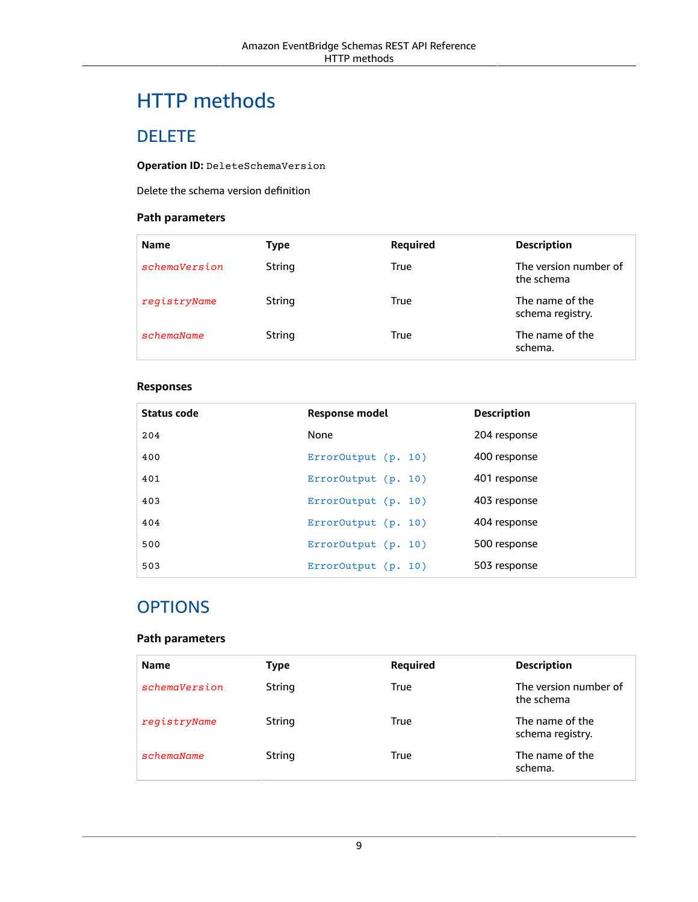# HTTP methods

## DELETE

**Operation ID:** `DeleteSchemaVersion`

Delete the schema version definition

### Path parameters

| Name | Type | Required | Description |
| --- | --- | --- | --- |
| *schemaVersion* | String | True | The version number of the schema |
| *registryName* | String | True | The name of the schema registry. |
| *schemaName* | String | True | The name of the schema. |

### Responses

| Status code | Response model | Description |
| --- | --- | --- |
| 204 | None | 204 response |
| 400 | ErrorOutput (p. 10) | 400 response |
| 401 | ErrorOutput (p. 10) | 401 response |
| 403 | ErrorOutput (p. 10) | 403 response |
| 404 | ErrorOutput (p. 10) | 404 response |
| 500 | ErrorOutput (p. 10) | 500 response |
| 503 | ErrorOutput (p. 10) | 503 response |

## OPTIONS

### Path parameters

| Name | Type | Required | Description |
| --- | --- | --- | --- |
| *schemaVersion* | String | True | The version number of the schema |
| *registryName* | String | True | The name of the schema registry. |
| *schemaName* | String | True | The name of the schema. |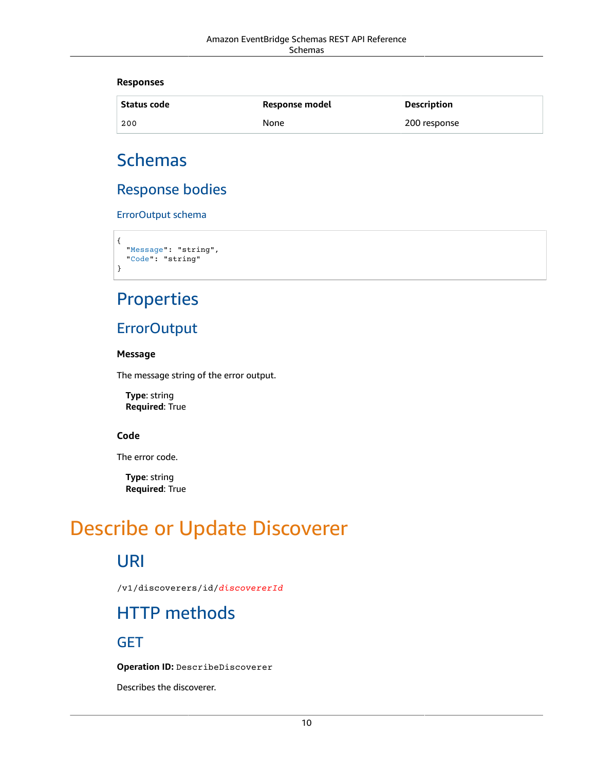#### Responses

| Status code | Response model | Description |
| --- | --- | --- |
| 200 | None | 200 response |

## Schemas

### Response bodies

#### ErrorOutput schema

```
{
  "Message": "string",
  "Code": "string"
}
```

## Properties

### ErrorOutput

#### Message

The message string of the error output.

**Type**: string
**Required**: True

#### Code

The error code.

**Type**: string
**Required**: True

# Describe or Update Discoverer

## URI

`/v1/discoverers/id/discovererId`

## HTTP methods

### GET

**Operation ID:** `DescribeDiscoverer`

Describes the discoverer.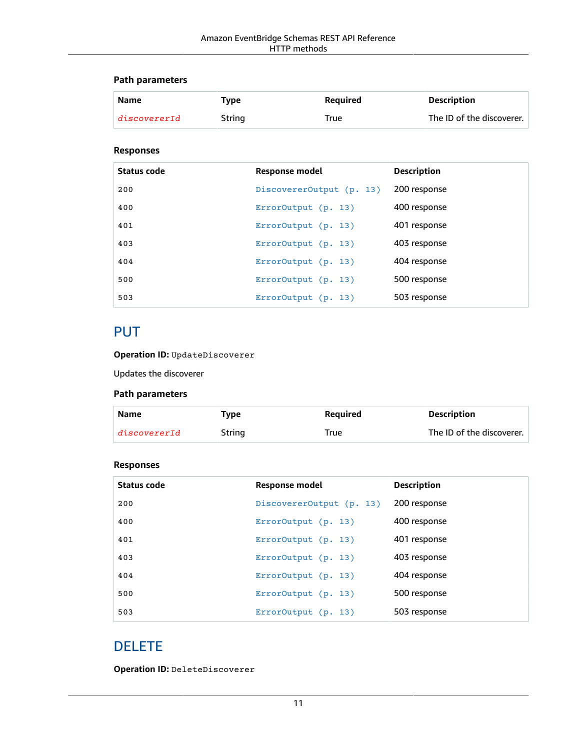### Path parameters

| Name | Type | Required | Description |
| --- | --- | --- | --- |
| discovererId | String | True | The ID of the discoverer. |

### Responses

| Status code | Response model | Description |
| --- | --- | --- |
| 200 | DiscovererOutput (p. 13) | 200 response |
| 400 | ErrorOutput (p. 13) | 400 response |
| 401 | ErrorOutput (p. 13) | 401 response |
| 403 | ErrorOutput (p. 13) | 403 response |
| 404 | ErrorOutput (p. 13) | 404 response |
| 500 | ErrorOutput (p. 13) | 500 response |
| 503 | ErrorOutput (p. 13) | 503 response |

## PUT

**Operation ID:** `UpdateDiscoverer`

Updates the discoverer

### Path parameters

| Name | Type | Required | Description |
| --- | --- | --- | --- |
| discovererId | String | True | The ID of the discoverer. |

### Responses

| Status code | Response model | Description |
| --- | --- | --- |
| 200 | DiscovererOutput (p. 13) | 200 response |
| 400 | ErrorOutput (p. 13) | 400 response |
| 401 | ErrorOutput (p. 13) | 401 response |
| 403 | ErrorOutput (p. 13) | 403 response |
| 404 | ErrorOutput (p. 13) | 404 response |
| 500 | ErrorOutput (p. 13) | 500 response |
| 503 | ErrorOutput (p. 13) | 503 response |

## DELETE

**Operation ID:** `DeleteDiscoverer`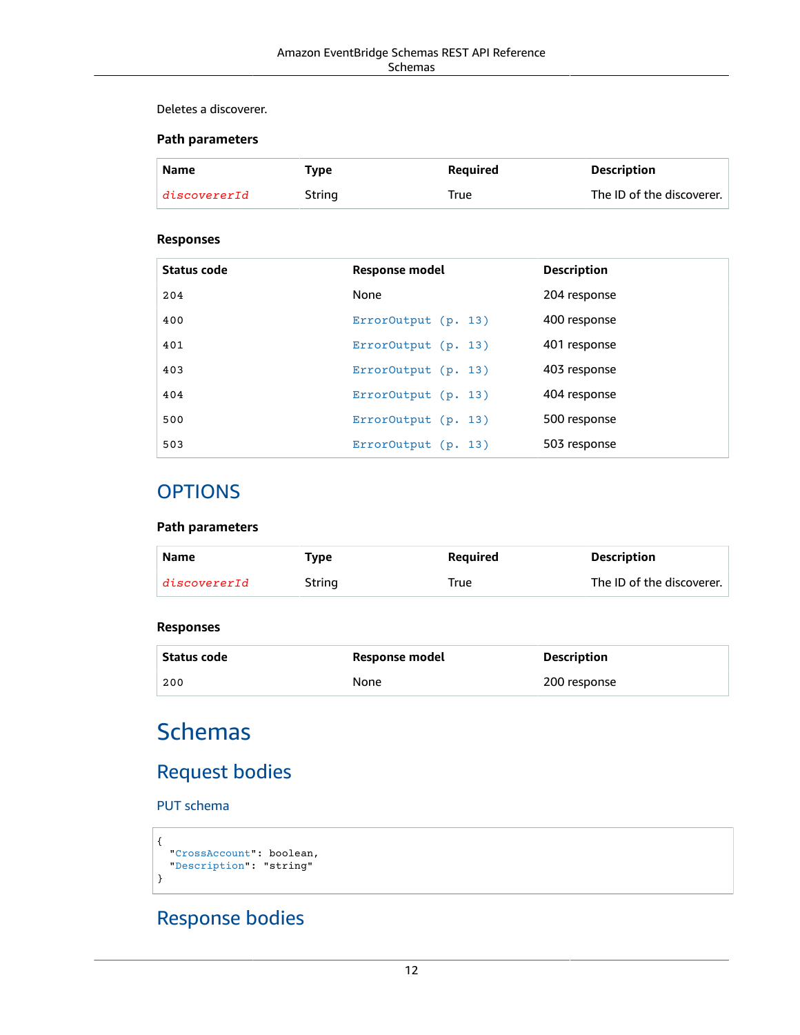Deletes a discoverer.

### Path parameters

| Name | Type | Required | Description |
| --- | --- | --- | --- |
| discovererId | String | True | The ID of the discoverer. |

### Responses

| Status code | Response model | Description |
| --- | --- | --- |
| 204 | None | 204 response |
| 400 | ErrorOutput (p. 13) | 400 response |
| 401 | ErrorOutput (p. 13) | 401 response |
| 403 | ErrorOutput (p. 13) | 403 response |
| 404 | ErrorOutput (p. 13) | 404 response |
| 500 | ErrorOutput (p. 13) | 500 response |
| 503 | ErrorOutput (p. 13) | 503 response |

## OPTIONS

### Path parameters

| Name | Type | Required | Description |
| --- | --- | --- | --- |
| discovererId | String | True | The ID of the discoverer. |

### Responses

| Status code | Response model | Description |
| --- | --- | --- |
| 200 | None | 200 response |

# Schemas

## Request bodies

### PUT schema

```
{
  "CrossAccount": boolean,
  "Description": "string"
}
```

## Response bodies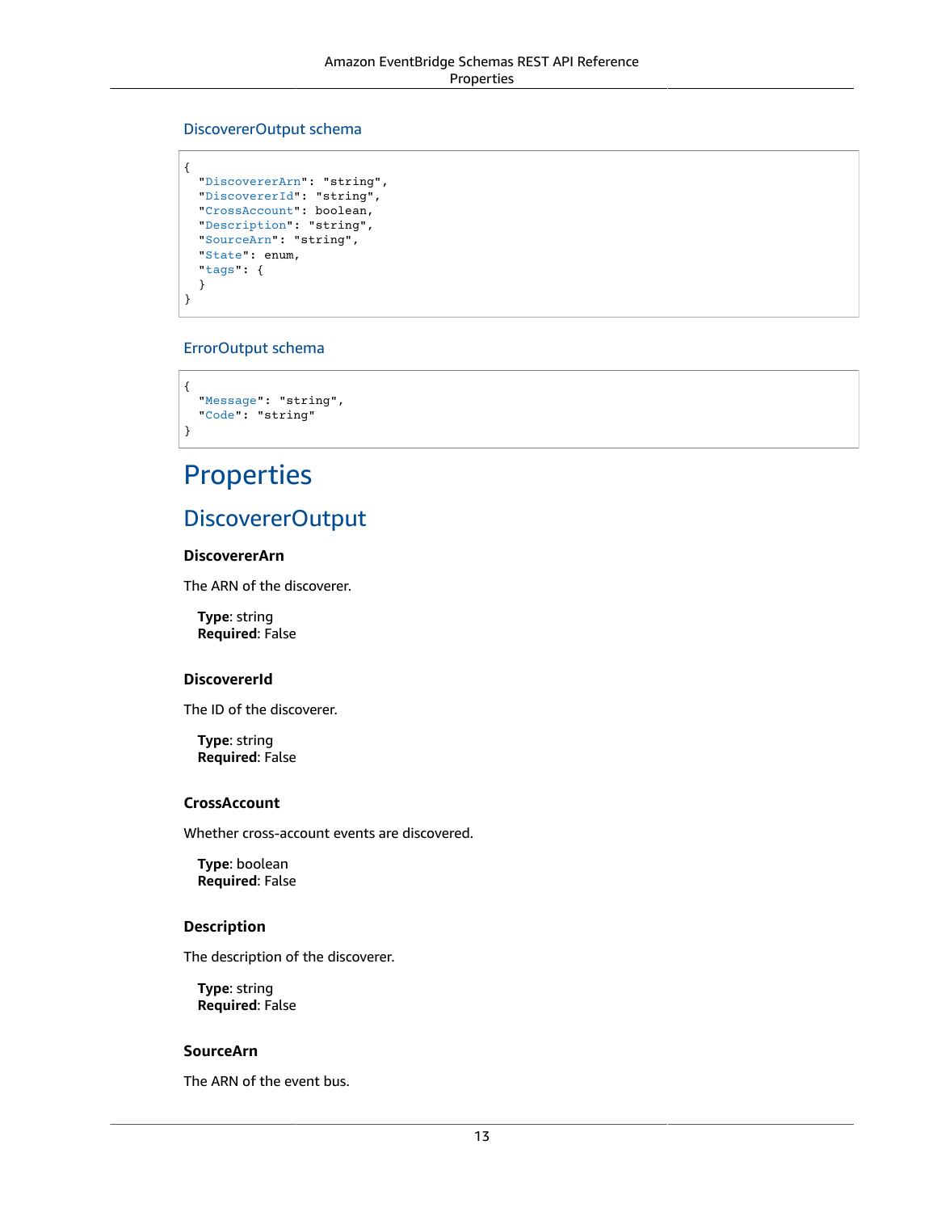### DiscovererOutput schema

```
{
  "DiscovererArn": "string",
  "DiscovererId": "string",
  "CrossAccount": boolean,
  "Description": "string",
  "SourceArn": "string",
  "State": enum,
  "tags": {
  }
}
```

### ErrorOutput schema

```
{
  "Message": "string",
  "Code": "string"
}
```

# Properties

## DiscovererOutput

#### DiscovererArn

The ARN of the discoverer.

**Type**: string
**Required**: False

#### DiscovererId

The ID of the discoverer.

**Type**: string
**Required**: False

#### CrossAccount

Whether cross-account events are discovered.

**Type**: boolean
**Required**: False

#### Description

The description of the discoverer.

**Type**: string
**Required**: False

#### SourceArn

The ARN of the event bus.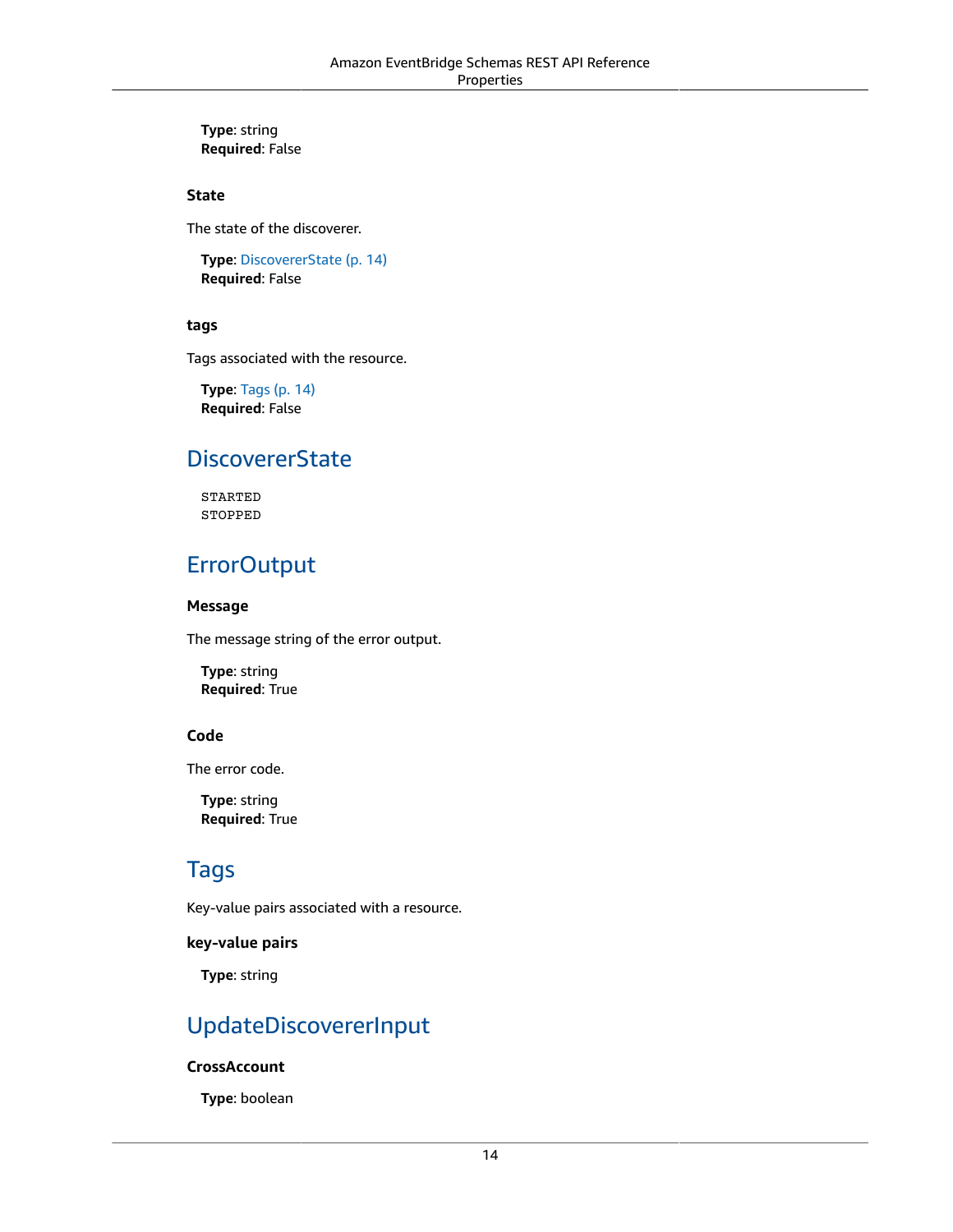**Type**: string
**Required**: False

### State

The state of the discoverer.

**Type**: DiscovererState (p. 14)
**Required**: False

### tags

Tags associated with the resource.

**Type**: Tags (p. 14)
**Required**: False

## DiscovererState

```
STARTED
STOPPED
```

## ErrorOutput

### Message

The message string of the error output.

**Type**: string
**Required**: True

### Code

The error code.

**Type**: string
**Required**: True

## Tags

Key-value pairs associated with a resource.

### key-value pairs

**Type**: string

## UpdateDiscovererInput

### CrossAccount

**Type**: boolean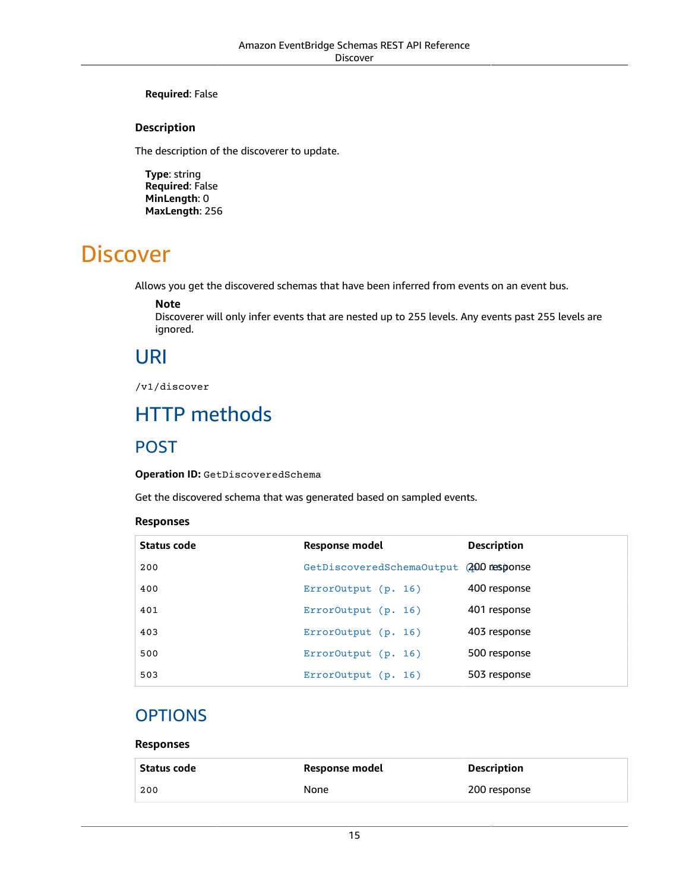**Required**: False

#### Description

The description of the discoverer to update.

**Type**: string
**Required**: False
**MinLength**: 0
**MaxLength**: 256

# Discover

Allows you get the discovered schemas that have been inferred from events on an event bus.

> **Note**
> Discoverer will only infer events that are nested up to 255 levels. Any events past 255 levels are ignored.

## URI

`/v1/discover`

## HTTP methods

### POST

**Operation ID:** `GetDiscoveredSchema`

Get the discovered schema that was generated based on sampled events.

#### Responses

| Status code | Response model | Description |
| --- | --- | --- |
| 200 | GetDiscoveredSchemaOutput (p. 16) | 200 response |
| 400 | ErrorOutput (p. 16) | 400 response |
| 401 | ErrorOutput (p. 16) | 401 response |
| 403 | ErrorOutput (p. 16) | 403 response |
| 500 | ErrorOutput (p. 16) | 500 response |
| 503 | ErrorOutput (p. 16) | 503 response |

### OPTIONS

#### Responses

| Status code | Response model | Description |
| --- | --- | --- |
| 200 | None | 200 response |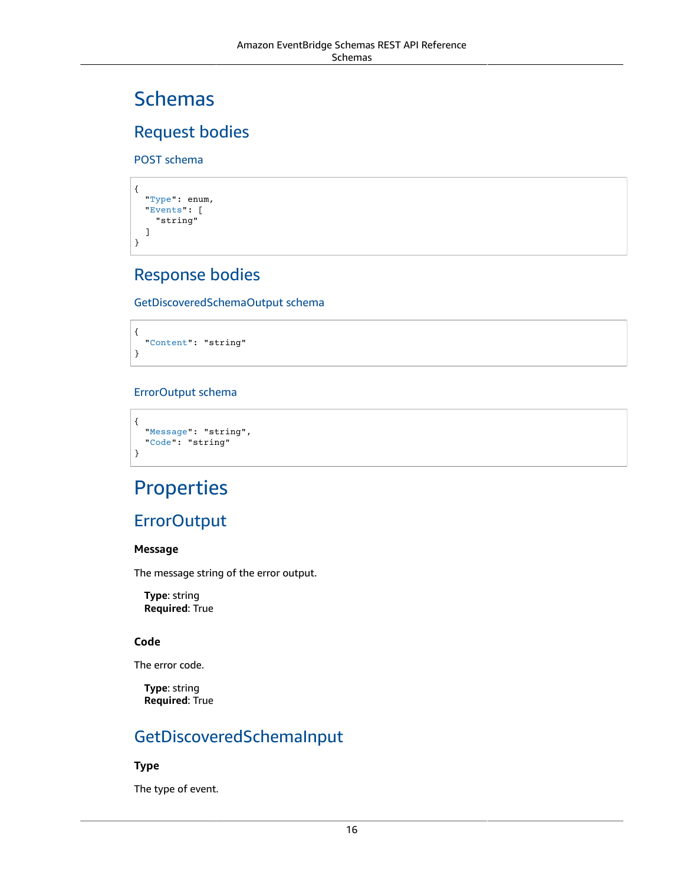# Schemas

## Request bodies

### POST schema

```
{
  "Type": enum,
  "Events": [
    "string"
  ]
}
```

## Response bodies

### GetDiscoveredSchemaOutput schema

```
{
  "Content": "string"
}
```

### ErrorOutput schema

```
{
  "Message": "string",
  "Code": "string"
}
```

# Properties

## ErrorOutput

### Message

The message string of the error output.

**Type**: string
**Required**: True

### Code

The error code.

**Type**: string
**Required**: True

## GetDiscoveredSchemaInput

### Type

The type of event.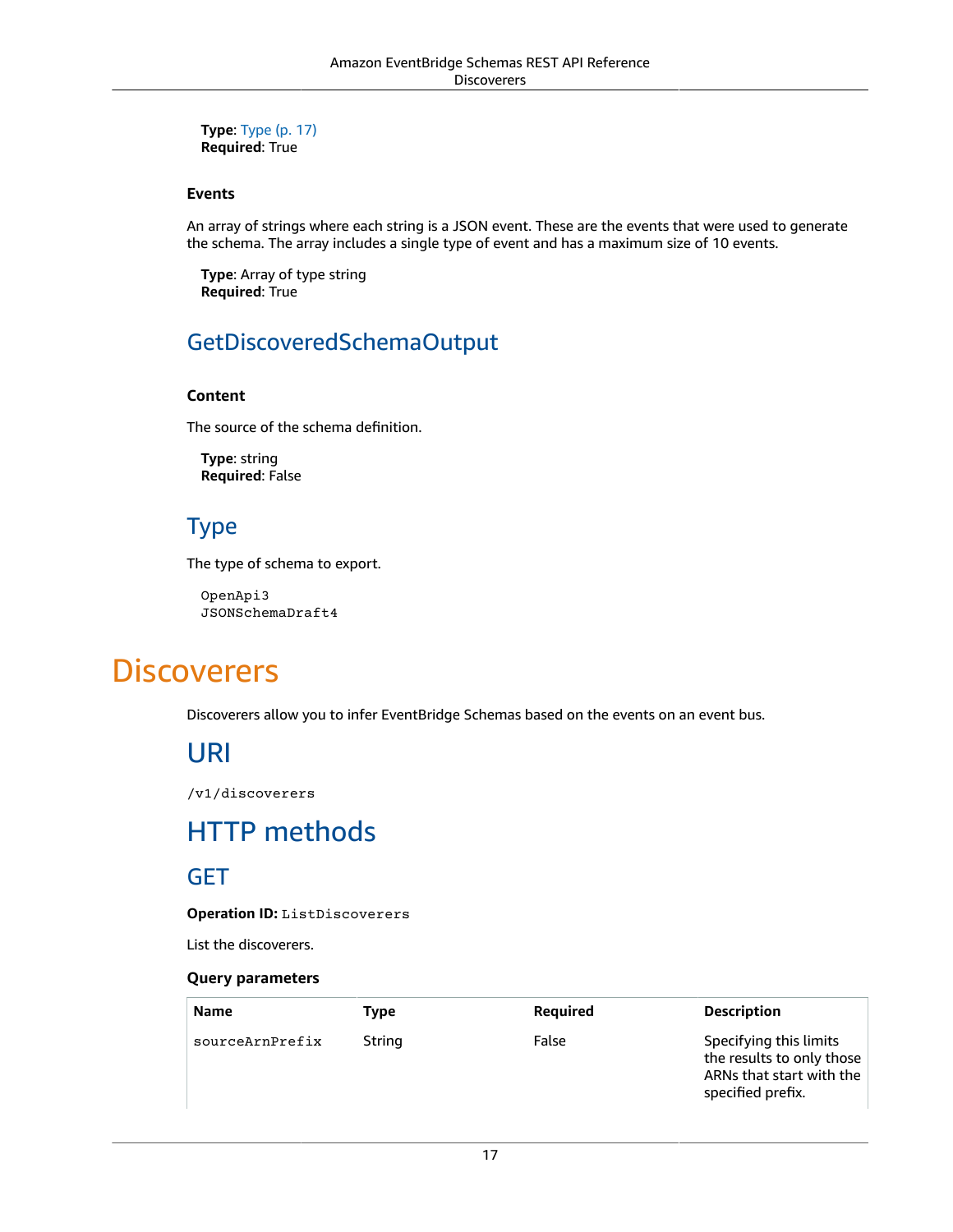**Type**: Type (p. 17)
**Required**: True

### Events

An array of strings where each string is a JSON event. These are the events that were used to generate the schema. The array includes a single type of event and has a maximum size of 10 events.

**Type**: Array of type string
**Required**: True

## GetDiscoveredSchemaOutput

### Content

The source of the schema definition.

**Type**: string
**Required**: False

## Type

The type of schema to export.

```
OpenApi3
JSONSchemaDraft4
```

# Discoverers

Discoverers allow you to infer EventBridge Schemas based on the events on an event bus.

## URI

```
/v1/discoverers
```

## HTTP methods

## GET

**Operation ID:** `ListDiscoverers`

List the discoverers.

### Query parameters

| Name | Type | Required | Description |
| --- | --- | --- | --- |
| `sourceArnPrefix` | String | False | Specifying this limits the results to only those ARNs that start with the specified prefix. |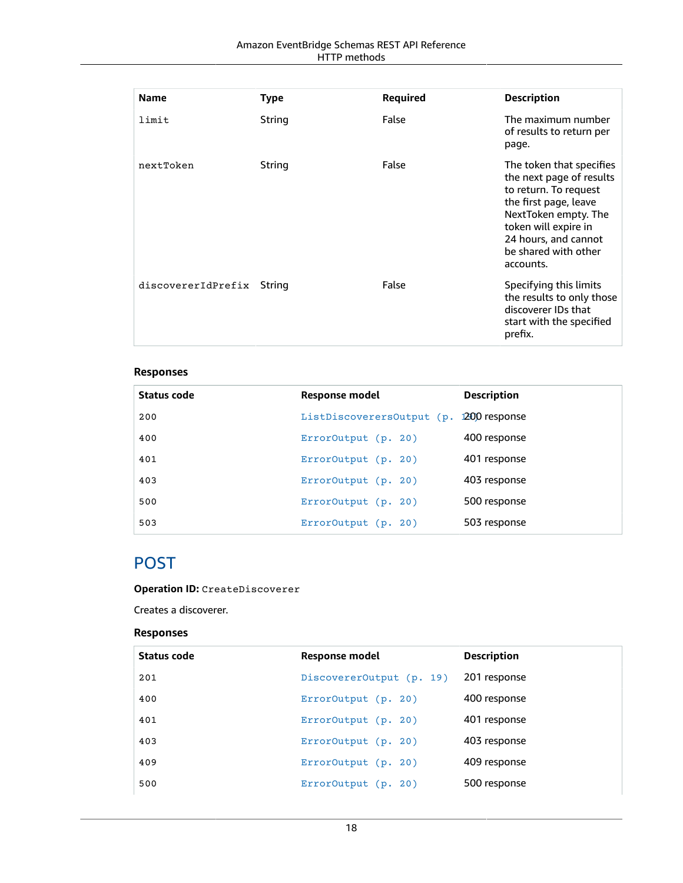| Name | Type | Required | Description |
| --- | --- | --- | --- |
| limit | String | False | The maximum number of results to return per page. |
| nextToken | String | False | The token that specifies the next page of results to return. To request the first page, leave NextToken empty. The token will expire in 24 hours, and cannot be shared with other accounts. |
| discovererIdPrefix | String | False | Specifying this limits the results to only those discoverer IDs that start with the specified prefix. |

### Responses

| Status code | Response model | Description |
| --- | --- | --- |
| 200 | ListDiscoverersOutput (p. 19) | 200 response |
| 400 | ErrorOutput (p. 20) | 400 response |
| 401 | ErrorOutput (p. 20) | 401 response |
| 403 | ErrorOutput (p. 20) | 403 response |
| 500 | ErrorOutput (p. 20) | 500 response |
| 503 | ErrorOutput (p. 20) | 503 response |

## POST

**Operation ID:** CreateDiscoverer

Creates a discoverer.

### Responses

| Status code | Response model | Description |
| --- | --- | --- |
| 201 | DiscovererOutput (p. 19) | 201 response |
| 400 | ErrorOutput (p. 20) | 400 response |
| 401 | ErrorOutput (p. 20) | 401 response |
| 403 | ErrorOutput (p. 20) | 403 response |
| 409 | ErrorOutput (p. 20) | 409 response |
| 500 | ErrorOutput (p. 20) | 500 response |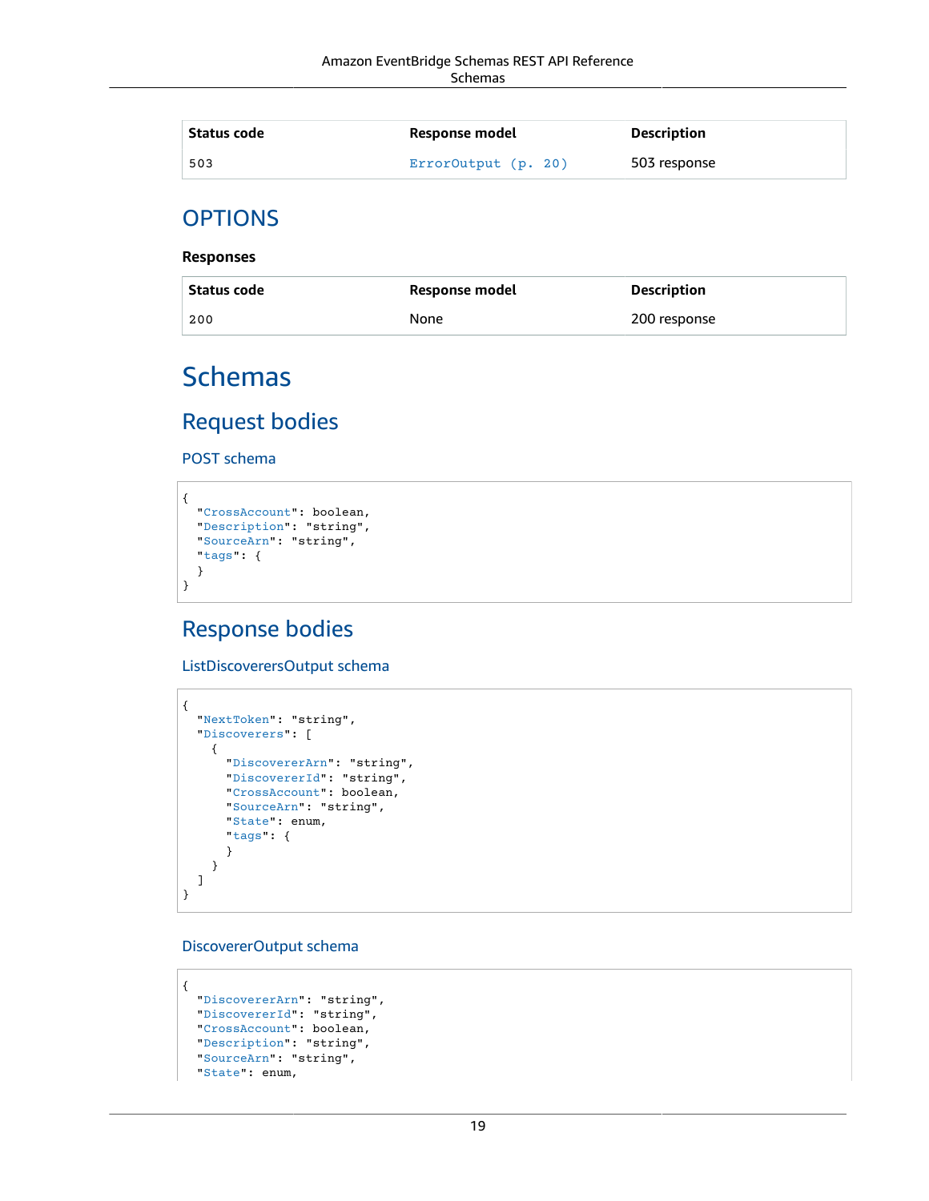| Status code | Response model | Description |
| --- | --- | --- |
| 503 | ErrorOutput (p. 20) | 503 response |

## OPTIONS

**Responses**

| Status code | Response model | Description |
| --- | --- | --- |
| 200 | None | 200 response |

# Schemas

## Request bodies

### POST schema

```
{
  "CrossAccount": boolean,
  "Description": "string",
  "SourceArn": "string",
  "tags": {
  }
}
```

## Response bodies

### ListDiscoverersOutput schema

```
{
  "NextToken": "string",
  "Discoverers": [
    {
      "DiscovererArn": "string",
      "DiscovererId": "string",
      "CrossAccount": boolean,
      "SourceArn": "string",
      "State": enum,
      "tags": {
      }
    }
  ]
}
```

### DiscovererOutput schema

```
{
  "DiscovererArn": "string",
  "DiscovererId": "string",
  "CrossAccount": boolean,
  "Description": "string",
  "SourceArn": "string",
  "State": enum,
```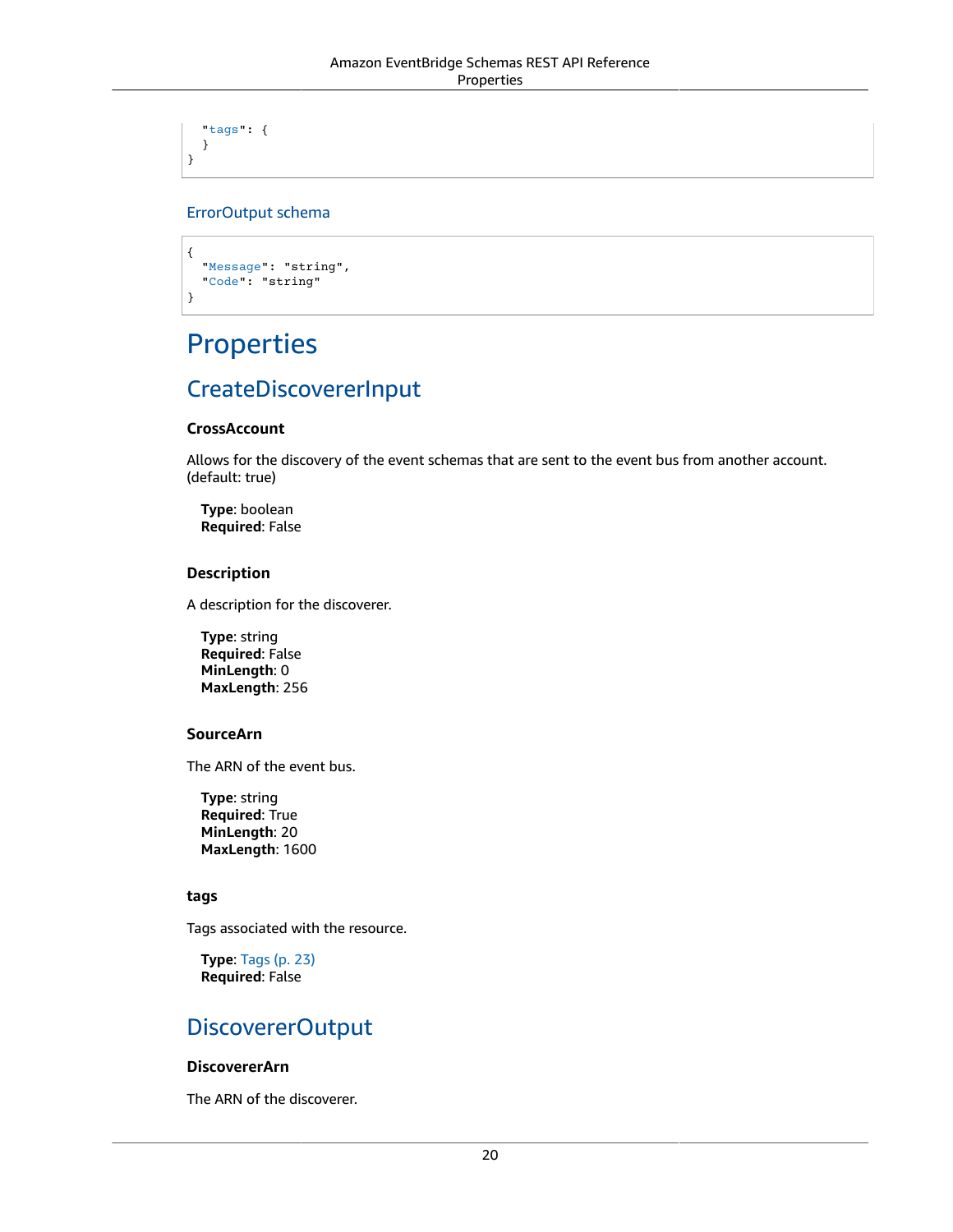```
  "tags": {
  }
}
```

### ErrorOutput schema

```
{
  "Message": "string",
  "Code": "string"
}
```

# Properties

## CreateDiscovererInput

### CrossAccount

Allows for the discovery of the event schemas that are sent to the event bus from another account. (default: true)

**Type**: boolean
**Required**: False

### Description

A description for the discoverer.

**Type**: string
**Required**: False
**MinLength**: 0
**MaxLength**: 256

### SourceArn

The ARN of the event bus.

**Type**: string
**Required**: True
**MinLength**: 20
**MaxLength**: 1600

### tags

Tags associated with the resource.

**Type**: Tags (p. 23)
**Required**: False

## DiscovererOutput

### DiscovererArn

The ARN of the discoverer.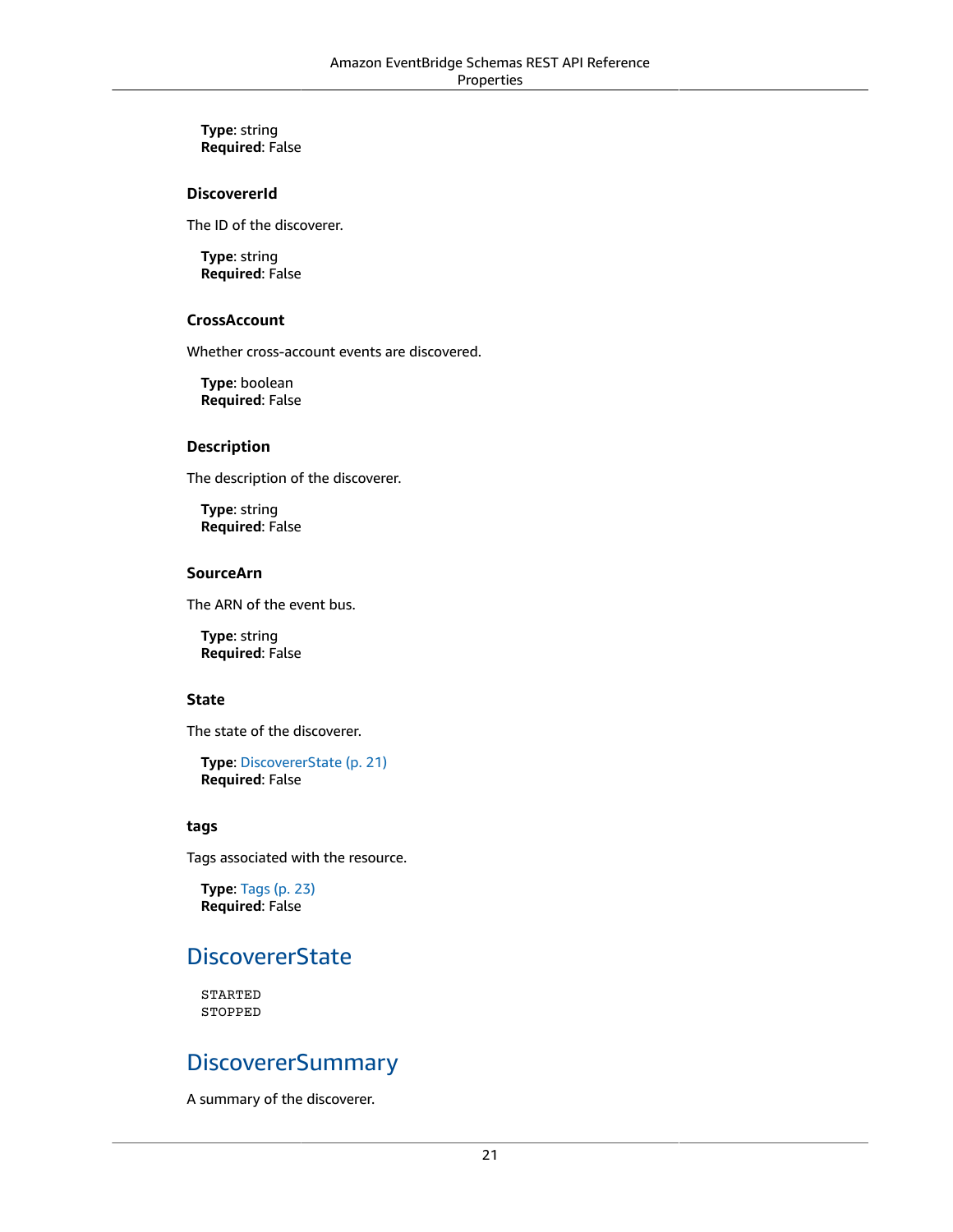**Type**: string
**Required**: False

### DiscovererId

The ID of the discoverer.

**Type**: string
**Required**: False

### CrossAccount

Whether cross-account events are discovered.

**Type**: boolean
**Required**: False

### Description

The description of the discoverer.

**Type**: string
**Required**: False

### SourceArn

The ARN of the event bus.

**Type**: string
**Required**: False

### State

The state of the discoverer.

**Type**: DiscovererState (p. 21)
**Required**: False

### tags

Tags associated with the resource.

**Type**: Tags (p. 23)
**Required**: False

## DiscovererState

```
STARTED
STOPPED
```

## DiscovererSummary

A summary of the discoverer.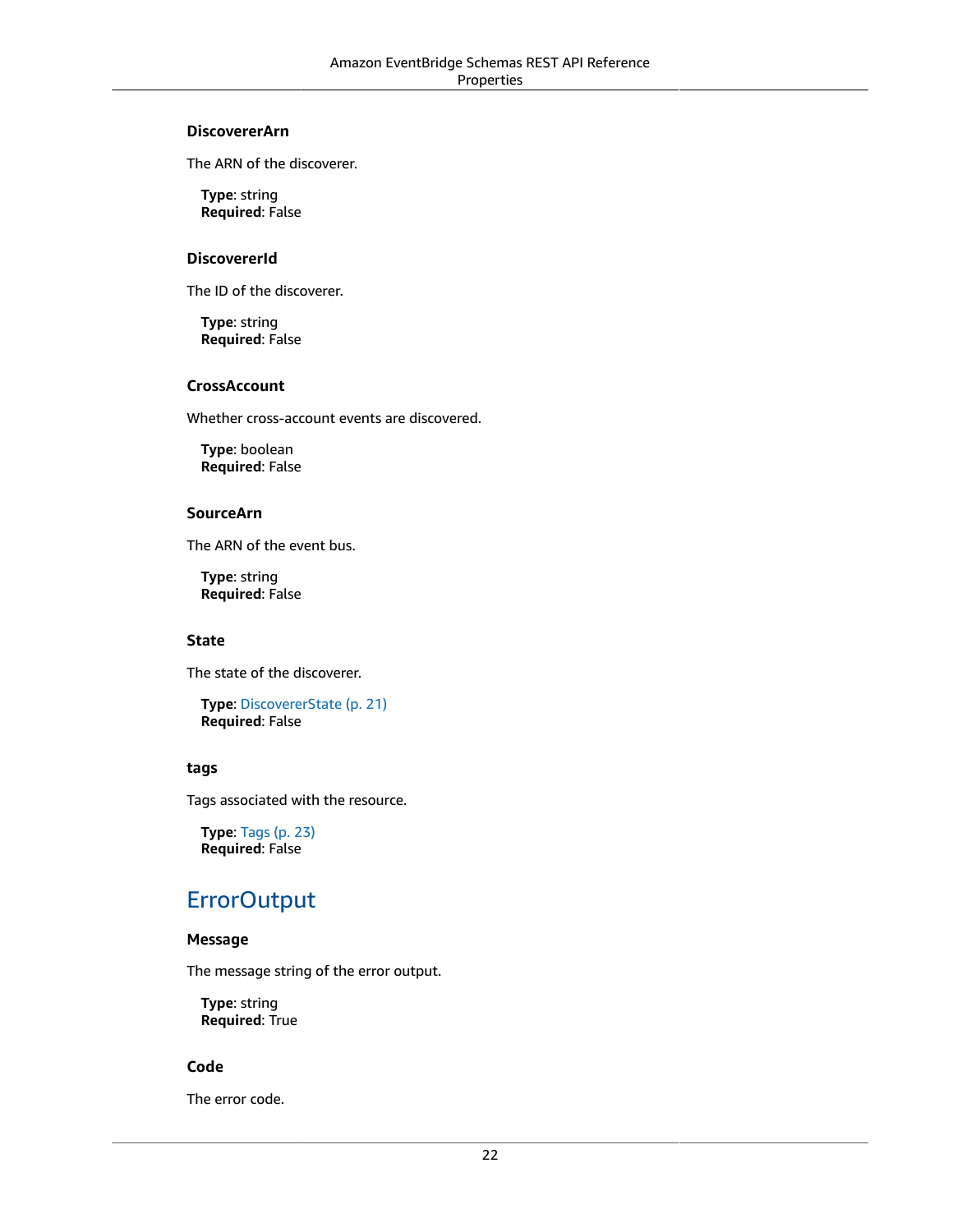#### DiscovererArn

The ARN of the discoverer.

**Type**: string
**Required**: False

#### DiscovererId

The ID of the discoverer.

**Type**: string
**Required**: False

#### CrossAccount

Whether cross-account events are discovered.

**Type**: boolean
**Required**: False

#### SourceArn

The ARN of the event bus.

**Type**: string
**Required**: False

#### State

The state of the discoverer.

**Type**: DiscovererState (p. 21)
**Required**: False

#### tags

Tags associated with the resource.

**Type**: Tags (p. 23)
**Required**: False

## ErrorOutput

#### Message

The message string of the error output.

**Type**: string
**Required**: True

#### Code

The error code.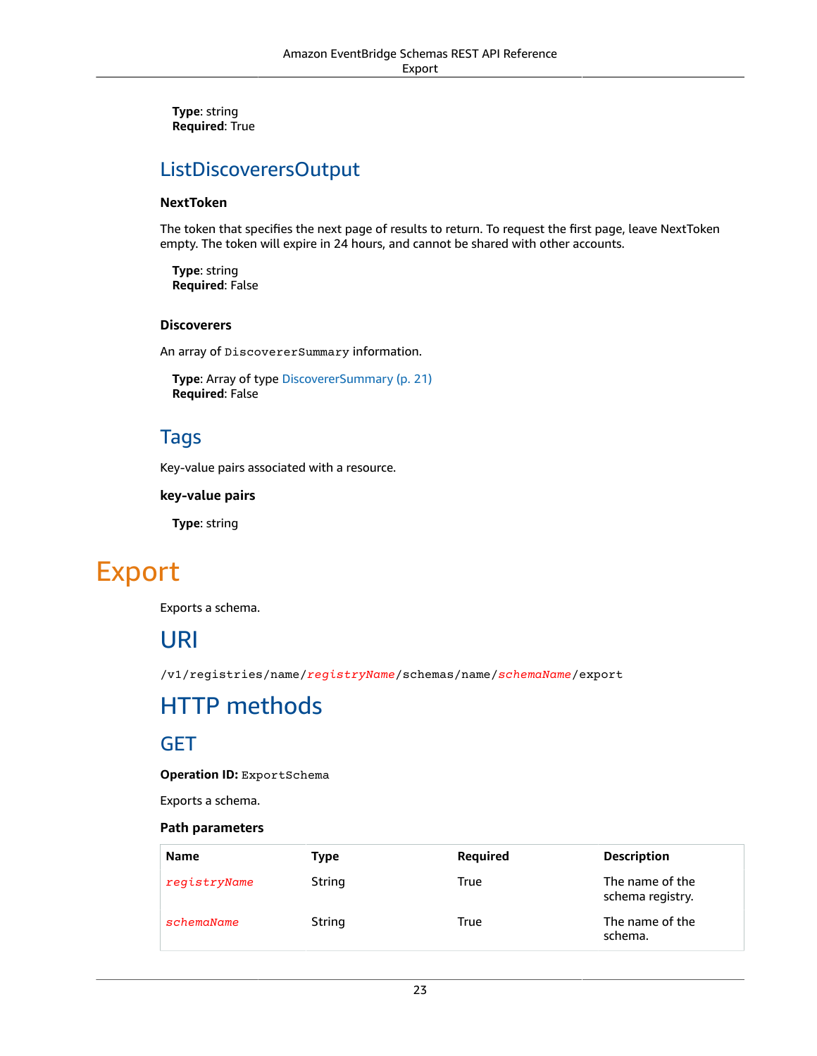**Type**: string
**Required**: True

## ListDiscoverersOutput

#### NextToken

The token that specifies the next page of results to return. To request the first page, leave NextToken empty. The token will expire in 24 hours, and cannot be shared with other accounts.

**Type**: string
**Required**: False

#### Discoverers

An array of `DiscovererSummary` information.

**Type**: Array of type DiscovererSummary (p. 21)
**Required**: False

## Tags

Key-value pairs associated with a resource.

#### key-value pairs

**Type**: string

# Export

Exports a schema.

## URI

`/v1/registries/name/registryName/schemas/name/schemaName/export`

## HTTP methods

### GET

**Operation ID:** `ExportSchema`

Exports a schema.

#### Path parameters

| Name | Type | Required | Description |
| --- | --- | --- | --- |
| *registryName* | String | True | The name of the schema registry. |
| *schemaName* | String | True | The name of the schema. |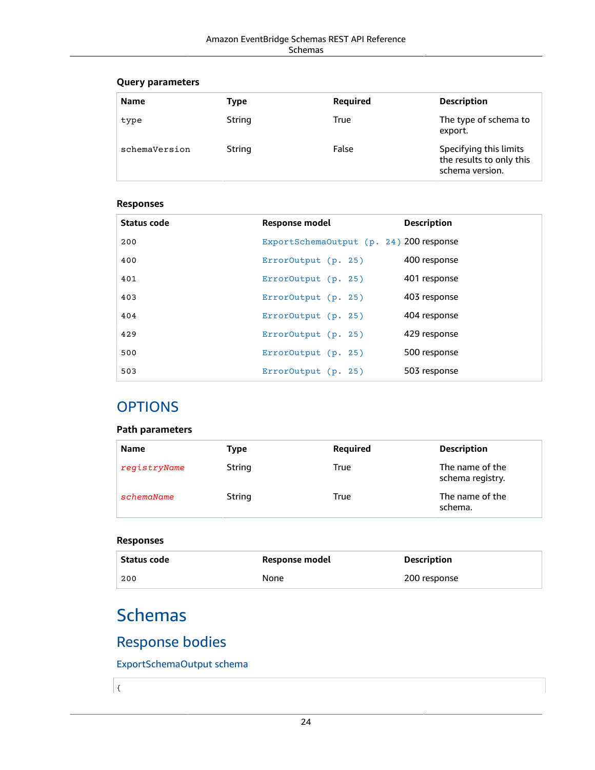### Query parameters

| Name | Type | Required | Description |
| --- | --- | --- | --- |
| `type` | String | True | The type of schema to export. |
| `schemaVersion` | String | False | Specifying this limits the results to only this schema version. |

### Responses

| Status code | Response model | Description |
| --- | --- | --- |
| `200` | `ExportSchemaOutput (p. 24)` | 200 response |
| `400` | `ErrorOutput (p. 25)` | 400 response |
| `401` | `ErrorOutput (p. 25)` | 401 response |
| `403` | `ErrorOutput (p. 25)` | 403 response |
| `404` | `ErrorOutput (p. 25)` | 404 response |
| `429` | `ErrorOutput (p. 25)` | 429 response |
| `500` | `ErrorOutput (p. 25)` | 500 response |
| `503` | `ErrorOutput (p. 25)` | 503 response |

## OPTIONS

### Path parameters

| Name | Type | Required | Description |
| --- | --- | --- | --- |
| *`registryName`* | String | True | The name of the schema registry. |
| *`schemaName`* | String | True | The name of the schema. |

### Responses

| Status code | Response model | Description |
| --- | --- | --- |
| `200` | None | 200 response |

# Schemas

## Response bodies

### ExportSchemaOutput schema

```
{
```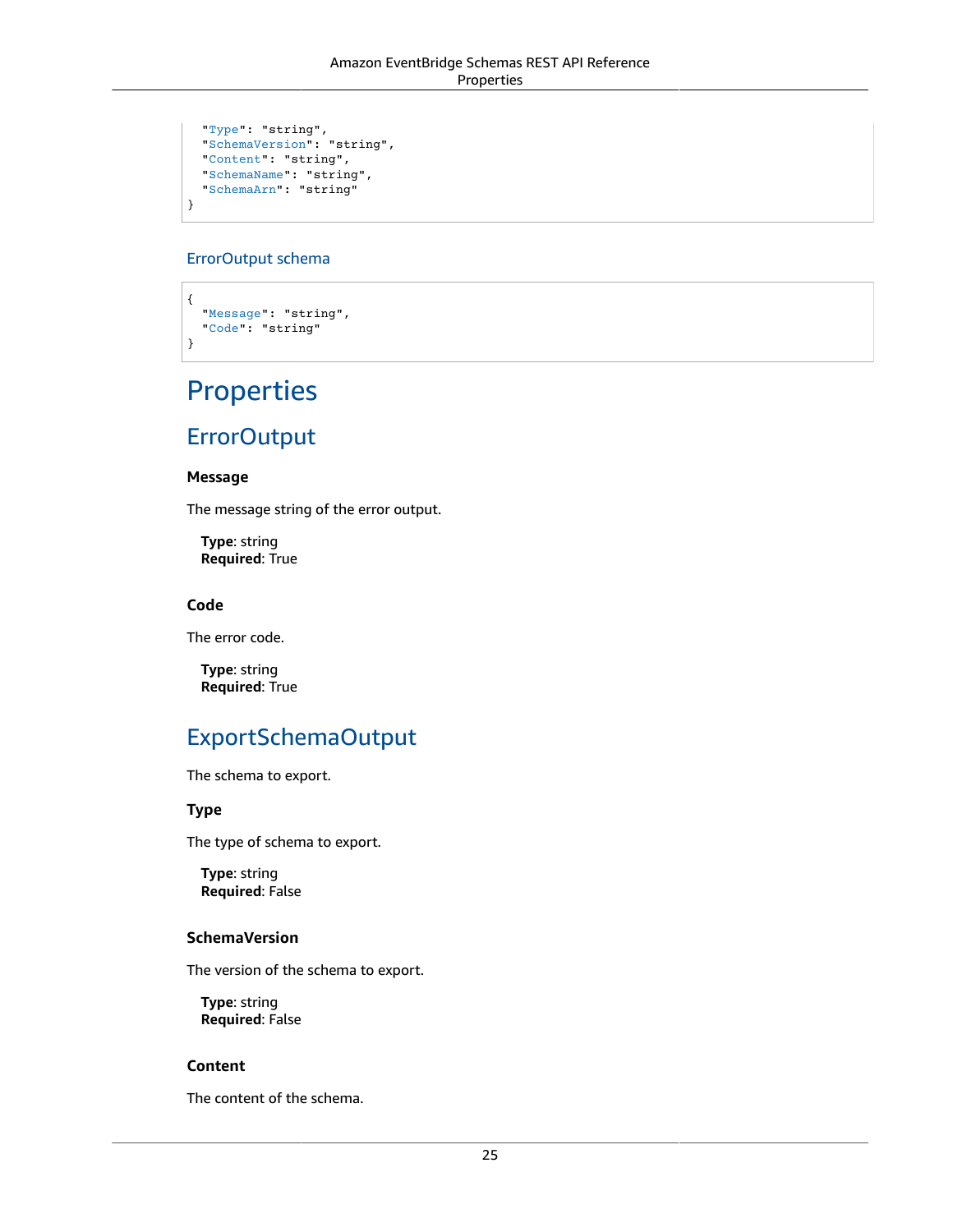```
  "Type": "string",
  "SchemaVersion": "string",
  "Content": "string",
  "SchemaName": "string",
  "SchemaArn": "string"
}
```

### ErrorOutput schema

```
{
  "Message": "string",
  "Code": "string"
}
```

# Properties

## ErrorOutput

#### Message

The message string of the error output.

**Type**: string
**Required**: True

#### Code

The error code.

**Type**: string
**Required**: True

## ExportSchemaOutput

The schema to export.

#### Type

The type of schema to export.

**Type**: string
**Required**: False

#### SchemaVersion

The version of the schema to export.

**Type**: string
**Required**: False

#### Content

The content of the schema.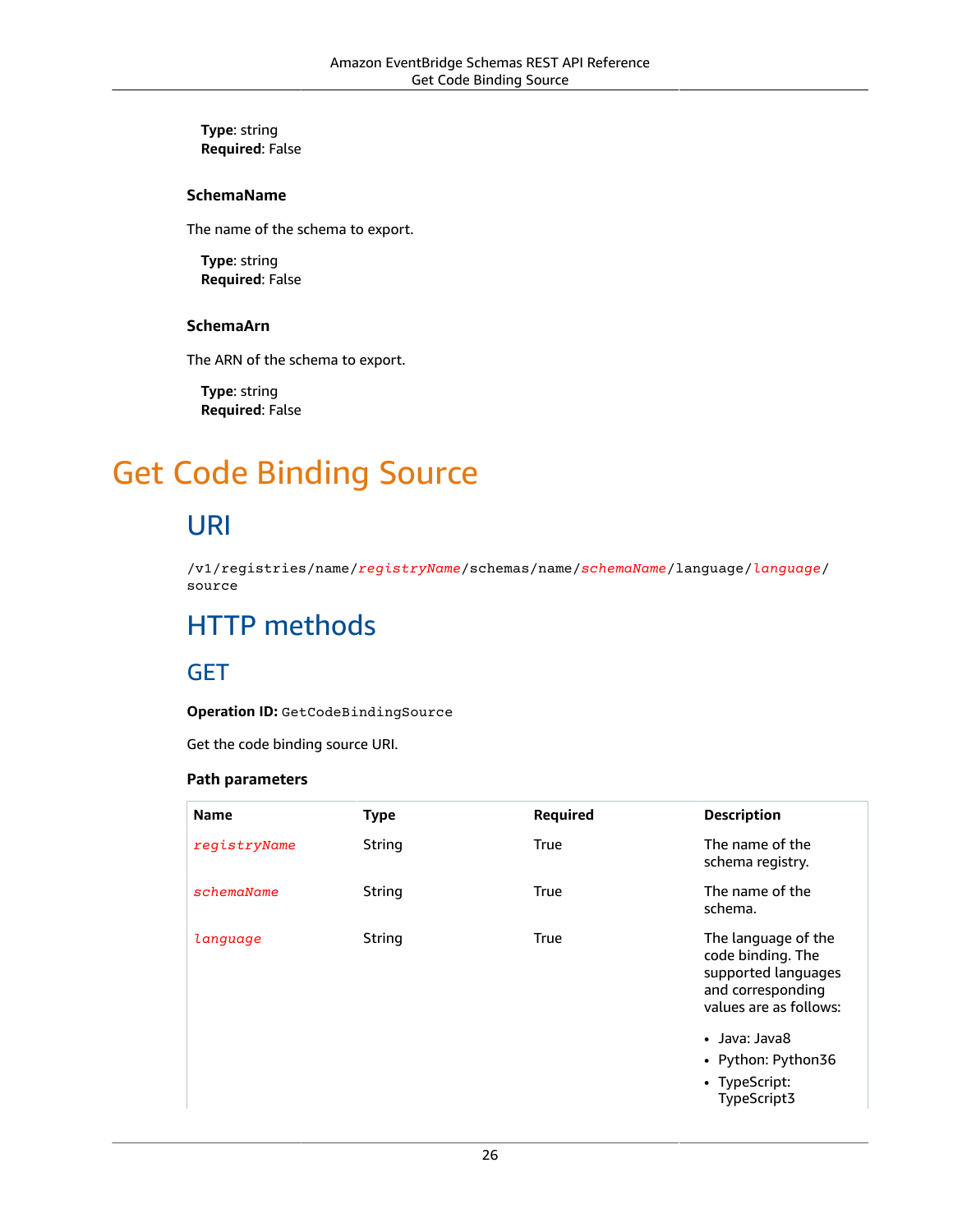**Type**: string
**Required**: False

#### SchemaName

The name of the schema to export.

**Type**: string
**Required**: False

#### SchemaArn

The ARN of the schema to export.

**Type**: string
**Required**: False

# Get Code Binding Source

## URI

`/v1/registries/name/registryName/schemas/name/schemaName/language/language/source`

## HTTP methods

### GET

**Operation ID:** `GetCodeBindingSource`

Get the code binding source URI.

#### Path parameters

| Name | Type | Required | Description |
| --- | --- | --- | --- |
| *registryName* | String | True | The name of the schema registry. |
| *schemaName* | String | True | The name of the schema. |
| *language* | String | True | The language of the code binding. The supported languages and corresponding values are as follows:<br>• Java: Java8<br>• Python: Python36<br>• TypeScript: TypeScript3 |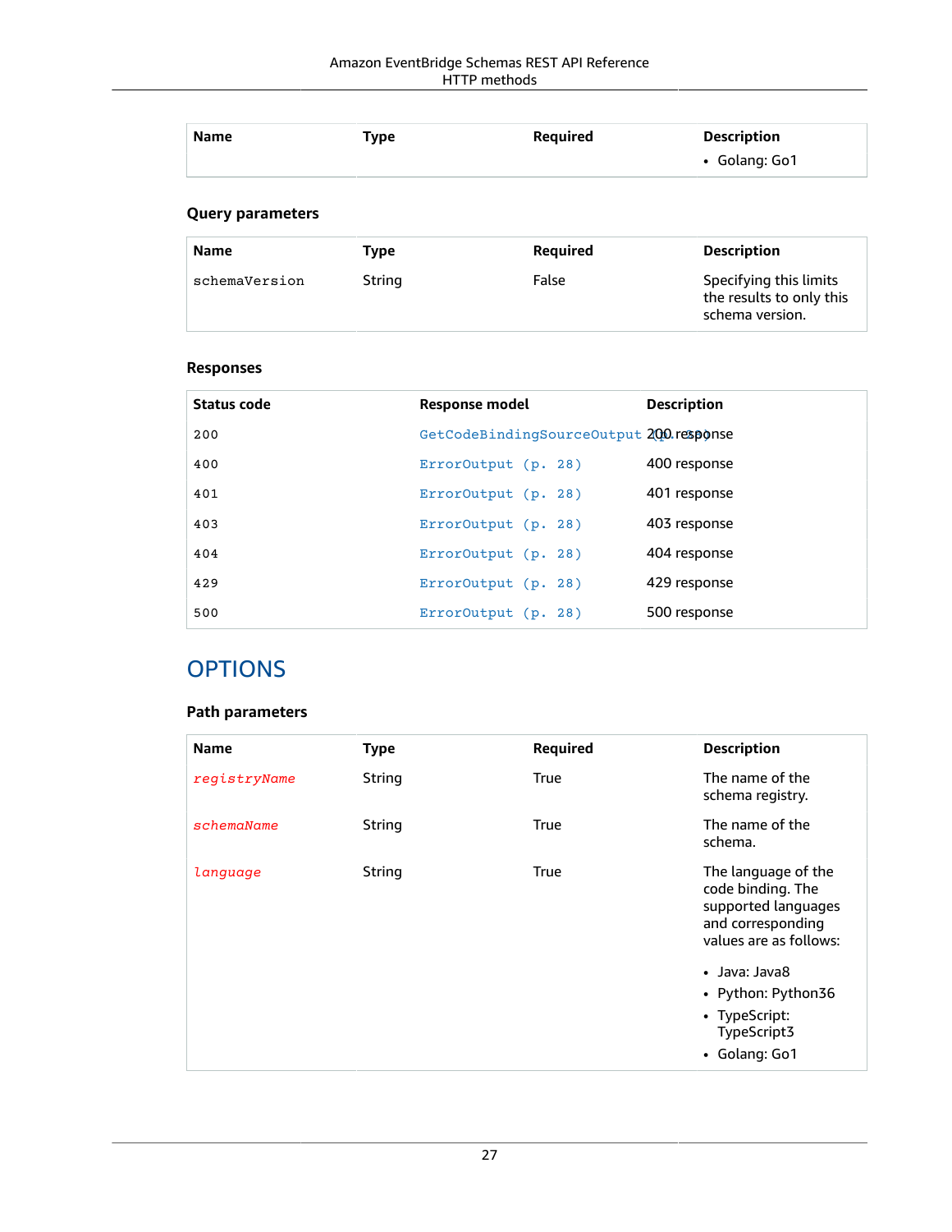| Name | Type | Required | Description |
| --- | --- | --- | --- |
| | | | • Golang: Go1 |

### Query parameters

| Name | Type | Required | Description |
| --- | --- | --- | --- |
| schemaVersion | String | False | Specifying this limits the results to only this schema version. |

### Responses

| Status code | Response model | Description |
| --- | --- | --- |
| 200 | GetCodeBindingSourceOutput (p. 30) | 200 response |
| 400 | ErrorOutput (p. 28) | 400 response |
| 401 | ErrorOutput (p. 28) | 401 response |
| 403 | ErrorOutput (p. 28) | 403 response |
| 404 | ErrorOutput (p. 28) | 404 response |
| 429 | ErrorOutput (p. 28) | 429 response |
| 500 | ErrorOutput (p. 28) | 500 response |

## OPTIONS

### Path parameters

| Name | Type | Required | Description |
| --- | --- | --- | --- |
| *registryName* | String | True | The name of the schema registry. |
| *schemaName* | String | True | The name of the schema. |
| *language* | String | True | The language of the code binding. The supported languages and corresponding values are as follows:<br>• Java: Java8<br>• Python: Python36<br>• TypeScript: TypeScript3<br>• Golang: Go1 |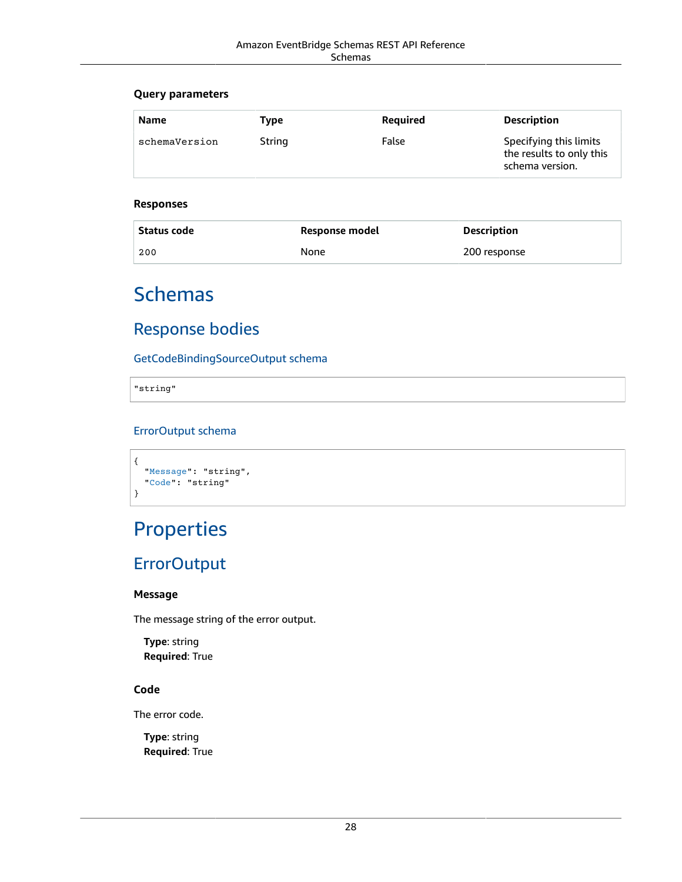### Query parameters

| Name | Type | Required | Description |
|---|---|---|---|
| schemaVersion | String | False | Specifying this limits the results to only this schema version. |

### Responses

| Status code | Response model | Description |
|---|---|---|
| 200 | None | 200 response |

# Schemas

## Response bodies

### GetCodeBindingSourceOutput schema

```
"string"
```

### ErrorOutput schema

```
{
  "Message": "string",
  "Code": "string"
}
```

# Properties

## ErrorOutput

### Message

The message string of the error output.

**Type**: string
**Required**: True

### Code

The error code.

**Type**: string
**Required**: True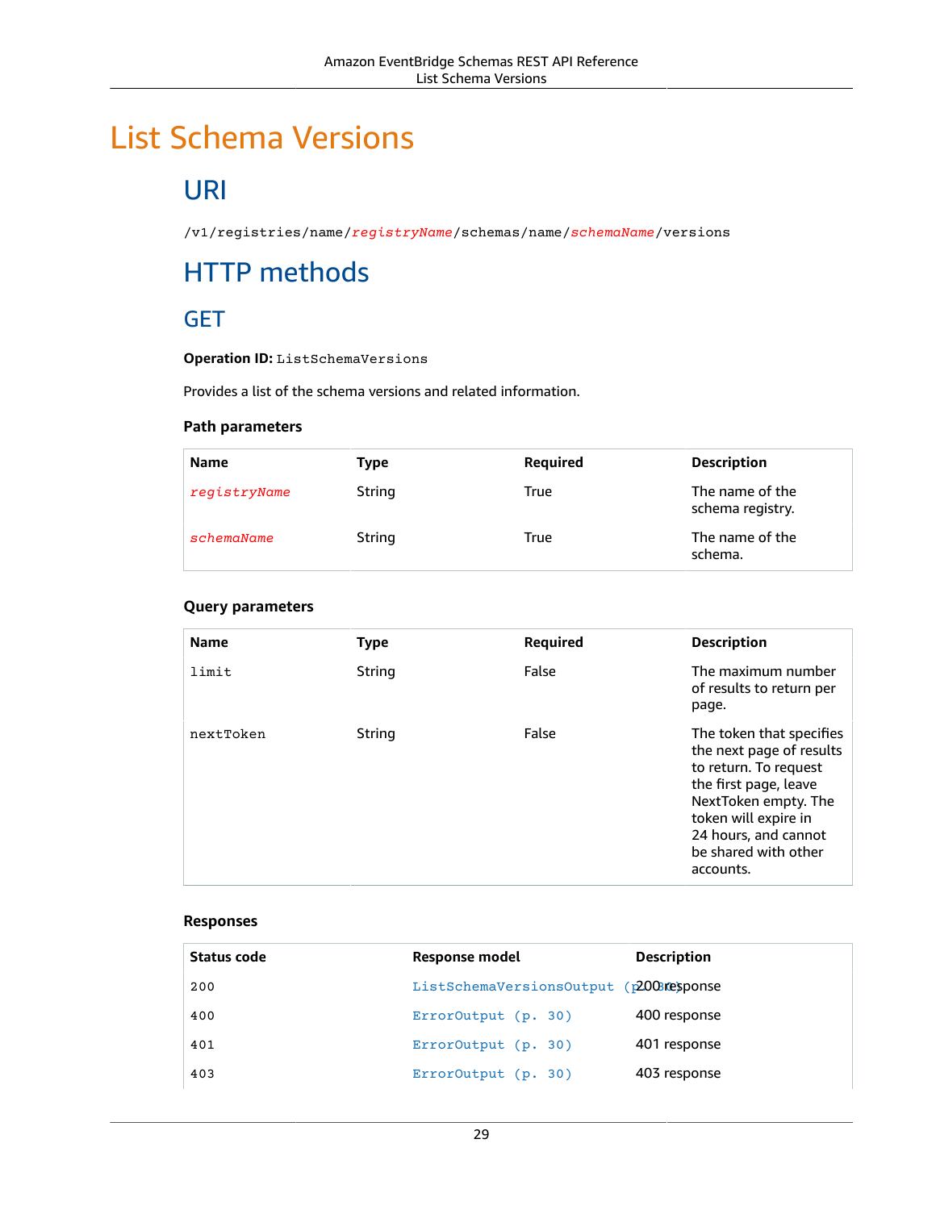# List Schema Versions

## URI

`/v1/registries/name/registryName/schemas/name/schemaName/versions`

## HTTP methods

### GET

**Operation ID:** `ListSchemaVersions`

Provides a list of the schema versions and related information.

#### Path parameters

| Name | Type | Required | Description |
| --- | --- | --- | --- |
| *registryName* | String | True | The name of the schema registry. |
| *schemaName* | String | True | The name of the schema. |

#### Query parameters

| Name | Type | Required | Description |
| --- | --- | --- | --- |
| limit | String | False | The maximum number of results to return per page. |
| nextToken | String | False | The token that specifies the next page of results to return. To request the first page, leave NextToken empty. The token will expire in 24 hours, and cannot be shared with other accounts. |

#### Responses

| Status code | Response model | Description |
| --- | --- | --- |
| 200 | ListSchemaVersionsOutput (p. 30) | 200 response |
| 400 | ErrorOutput (p. 30) | 400 response |
| 401 | ErrorOutput (p. 30) | 401 response |
| 403 | ErrorOutput (p. 30) | 403 response |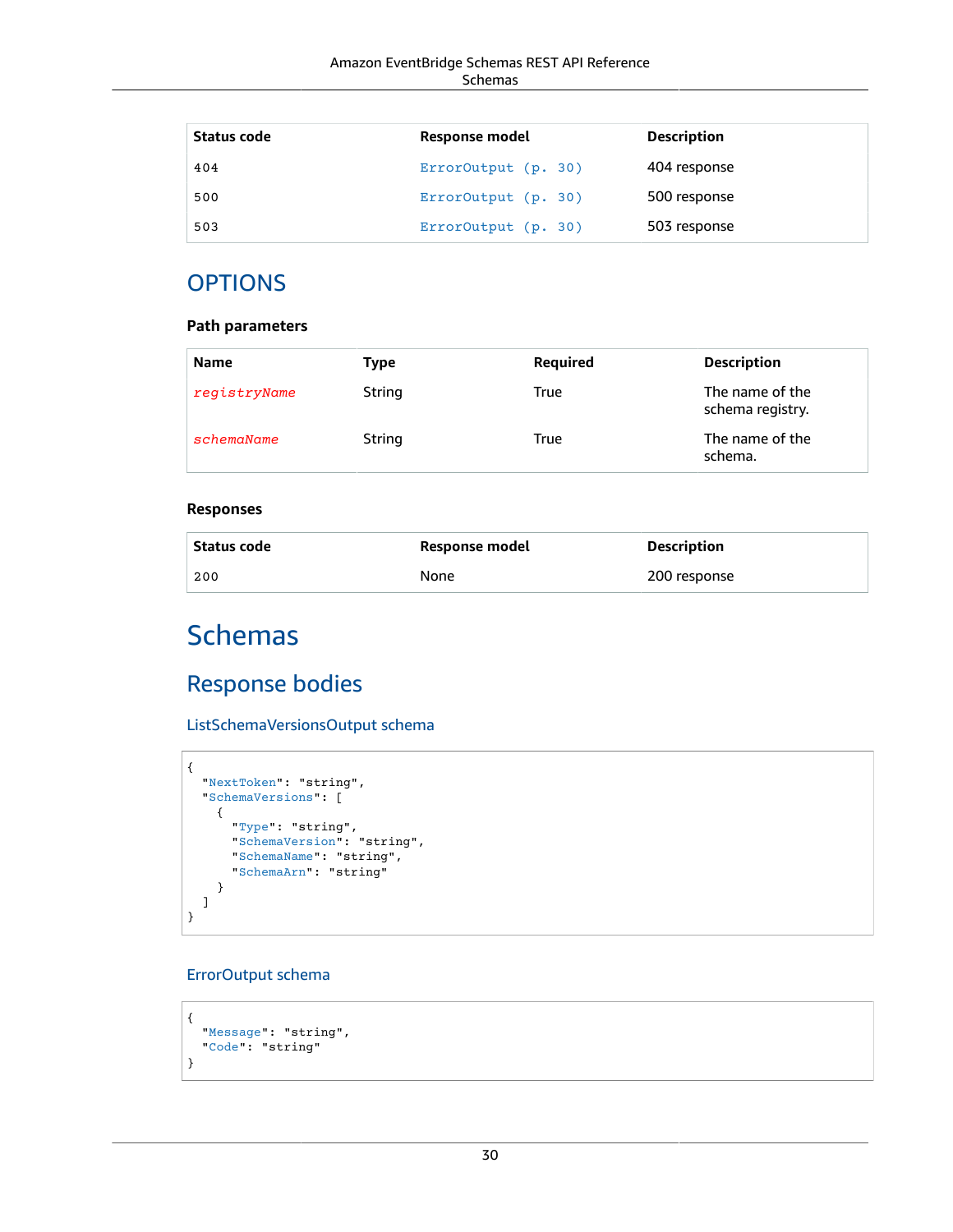| Status code | Response model | Description |
| --- | --- | --- |
| 404 | ErrorOutput (p. 30) | 404 response |
| 500 | ErrorOutput (p. 30) | 500 response |
| 503 | ErrorOutput (p. 30) | 503 response |

## OPTIONS

### Path parameters

| Name | Type | Required | Description |
| --- | --- | --- | --- |
| *registryName* | String | True | The name of the schema registry. |
| *schemaName* | String | True | The name of the schema. |

### Responses

| Status code | Response model | Description |
| --- | --- | --- |
| 200 | None | 200 response |

# Schemas

## Response bodies

### ListSchemaVersionsOutput schema

```
{
  "NextToken": "string",
  "SchemaVersions": [
    {
      "Type": "string",
      "SchemaVersion": "string",
      "SchemaName": "string",
      "SchemaArn": "string"
    }
  ]
}
```

### ErrorOutput schema

```
{
  "Message": "string",
  "Code": "string"
}
```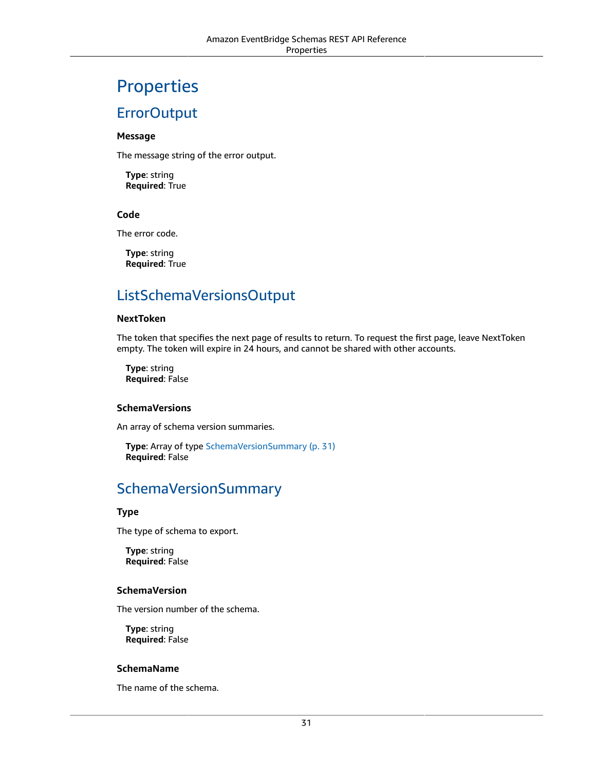# Properties

## ErrorOutput

### Message

The message string of the error output.

**Type**: string
**Required**: True

### Code

The error code.

**Type**: string
**Required**: True

## ListSchemaVersionsOutput

### NextToken

The token that specifies the next page of results to return. To request the first page, leave NextToken empty. The token will expire in 24 hours, and cannot be shared with other accounts.

**Type**: string
**Required**: False

### SchemaVersions

An array of schema version summaries.

**Type**: Array of type SchemaVersionSummary (p. 31)
**Required**: False

## SchemaVersionSummary

### Type

The type of schema to export.

**Type**: string
**Required**: False

### SchemaVersion

The version number of the schema.

**Type**: string
**Required**: False

### SchemaName

The name of the schema.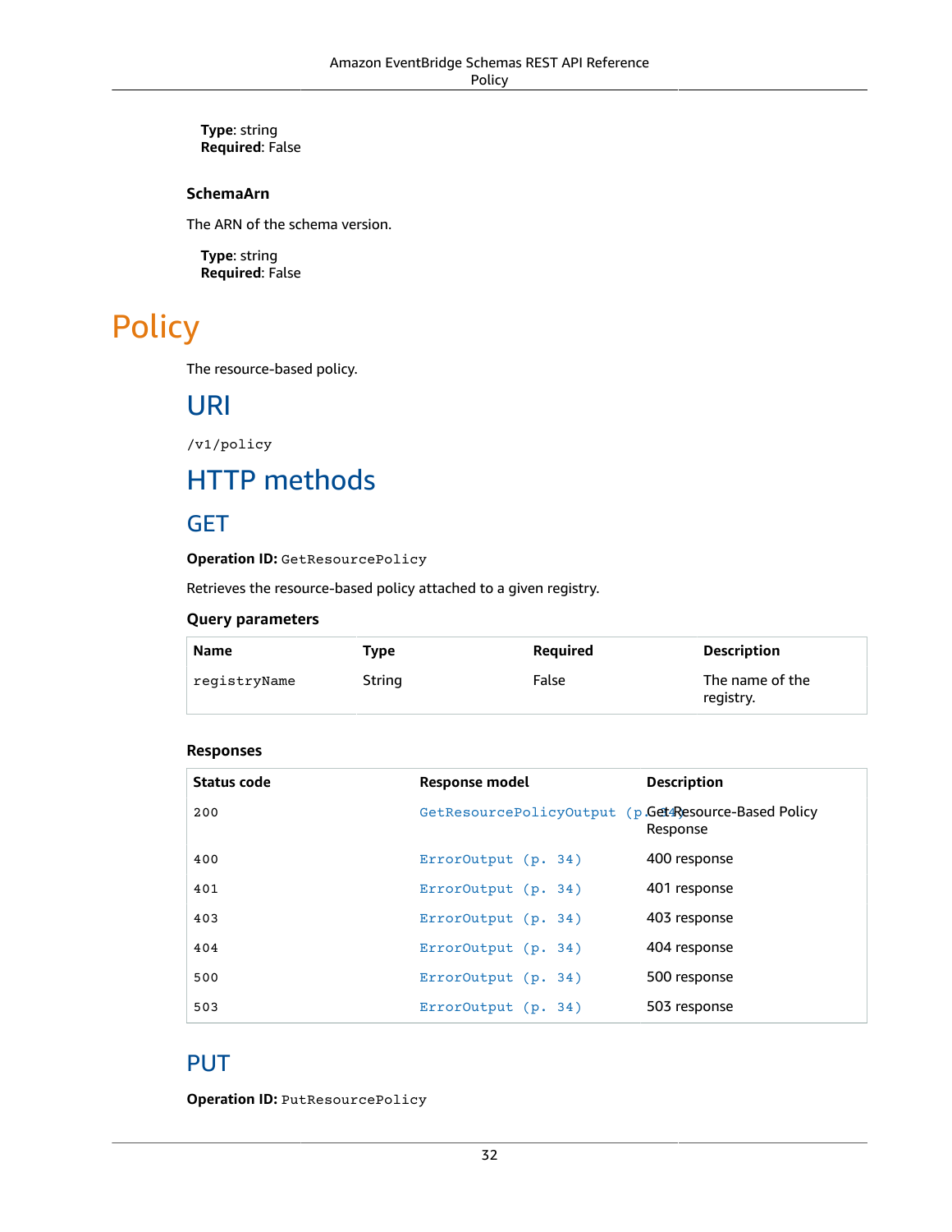**Type**: string
**Required**: False

#### SchemaArn

The ARN of the schema version.

**Type**: string
**Required**: False

# Policy

The resource-based policy.

## URI

`/v1/policy`

## HTTP methods

### GET

**Operation ID:** `GetResourcePolicy`

Retrieves the resource-based policy attached to a given registry.

#### Query parameters

| Name | Type | Required | Description |
| --- | --- | --- | --- |
| `registryName` | String | False | The name of the registry. |

#### Responses

| Status code | Response model | Description |
| --- | --- | --- |
| `200` | `GetResourcePolicyOutput (p. 34)` | Get Resource-Based Policy Response |
| `400` | `ErrorOutput (p. 34)` | 400 response |
| `401` | `ErrorOutput (p. 34)` | 401 response |
| `403` | `ErrorOutput (p. 34)` | 403 response |
| `404` | `ErrorOutput (p. 34)` | 404 response |
| `500` | `ErrorOutput (p. 34)` | 500 response |
| `503` | `ErrorOutput (p. 34)` | 503 response |

### PUT

**Operation ID:** `PutResourcePolicy`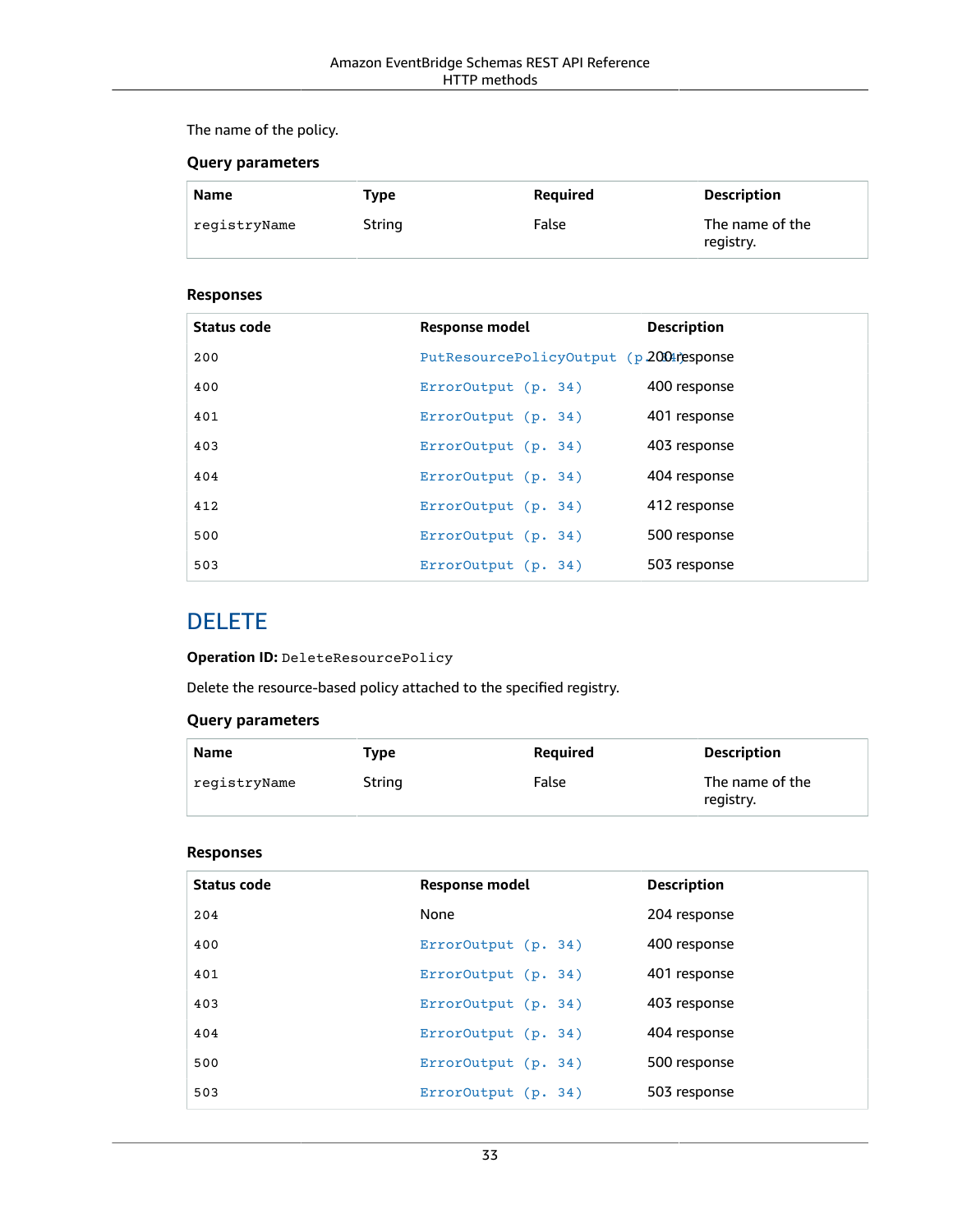The name of the policy.

### Query parameters

| Name | Type | Required | Description |
| --- | --- | --- | --- |
| registryName | String | False | The name of the registry. |

### Responses

| Status code | Response model | Description |
| --- | --- | --- |
| 200 | PutResourcePolicyOutput (p. 34) | 200 response |
| 400 | ErrorOutput (p. 34) | 400 response |
| 401 | ErrorOutput (p. 34) | 401 response |
| 403 | ErrorOutput (p. 34) | 403 response |
| 404 | ErrorOutput (p. 34) | 404 response |
| 412 | ErrorOutput (p. 34) | 412 response |
| 500 | ErrorOutput (p. 34) | 500 response |
| 503 | ErrorOutput (p. 34) | 503 response |

## DELETE

**Operation ID:** `DeleteResourcePolicy`

Delete the resource-based policy attached to the specified registry.

### Query parameters

| Name | Type | Required | Description |
| --- | --- | --- | --- |
| registryName | String | False | The name of the registry. |

### Responses

| Status code | Response model | Description |
| --- | --- | --- |
| 204 | None | 204 response |
| 400 | ErrorOutput (p. 34) | 400 response |
| 401 | ErrorOutput (p. 34) | 401 response |
| 403 | ErrorOutput (p. 34) | 403 response |
| 404 | ErrorOutput (p. 34) | 404 response |
| 500 | ErrorOutput (p. 34) | 500 response |
| 503 | ErrorOutput (p. 34) | 503 response |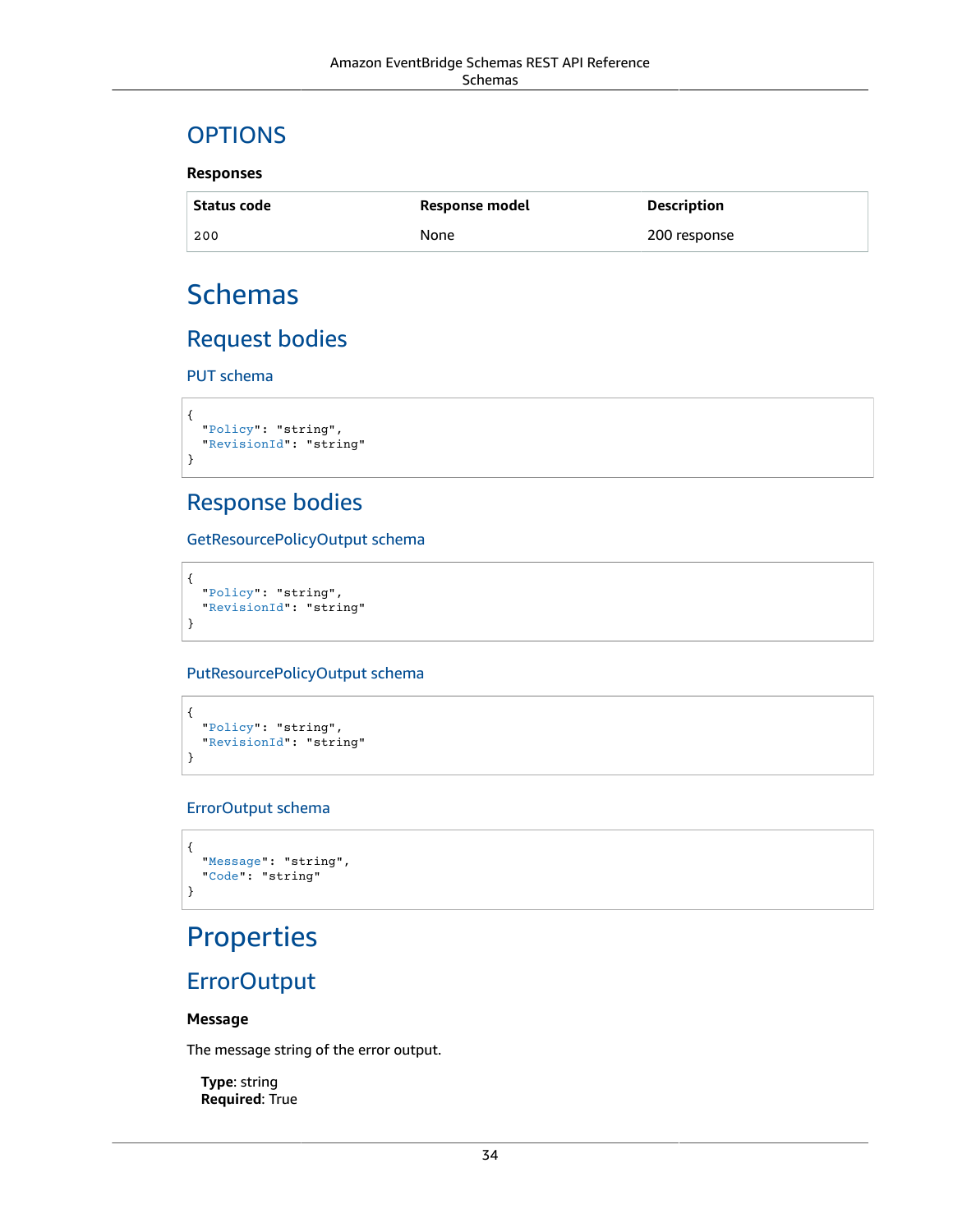## OPTIONS

**Responses**

| Status code | Response model | Description |
| --- | --- | --- |
| 200 | None | 200 response |

# Schemas

## Request bodies

### PUT schema

```
{
  "Policy": "string",
  "RevisionId": "string"
}
```

## Response bodies

### GetResourcePolicyOutput schema

```
{
  "Policy": "string",
  "RevisionId": "string"
}
```

### PutResourcePolicyOutput schema

```
{
  "Policy": "string",
  "RevisionId": "string"
}
```

### ErrorOutput schema

```
{
  "Message": "string",
  "Code": "string"
}
```

# Properties

## ErrorOutput

**Message**

The message string of the error output.

**Type**: string
**Required**: True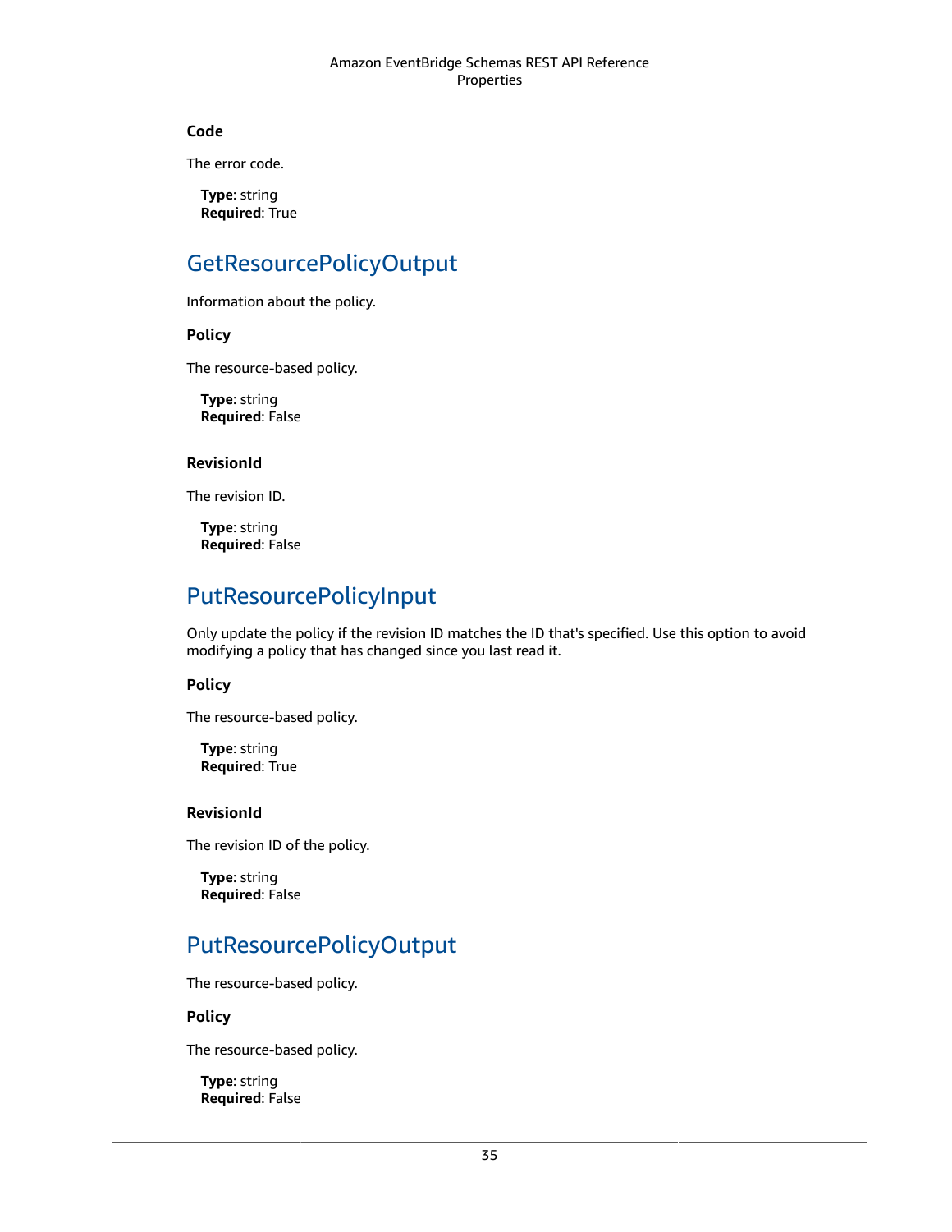### Code

The error code.

**Type**: string
**Required**: True

## GetResourcePolicyOutput

Information about the policy.

### Policy

The resource-based policy.

**Type**: string
**Required**: False

### RevisionId

The revision ID.

**Type**: string
**Required**: False

## PutResourcePolicyInput

Only update the policy if the revision ID matches the ID that's specified. Use this option to avoid modifying a policy that has changed since you last read it.

### Policy

The resource-based policy.

**Type**: string
**Required**: True

### RevisionId

The revision ID of the policy.

**Type**: string
**Required**: False

## PutResourcePolicyOutput

The resource-based policy.

### Policy

The resource-based policy.

**Type**: string
**Required**: False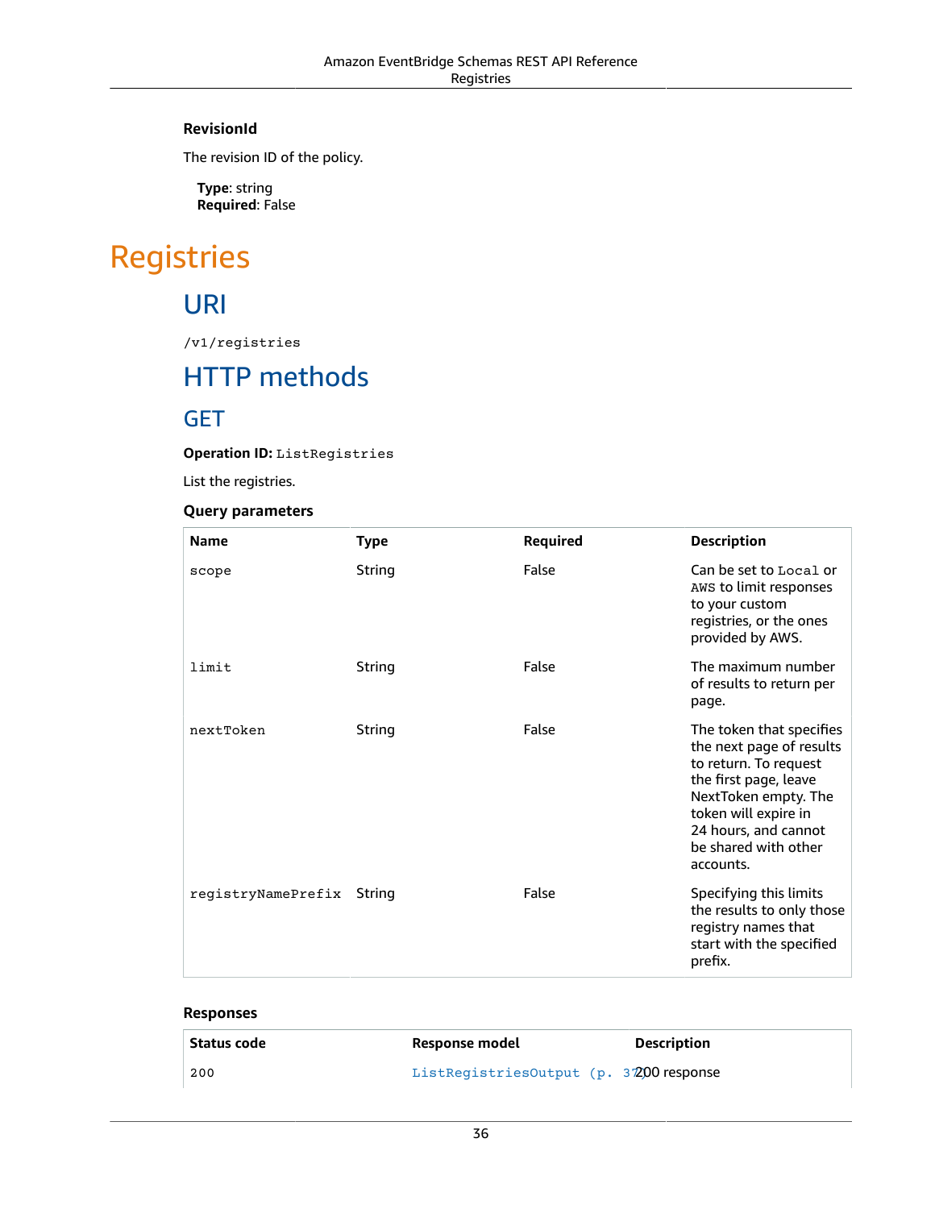#### RevisionId

The revision ID of the policy.

**Type**: string
**Required**: False

# Registries

## URI

`/v1/registries`

## HTTP methods

### GET

**Operation ID:** `ListRegistries`

List the registries.

#### Query parameters

| Name | Type | Required | Description |
| --- | --- | --- | --- |
| `scope` | String | False | Can be set to `Local` or `AWS` to limit responses to your custom registries, or the ones provided by AWS. |
| `limit` | String | False | The maximum number of results to return per page. |
| `nextToken` | String | False | The token that specifies the next page of results to return. To request the first page, leave NextToken empty. The token will expire in 24 hours, and cannot be shared with other accounts. |
| `registryNamePrefix` | String | False | Specifying this limits the results to only those registry names that start with the specified prefix. |

#### Responses

| Status code | Response model | Description |
| --- | --- | --- |
| `200` | `ListRegistriesOutput (p. 37)` | 200 response |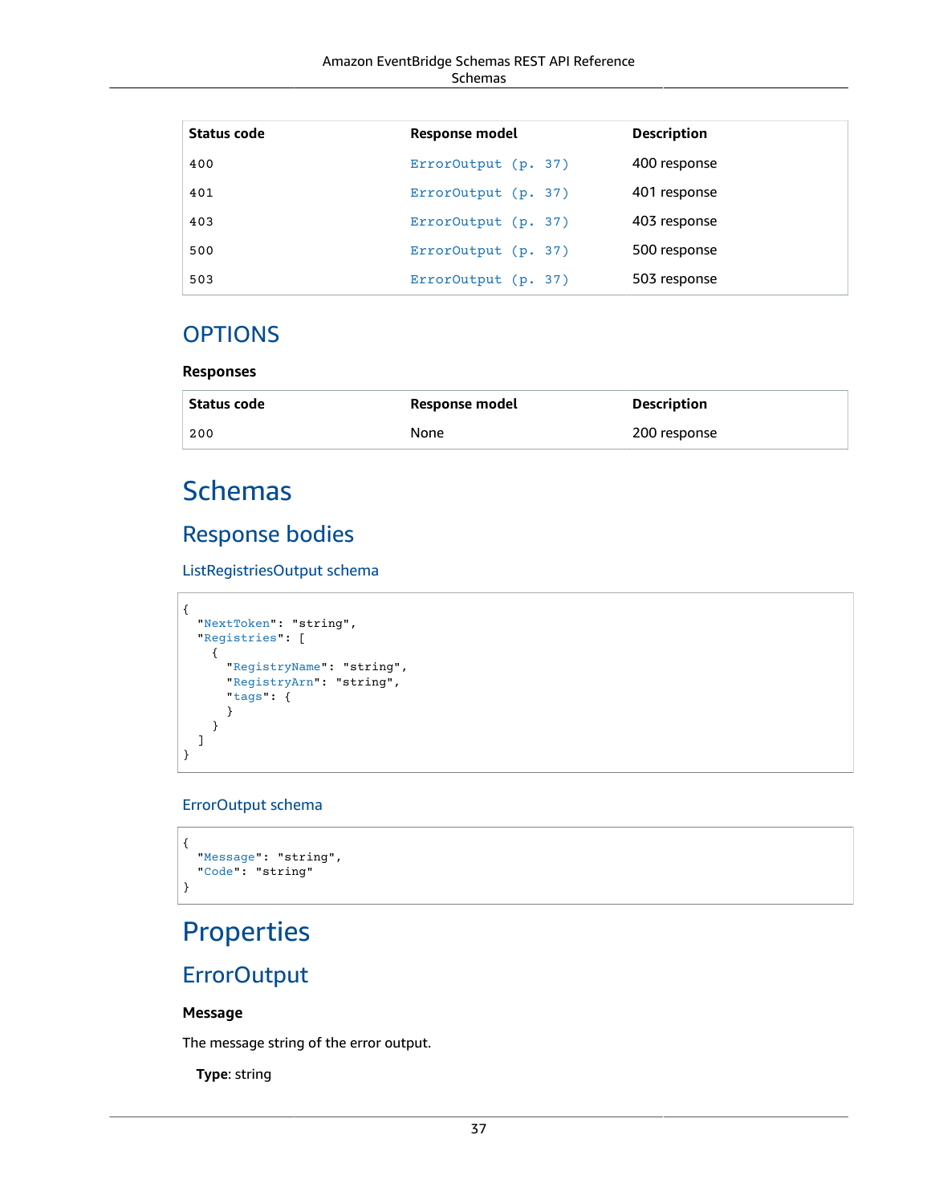| Status code | Response model | Description |
| --- | --- | --- |
| 400 | ErrorOutput (p. 37) | 400 response |
| 401 | ErrorOutput (p. 37) | 401 response |
| 403 | ErrorOutput (p. 37) | 403 response |
| 500 | ErrorOutput (p. 37) | 500 response |
| 503 | ErrorOutput (p. 37) | 503 response |

## OPTIONS

**Responses**

| Status code | Response model | Description |
| --- | --- | --- |
| 200 | None | 200 response |

# Schemas

## Response bodies

### ListRegistriesOutput schema

```
{
  "NextToken": "string",
  "Registries": [
    {
      "RegistryName": "string",
      "RegistryArn": "string",
      "tags": {
      }
    }
  ]
}
```

### ErrorOutput schema

```
{
  "Message": "string",
  "Code": "string"
}
```

# Properties

## ErrorOutput

**Message**

The message string of the error output.

**Type**: string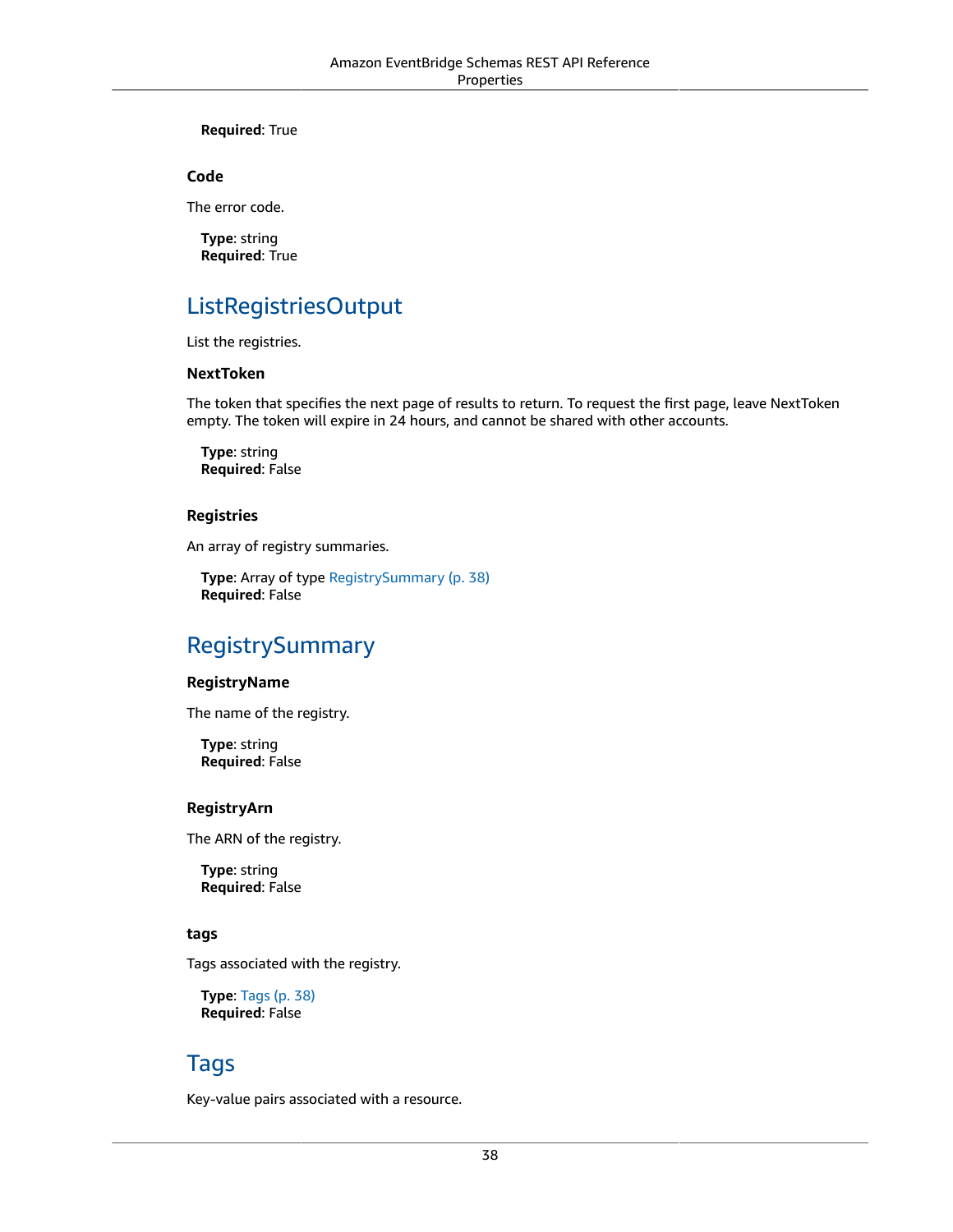**Required**: True

### Code

The error code.

**Type**: string
**Required**: True

## ListRegistriesOutput

List the registries.

### NextToken

The token that specifies the next page of results to return. To request the first page, leave NextToken empty. The token will expire in 24 hours, and cannot be shared with other accounts.

**Type**: string
**Required**: False

### Registries

An array of registry summaries.

**Type**: Array of type RegistrySummary (p. 38)
**Required**: False

## RegistrySummary

### RegistryName

The name of the registry.

**Type**: string
**Required**: False

### RegistryArn

The ARN of the registry.

**Type**: string
**Required**: False

### tags

Tags associated with the registry.

**Type**: Tags (p. 38)
**Required**: False

## Tags

Key-value pairs associated with a resource.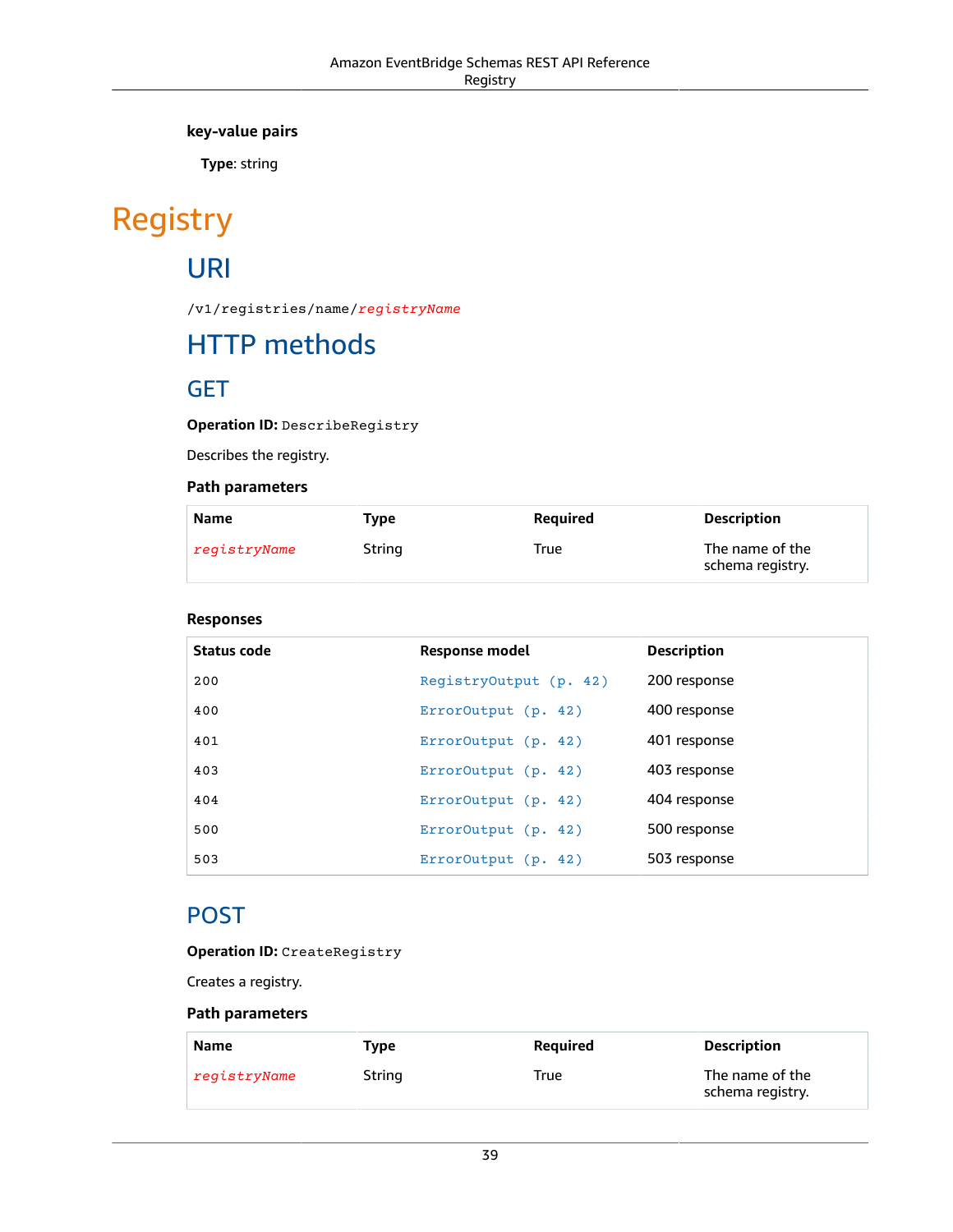**key-value pairs**

**Type**: string

# Registry

## URI

`/v1/registries/name/registryName`

## HTTP methods

### GET

**Operation ID:** `DescribeRegistry`

Describes the registry.

**Path parameters**

| Name | Type | Required | Description |
| --- | --- | --- | --- |
| *registryName* | String | True | The name of the schema registry. |

**Responses**

| Status code | Response model | Description |
| --- | --- | --- |
| 200 | RegistryOutput (p. 42) | 200 response |
| 400 | ErrorOutput (p. 42) | 400 response |
| 401 | ErrorOutput (p. 42) | 401 response |
| 403 | ErrorOutput (p. 42) | 403 response |
| 404 | ErrorOutput (p. 42) | 404 response |
| 500 | ErrorOutput (p. 42) | 500 response |
| 503 | ErrorOutput (p. 42) | 503 response |

### POST

**Operation ID:** `CreateRegistry`

Creates a registry.

**Path parameters**

| Name | Type | Required | Description |
| --- | --- | --- | --- |
| *registryName* | String | True | The name of the schema registry. |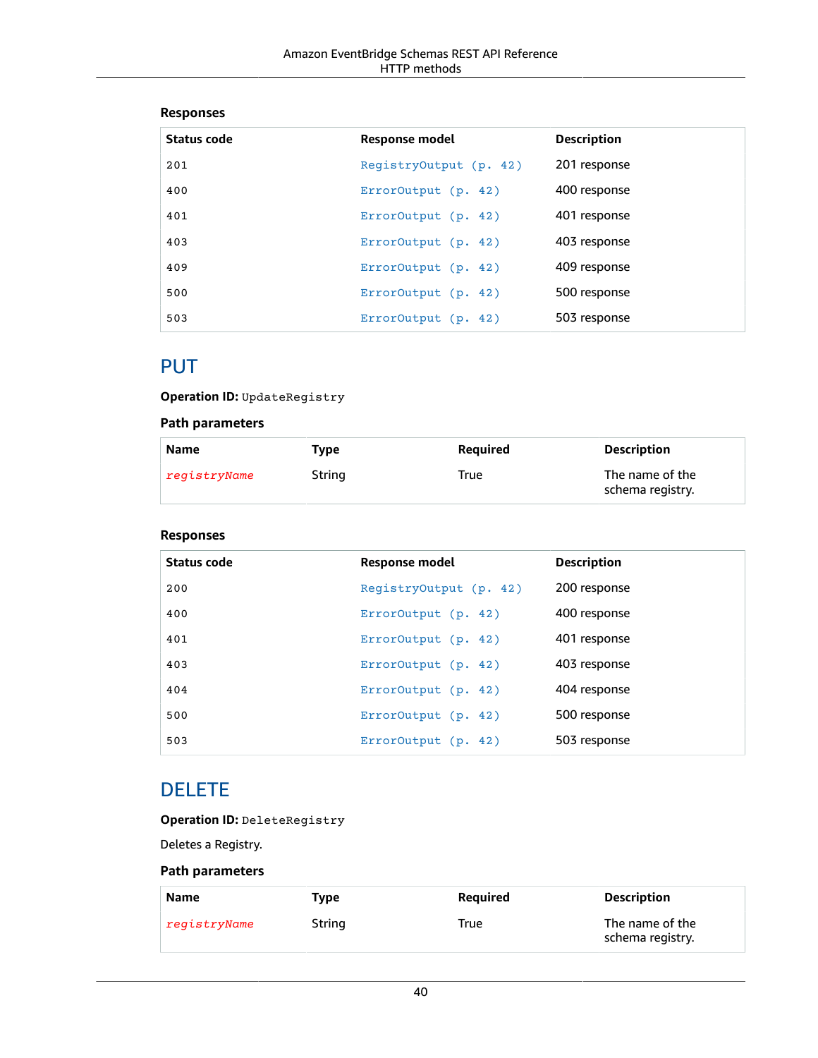#### Responses

| Status code | Response model | Description |
| --- | --- | --- |
| 201 | RegistryOutput (p. 42) | 201 response |
| 400 | ErrorOutput (p. 42) | 400 response |
| 401 | ErrorOutput (p. 42) | 401 response |
| 403 | ErrorOutput (p. 42) | 403 response |
| 409 | ErrorOutput (p. 42) | 409 response |
| 500 | ErrorOutput (p. 42) | 500 response |
| 503 | ErrorOutput (p. 42) | 503 response |

## PUT

**Operation ID:** `UpdateRegistry`

#### Path parameters

| Name | Type | Required | Description |
| --- | --- | --- | --- |
| *registryName* | String | True | The name of the schema registry. |

#### Responses

| Status code | Response model | Description |
| --- | --- | --- |
| 200 | RegistryOutput (p. 42) | 200 response |
| 400 | ErrorOutput (p. 42) | 400 response |
| 401 | ErrorOutput (p. 42) | 401 response |
| 403 | ErrorOutput (p. 42) | 403 response |
| 404 | ErrorOutput (p. 42) | 404 response |
| 500 | ErrorOutput (p. 42) | 500 response |
| 503 | ErrorOutput (p. 42) | 503 response |

## DELETE

**Operation ID:** `DeleteRegistry`

Deletes a Registry.

#### Path parameters

| Name | Type | Required | Description |
| --- | --- | --- | --- |
| *registryName* | String | True | The name of the schema registry. |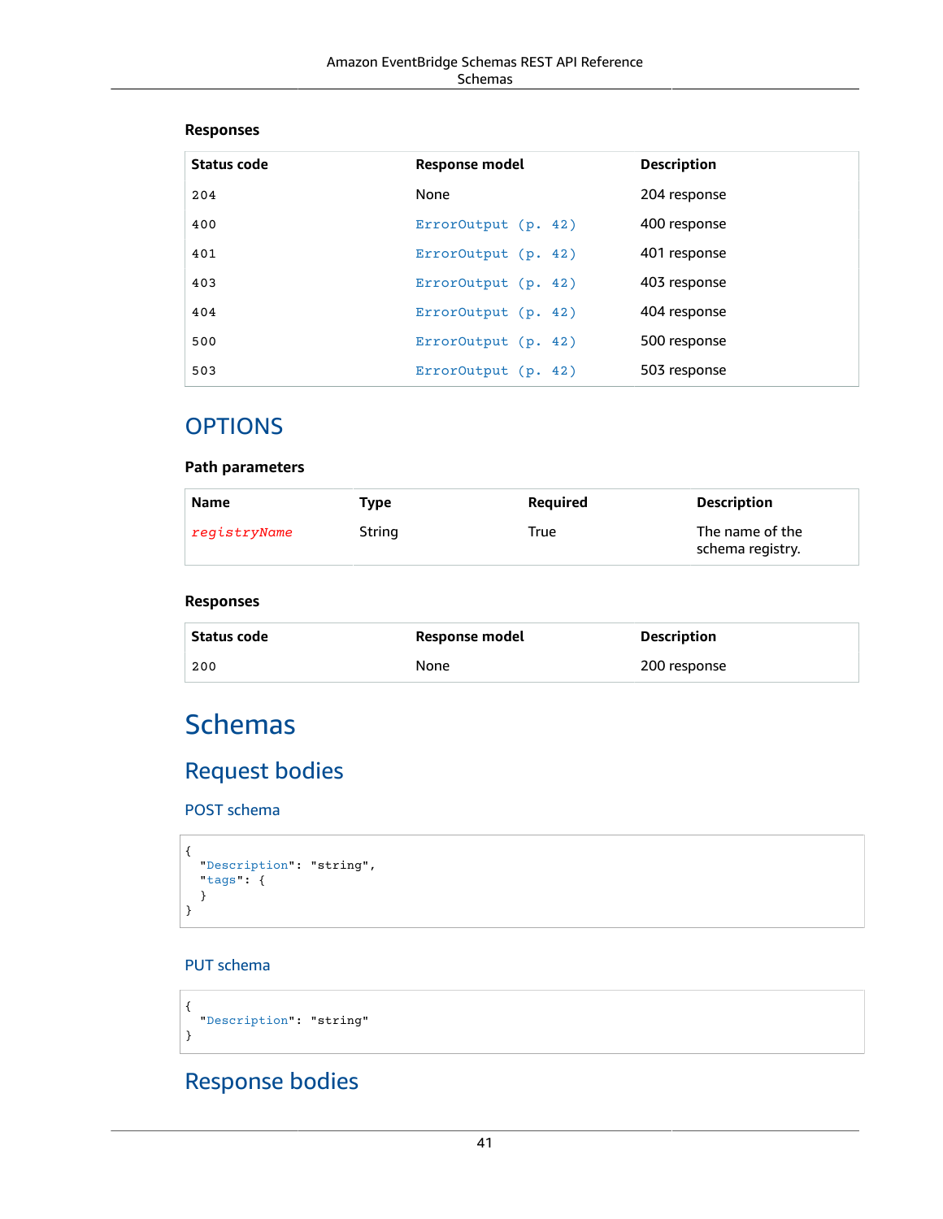#### Responses

| Status code | Response model | Description |
| --- | --- | --- |
| 204 | None | 204 response |
| 400 | ErrorOutput (p. 42) | 400 response |
| 401 | ErrorOutput (p. 42) | 401 response |
| 403 | ErrorOutput (p. 42) | 403 response |
| 404 | ErrorOutput (p. 42) | 404 response |
| 500 | ErrorOutput (p. 42) | 500 response |
| 503 | ErrorOutput (p. 42) | 503 response |

## OPTIONS

#### Path parameters

| Name | Type | Required | Description |
| --- | --- | --- | --- |
| *registryName* | String | True | The name of the schema registry. |

#### Responses

| Status code | Response model | Description |
| --- | --- | --- |
| 200 | None | 200 response |

# Schemas

## Request bodies

### POST schema

```
{
  "Description": "string",
  "tags": {
  }
}
```

### PUT schema

```
{
  "Description": "string"
}
```

## Response bodies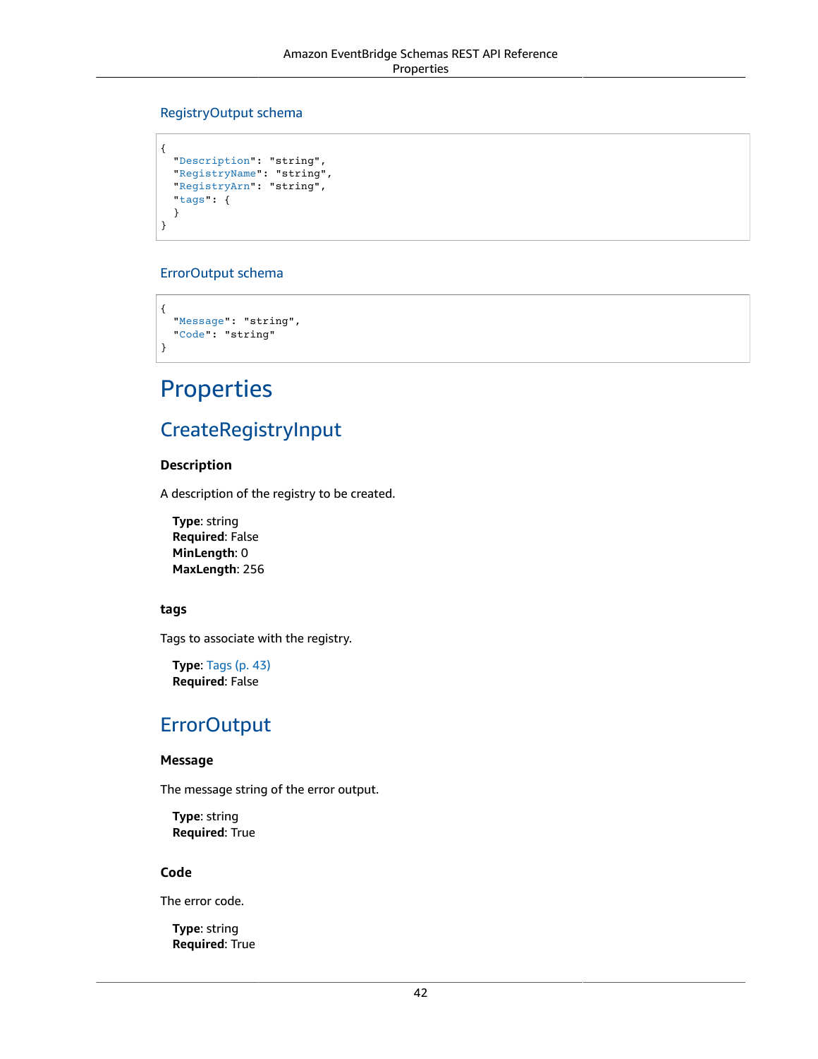### RegistryOutput schema

```
{
  "Description": "string",
  "RegistryName": "string",
  "RegistryArn": "string",
  "tags": {
  }
}
```

### ErrorOutput schema

```
{
  "Message": "string",
  "Code": "string"
}
```

# Properties

## CreateRegistryInput

#### Description

A description of the registry to be created.

**Type**: string
**Required**: False
**MinLength**: 0
**MaxLength**: 256

#### tags

Tags to associate with the registry.

**Type**: Tags (p. 43)
**Required**: False

## ErrorOutput

#### Message

The message string of the error output.

**Type**: string
**Required**: True

#### Code

The error code.

**Type**: string
**Required**: True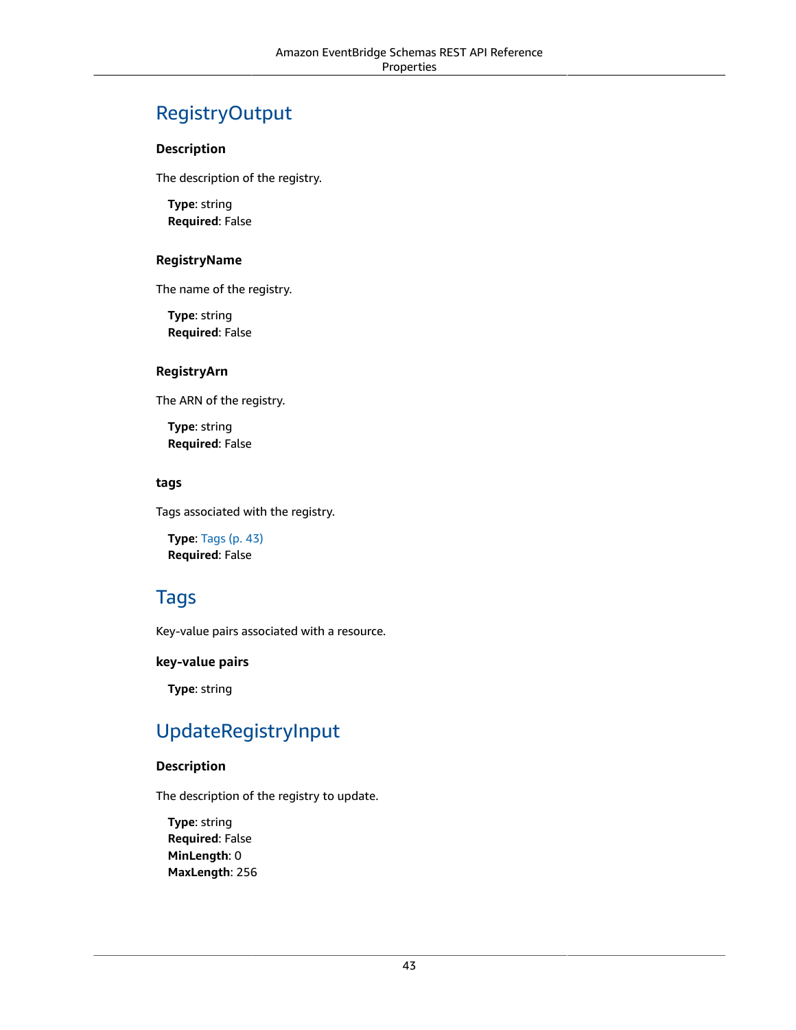## RegistryOutput

### Description

The description of the registry.

**Type**: string
**Required**: False

### RegistryName

The name of the registry.

**Type**: string
**Required**: False

### RegistryArn

The ARN of the registry.

**Type**: string
**Required**: False

### tags

Tags associated with the registry.

**Type**: Tags (p. 43)
**Required**: False

## Tags

Key-value pairs associated with a resource.

### key-value pairs

**Type**: string

## UpdateRegistryInput

### Description

The description of the registry to update.

**Type**: string
**Required**: False
**MinLength**: 0
**MaxLength**: 256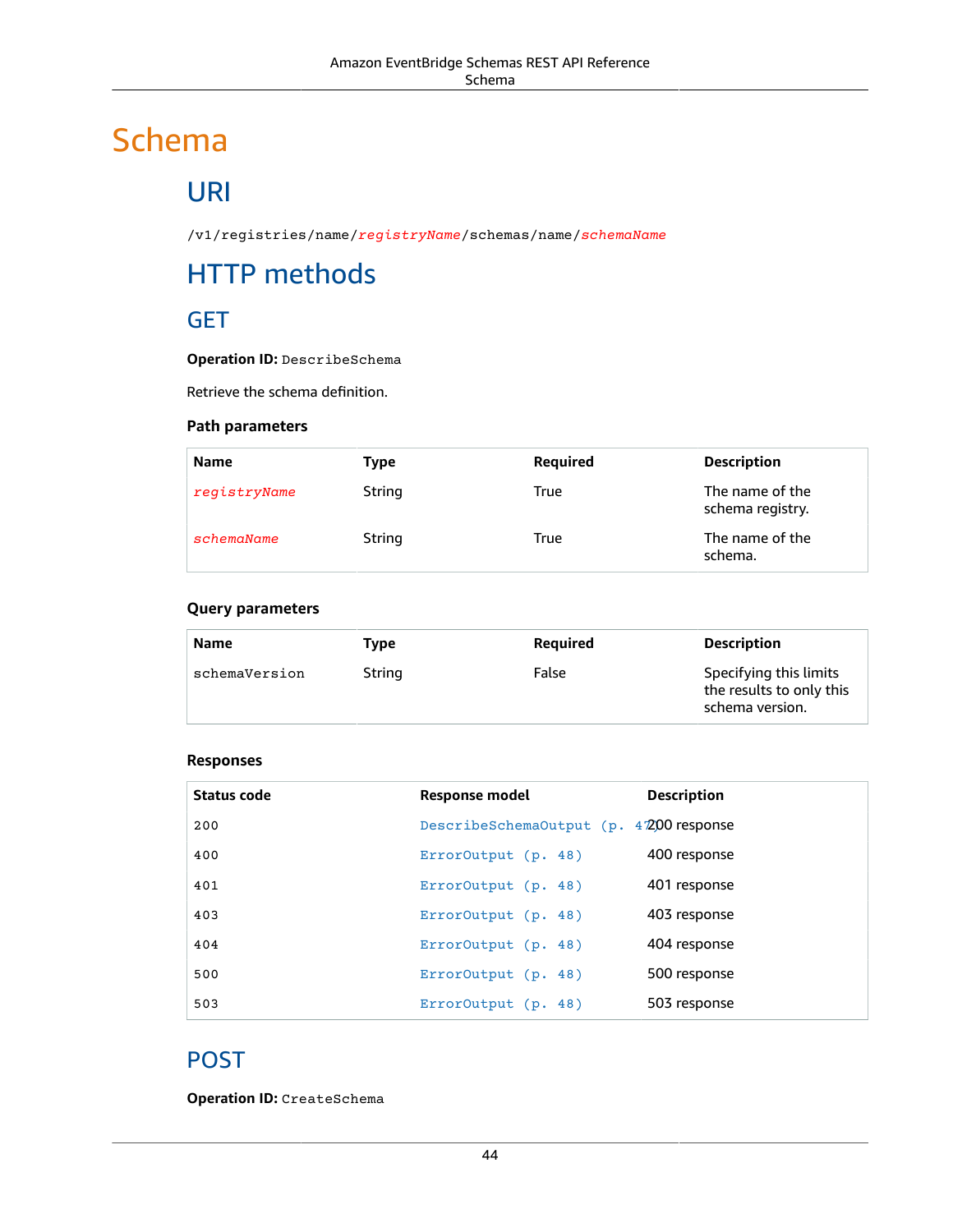# Schema

## URI

`/v1/registries/name/registryName/schemas/name/schemaName`

## HTTP methods

### GET

**Operation ID:** `DescribeSchema`

Retrieve the schema definition.

#### Path parameters

| Name | Type | Required | Description |
| --- | --- | --- | --- |
| *registryName* | String | True | The name of the schema registry. |
| *schemaName* | String | True | The name of the schema. |

#### Query parameters

| Name | Type | Required | Description |
| --- | --- | --- | --- |
| schemaVersion | String | False | Specifying this limits the results to only this schema version. |

#### Responses

| Status code | Response model | Description |
| --- | --- | --- |
| 200 | DescribeSchemaOutput (p. 47) | 200 response |
| 400 | ErrorOutput (p. 48) | 400 response |
| 401 | ErrorOutput (p. 48) | 401 response |
| 403 | ErrorOutput (p. 48) | 403 response |
| 404 | ErrorOutput (p. 48) | 404 response |
| 500 | ErrorOutput (p. 48) | 500 response |
| 503 | ErrorOutput (p. 48) | 503 response |

### POST

**Operation ID:** `CreateSchema`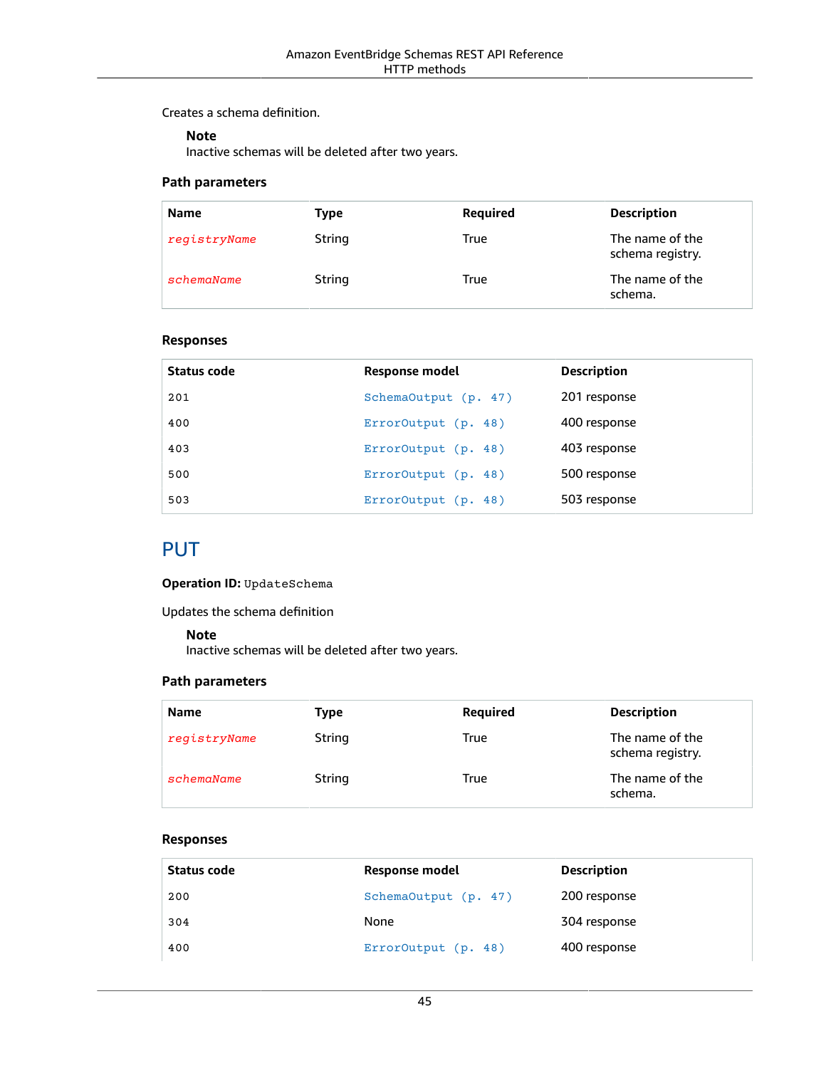Creates a schema definition.

> **Note**
> Inactive schemas will be deleted after two years.

### Path parameters

| Name | Type | Required | Description |
| --- | --- | --- | --- |
| *registryName* | String | True | The name of the schema registry. |
| *schemaName* | String | True | The name of the schema. |

### Responses

| Status code | Response model | Description |
| --- | --- | --- |
| 201 | SchemaOutput (p. 47) | 201 response |
| 400 | ErrorOutput (p. 48) | 400 response |
| 403 | ErrorOutput (p. 48) | 403 response |
| 500 | ErrorOutput (p. 48) | 500 response |
| 503 | ErrorOutput (p. 48) | 503 response |

## PUT

**Operation ID:** `UpdateSchema`

Updates the schema definition

> **Note**
> Inactive schemas will be deleted after two years.

### Path parameters

| Name | Type | Required | Description |
| --- | --- | --- | --- |
| *registryName* | String | True | The name of the schema registry. |
| *schemaName* | String | True | The name of the schema. |

### Responses

| Status code | Response model | Description |
| --- | --- | --- |
| 200 | SchemaOutput (p. 47) | 200 response |
| 304 | None | 304 response |
| 400 | ErrorOutput (p. 48) | 400 response |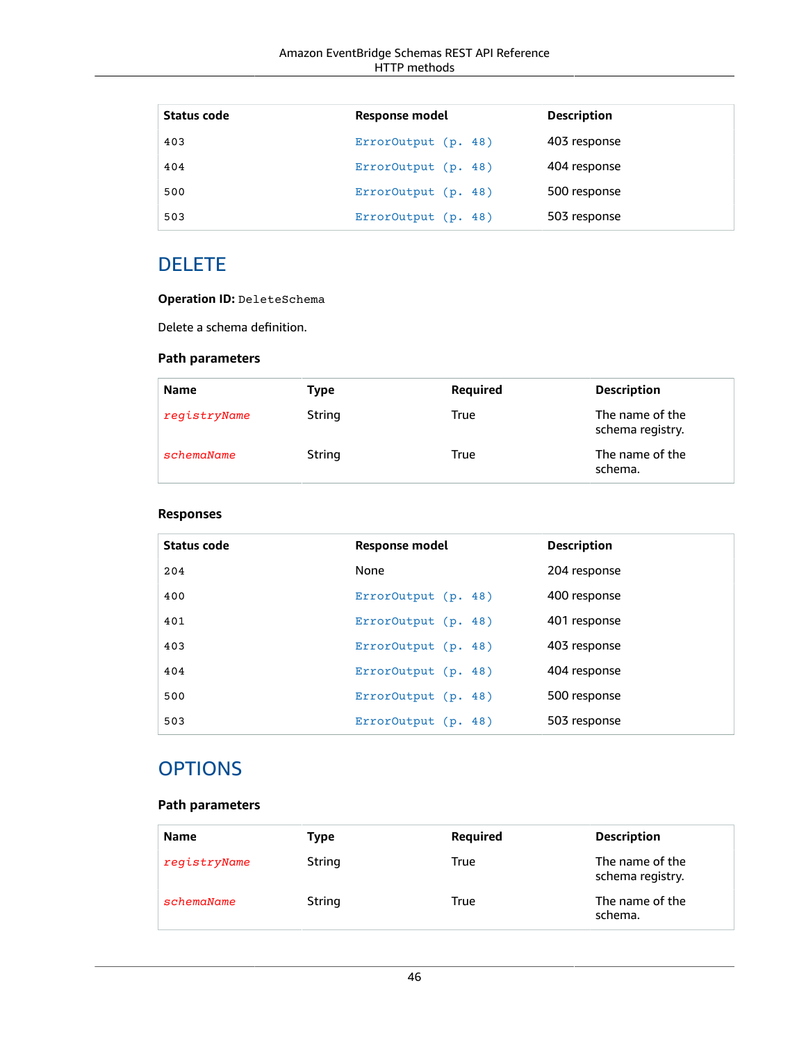| Status code | Response model | Description |
|---|---|---|
| 403 | ErrorOutput (p. 48) | 403 response |
| 404 | ErrorOutput (p. 48) | 404 response |
| 500 | ErrorOutput (p. 48) | 500 response |
| 503 | ErrorOutput (p. 48) | 503 response |

## DELETE

**Operation ID:** `DeleteSchema`

Delete a schema definition.

### Path parameters

| Name | Type | Required | Description |
|---|---|---|---|
| *registryName* | String | True | The name of the schema registry. |
| *schemaName* | String | True | The name of the schema. |

### Responses

| Status code | Response model | Description |
|---|---|---|
| 204 | None | 204 response |
| 400 | ErrorOutput (p. 48) | 400 response |
| 401 | ErrorOutput (p. 48) | 401 response |
| 403 | ErrorOutput (p. 48) | 403 response |
| 404 | ErrorOutput (p. 48) | 404 response |
| 500 | ErrorOutput (p. 48) | 500 response |
| 503 | ErrorOutput (p. 48) | 503 response |

## OPTIONS

### Path parameters

| Name | Type | Required | Description |
|---|---|---|---|
| *registryName* | String | True | The name of the schema registry. |
| *schemaName* | String | True | The name of the schema. |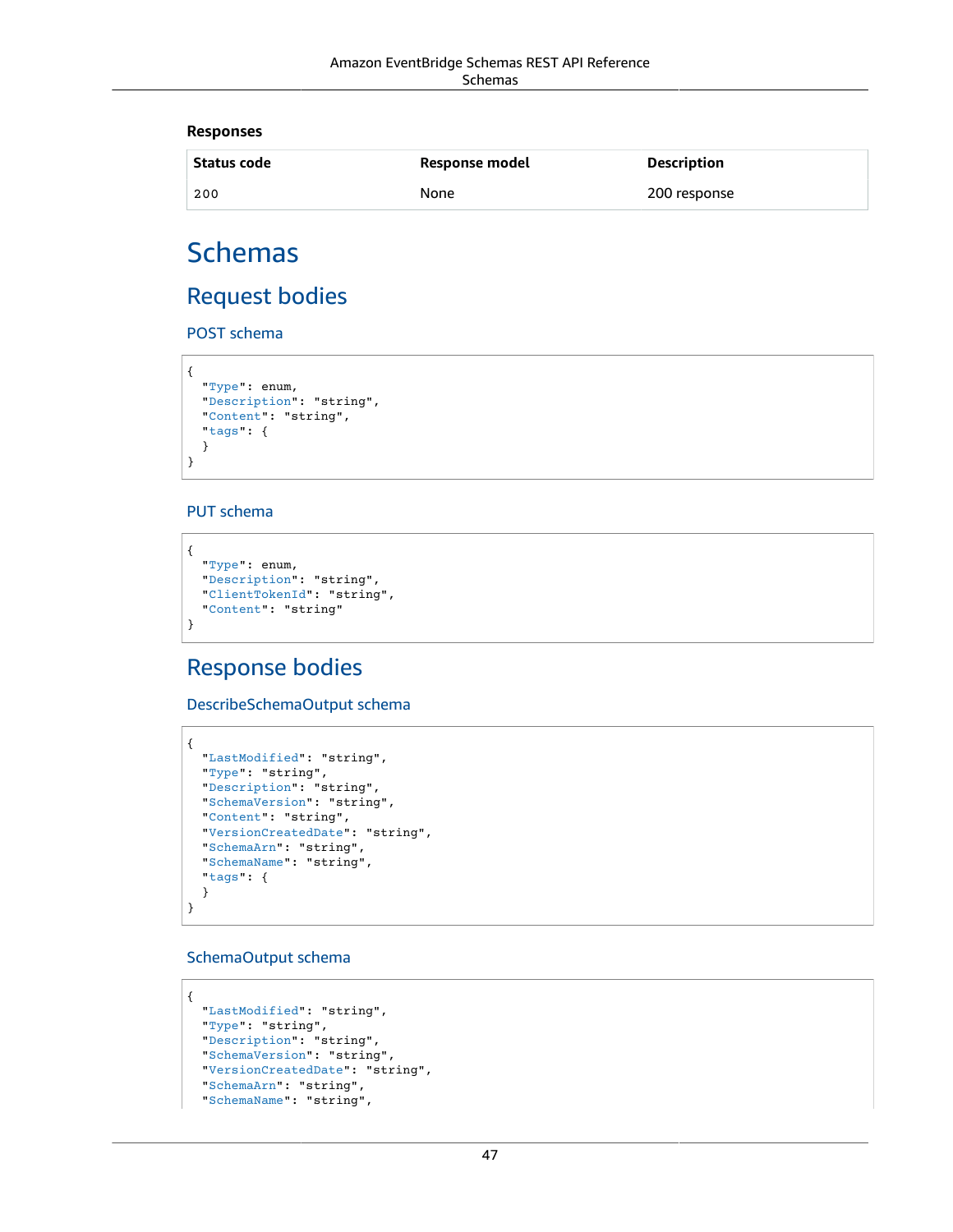#### Responses

| Status code | Response model | Description |
| --- | --- | --- |
| 200 | None | 200 response |

# Schemas

## Request bodies

### POST schema

```
{
  "Type": enum,
  "Description": "string",
  "Content": "string",
  "tags": {
  }
}
```

### PUT schema

```
{
  "Type": enum,
  "Description": "string",
  "ClientTokenId": "string",
  "Content": "string"
}
```

## Response bodies

### DescribeSchemaOutput schema

```
{
  "LastModified": "string",
  "Type": "string",
  "Description": "string",
  "SchemaVersion": "string",
  "Content": "string",
  "VersionCreatedDate": "string",
  "SchemaArn": "string",
  "SchemaName": "string",
  "tags": {
  }
}
```

### SchemaOutput schema

```
{
  "LastModified": "string",
  "Type": "string",
  "Description": "string",
  "SchemaVersion": "string",
  "VersionCreatedDate": "string",
  "SchemaArn": "string",
  "SchemaName": "string",
```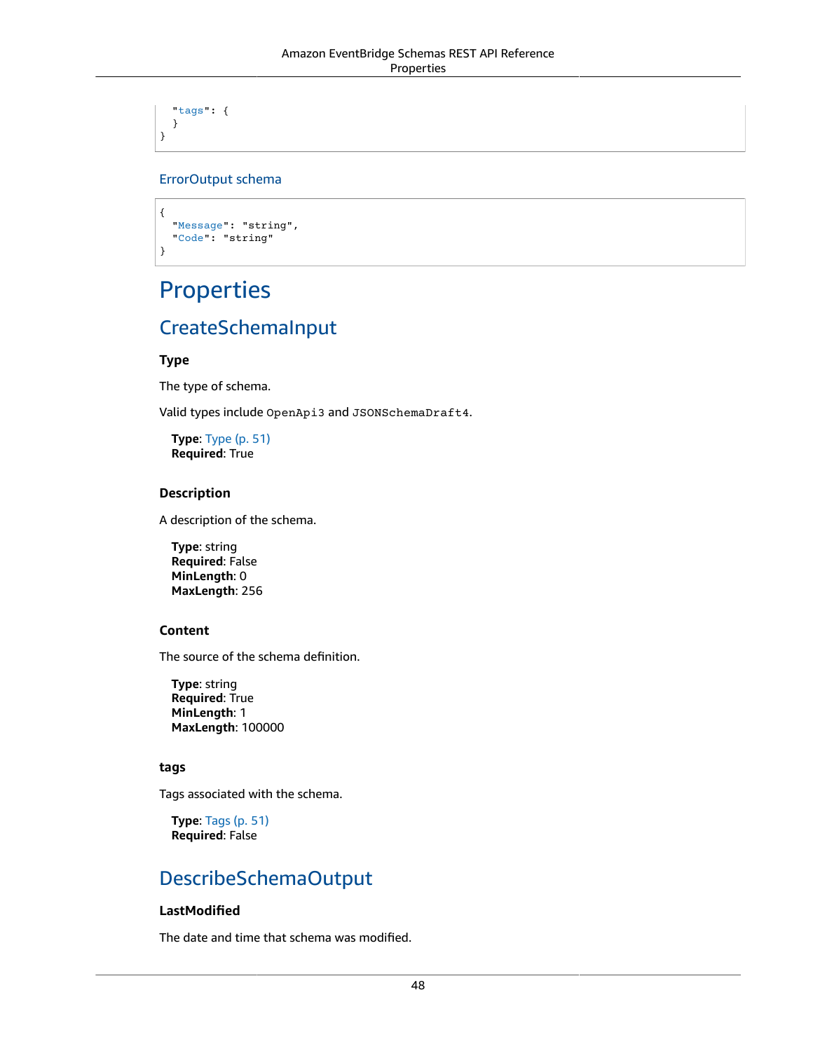```
  "tags": {
  }
}
```

### ErrorOutput schema

```
{
  "Message": "string",
  "Code": "string"
}
```

# Properties

## CreateSchemaInput

### Type

The type of schema.

Valid types include `OpenApi3` and `JSONSchemaDraft4`.

**Type**: Type (p. 51)
**Required**: True

### Description

A description of the schema.

**Type**: string
**Required**: False
**MinLength**: 0
**MaxLength**: 256

### Content

The source of the schema definition.

**Type**: string
**Required**: True
**MinLength**: 1
**MaxLength**: 100000

### tags

Tags associated with the schema.

**Type**: Tags (p. 51)
**Required**: False

## DescribeSchemaOutput

### LastModified

The date and time that schema was modified.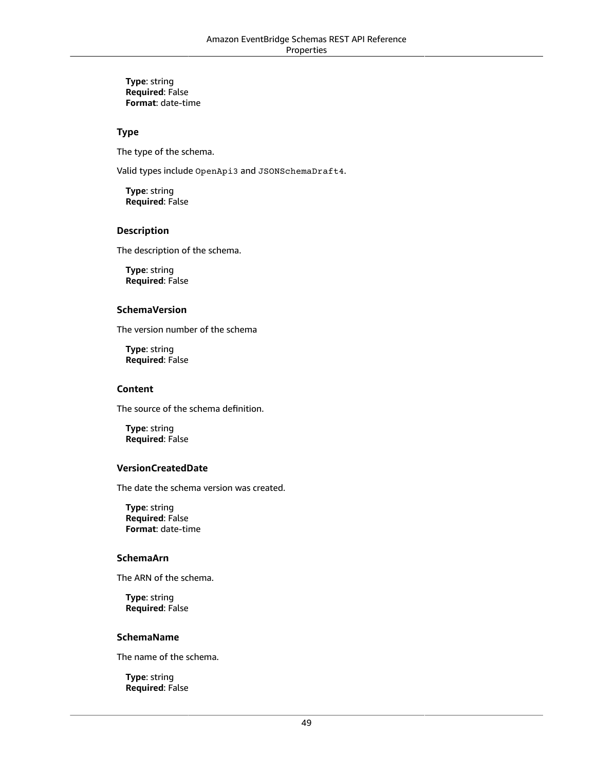**Type**: string
**Required**: False
**Format**: date-time

#### Type

The type of the schema.

Valid types include `OpenApi3` and `JSONSchemaDraft4`.

**Type**: string
**Required**: False

#### Description

The description of the schema.

**Type**: string
**Required**: False

#### SchemaVersion

The version number of the schema

**Type**: string
**Required**: False

#### Content

The source of the schema definition.

**Type**: string
**Required**: False

#### VersionCreatedDate

The date the schema version was created.

**Type**: string
**Required**: False
**Format**: date-time

#### SchemaArn

The ARN of the schema.

**Type**: string
**Required**: False

#### SchemaName

The name of the schema.

**Type**: string
**Required**: False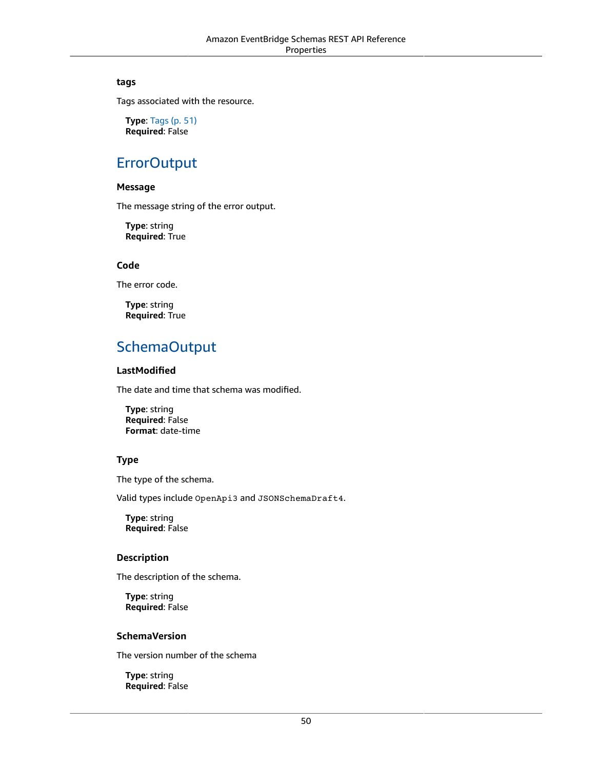### tags

Tags associated with the resource.

**Type**: Tags (p. 51)
**Required**: False

## ErrorOutput

### Message

The message string of the error output.

**Type**: string
**Required**: True

### Code

The error code.

**Type**: string
**Required**: True

## SchemaOutput

### LastModified

The date and time that schema was modified.

**Type**: string
**Required**: False
**Format**: date-time

### Type

The type of the schema.

Valid types include `OpenApi3` and `JSONSchemaDraft4`.

**Type**: string
**Required**: False

### Description

The description of the schema.

**Type**: string
**Required**: False

### SchemaVersion

The version number of the schema

**Type**: string
**Required**: False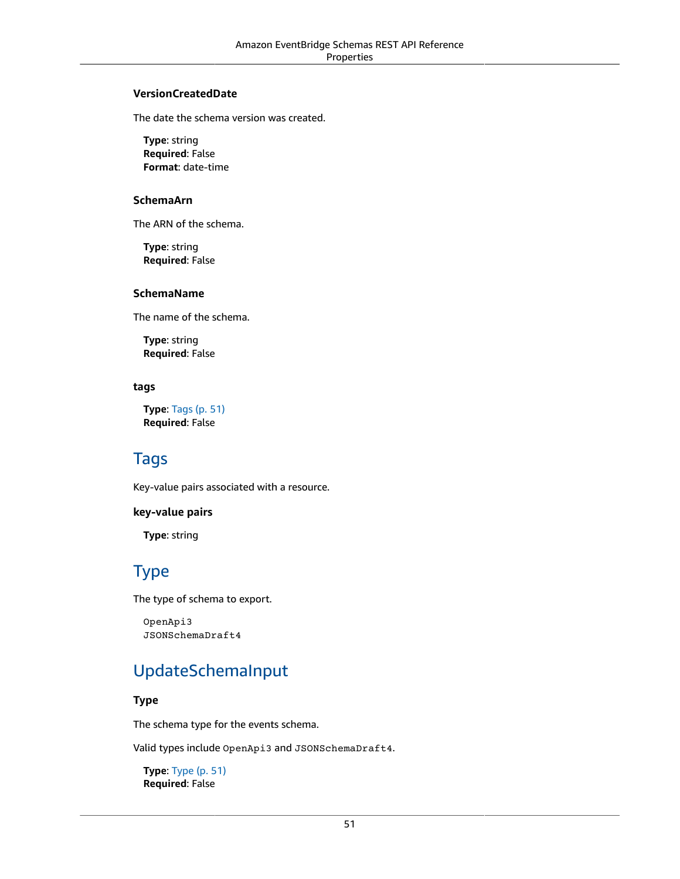#### VersionCreatedDate

The date the schema version was created.

**Type**: string
**Required**: False
**Format**: date-time

#### SchemaArn

The ARN of the schema.

**Type**: string
**Required**: False

#### SchemaName

The name of the schema.

**Type**: string
**Required**: False

#### tags

**Type**: Tags (p. 51)
**Required**: False

## Tags

Key-value pairs associated with a resource.

#### key-value pairs

**Type**: string

## Type

The type of schema to export.

```
OpenApi3
JSONSchemaDraft4
```

## UpdateSchemaInput

#### Type

The schema type for the events schema.

Valid types include `OpenApi3` and `JSONSchemaDraft4`.

**Type**: Type (p. 51)
**Required**: False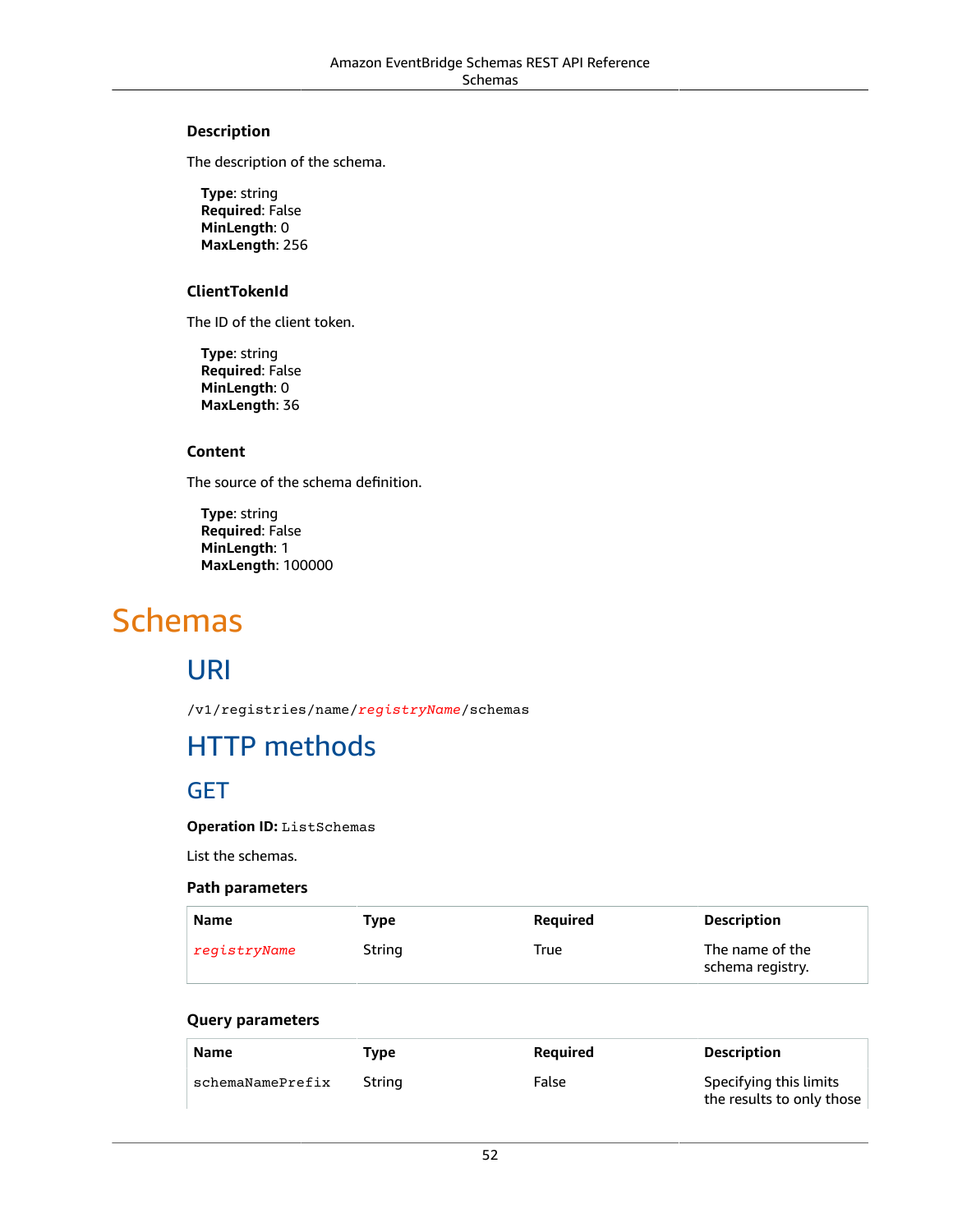#### Description

The description of the schema.

**Type**: string
**Required**: False
**MinLength**: 0
**MaxLength**: 256

#### ClientTokenId

The ID of the client token.

**Type**: string
**Required**: False
**MinLength**: 0
**MaxLength**: 36

#### Content

The source of the schema definition.

**Type**: string
**Required**: False
**MinLength**: 1
**MaxLength**: 100000

# Schemas

## URI

`/v1/registries/name/registryName/schemas`

## HTTP methods

## GET

**Operation ID:** `ListSchemas`

List the schemas.

#### Path parameters

| Name | Type | Required | Description |
| --- | --- | --- | --- |
| *registryName* | String | True | The name of the schema registry. |

#### Query parameters

| Name | Type | Required | Description |
| --- | --- | --- | --- |
| `schemaNamePrefix` | String | False | Specifying this limits the results to only those |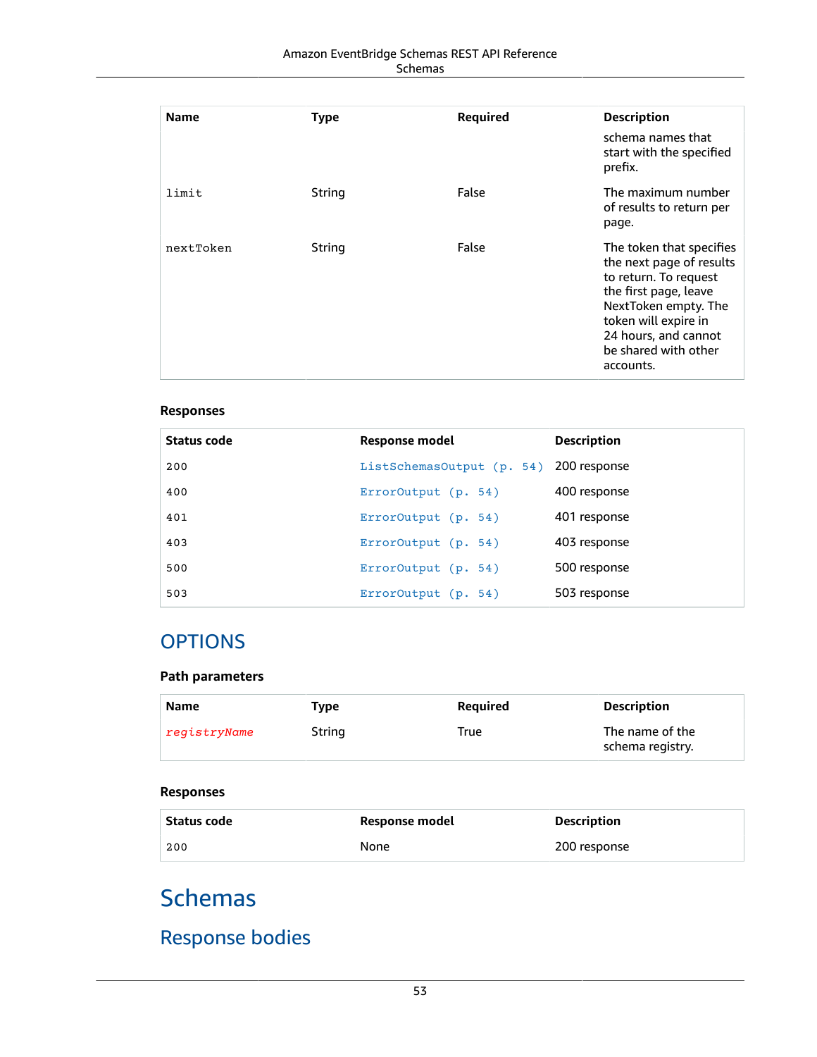| Name | Type | Required | Description |
| --- | --- | --- | --- |
| | | | schema names that start with the specified prefix. |
| `limit` | String | False | The maximum number of results to return per page. |
| `nextToken` | String | False | The token that specifies the next page of results to return. To request the first page, leave NextToken empty. The token will expire in 24 hours, and cannot be shared with other accounts. |

### Responses

| Status code | Response model | Description |
| --- | --- | --- |
| `200` | `ListSchemasOutput (p. 54)` | 200 response |
| `400` | `ErrorOutput (p. 54)` | 400 response |
| `401` | `ErrorOutput (p. 54)` | 401 response |
| `403` | `ErrorOutput (p. 54)` | 403 response |
| `500` | `ErrorOutput (p. 54)` | 500 response |
| `503` | `ErrorOutput (p. 54)` | 503 response |

## OPTIONS

### Path parameters

| Name | Type | Required | Description |
| --- | --- | --- | --- |
| *`registryName`* | String | True | The name of the schema registry. |

### Responses

| Status code | Response model | Description |
| --- | --- | --- |
| `200` | None | 200 response |

# Schemas

## Response bodies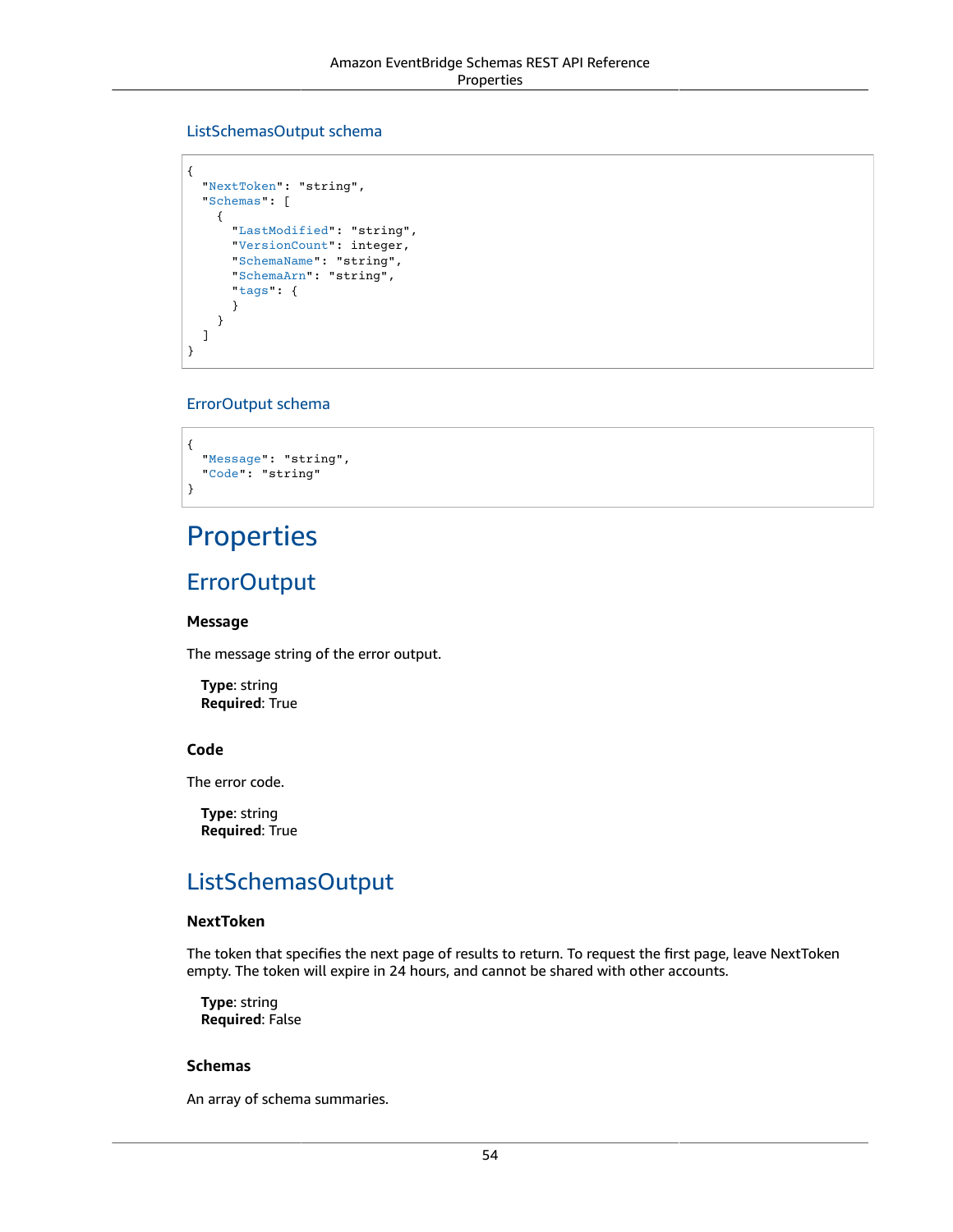### ListSchemasOutput schema

```
{
  "NextToken": "string",
  "Schemas": [
    {
      "LastModified": "string",
      "VersionCount": integer,
      "SchemaName": "string",
      "SchemaArn": "string",
      "tags": {
      }
    }
  ]
}
```

### ErrorOutput schema

```
{
  "Message": "string",
  "Code": "string"
}
```

# Properties

## ErrorOutput

### Message

The message string of the error output.

**Type**: string
**Required**: True

### Code

The error code.

**Type**: string
**Required**: True

## ListSchemasOutput

### NextToken

The token that specifies the next page of results to return. To request the first page, leave NextToken empty. The token will expire in 24 hours, and cannot be shared with other accounts.

**Type**: string
**Required**: False

### Schemas

An array of schema summaries.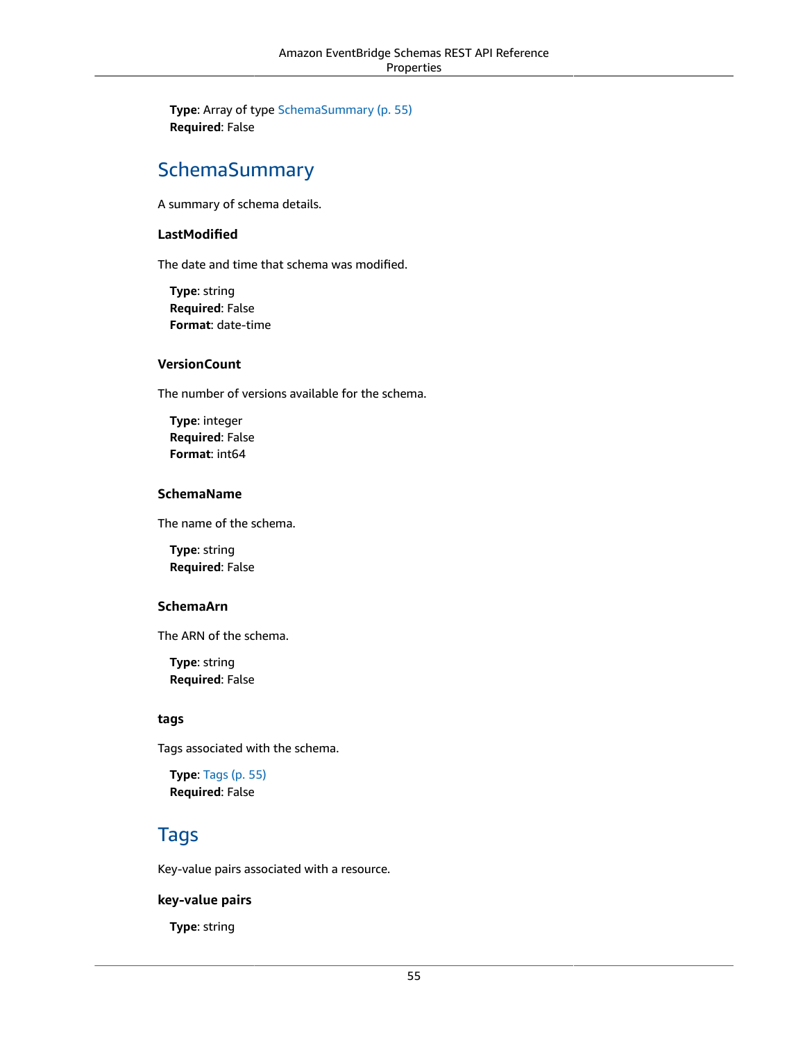**Type**: Array of type SchemaSummary (p. 55)
**Required**: False

## SchemaSummary

A summary of schema details.

### LastModified

The date and time that schema was modified.

**Type**: string
**Required**: False
**Format**: date-time

### VersionCount

The number of versions available for the schema.

**Type**: integer
**Required**: False
**Format**: int64

### SchemaName

The name of the schema.

**Type**: string
**Required**: False

### SchemaArn

The ARN of the schema.

**Type**: string
**Required**: False

### tags

Tags associated with the schema.

**Type**: Tags (p. 55)
**Required**: False

## Tags

Key-value pairs associated with a resource.

### key-value pairs

**Type**: string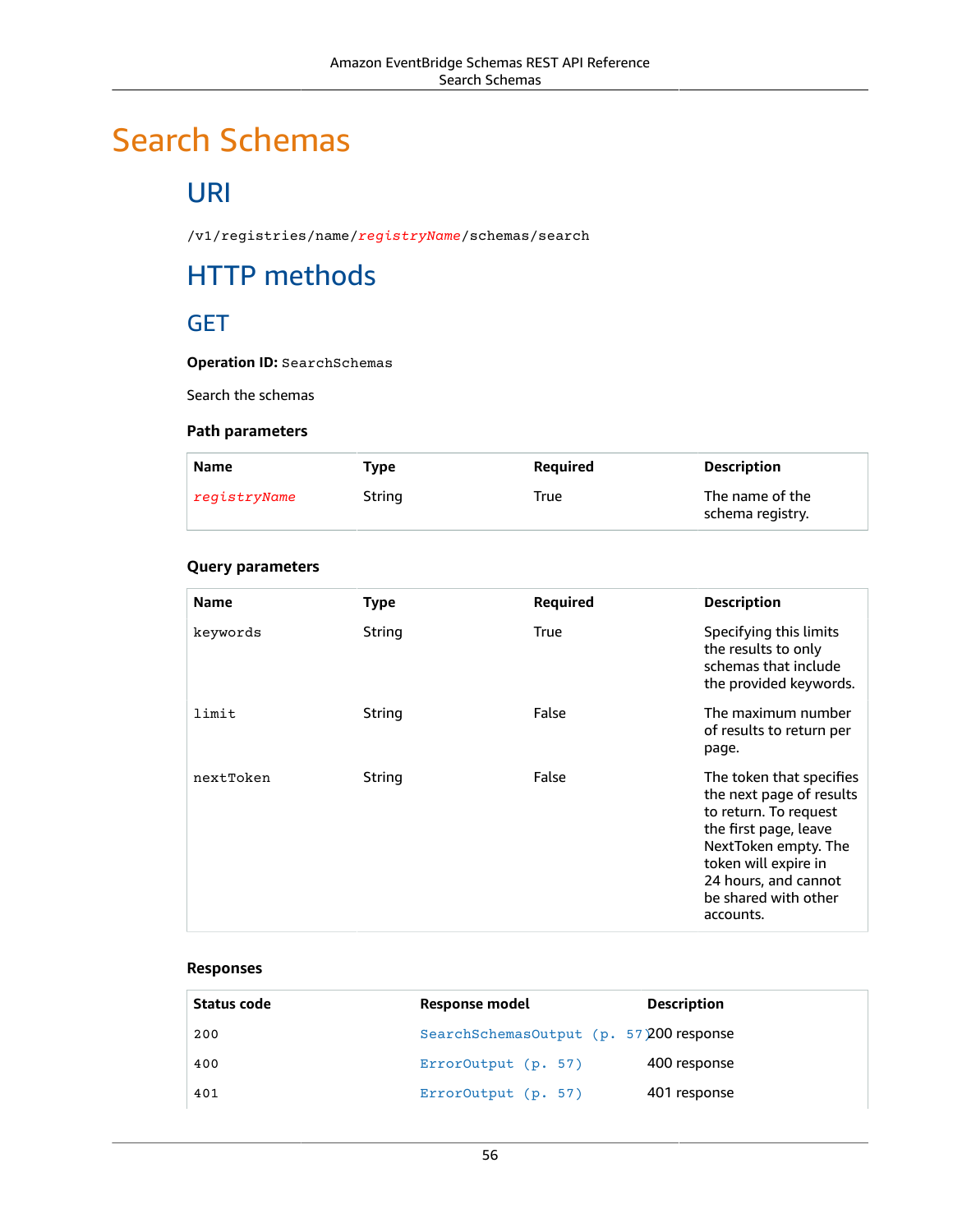# Search Schemas

## URI

`/v1/registries/name/registryName/schemas/search`

## HTTP methods

### GET

**Operation ID:** `SearchSchemas`

Search the schemas

#### Path parameters

| Name | Type | Required | Description |
| --- | --- | --- | --- |
| *registryName* | String | True | The name of the schema registry. |

#### Query parameters

| Name | Type | Required | Description |
| --- | --- | --- | --- |
| `keywords` | String | True | Specifying this limits the results to only schemas that include the provided keywords. |
| `limit` | String | False | The maximum number of results to return per page. |
| `nextToken` | String | False | The token that specifies the next page of results to return. To request the first page, leave NextToken empty. The token will expire in 24 hours, and cannot be shared with other accounts. |

#### Responses

| Status code | Response model | Description |
| --- | --- | --- |
| 200 | `SearchSchemasOutput (p. 57)` | 200 response |
| 400 | `ErrorOutput (p. 57)` | 400 response |
| 401 | `ErrorOutput (p. 57)` | 401 response |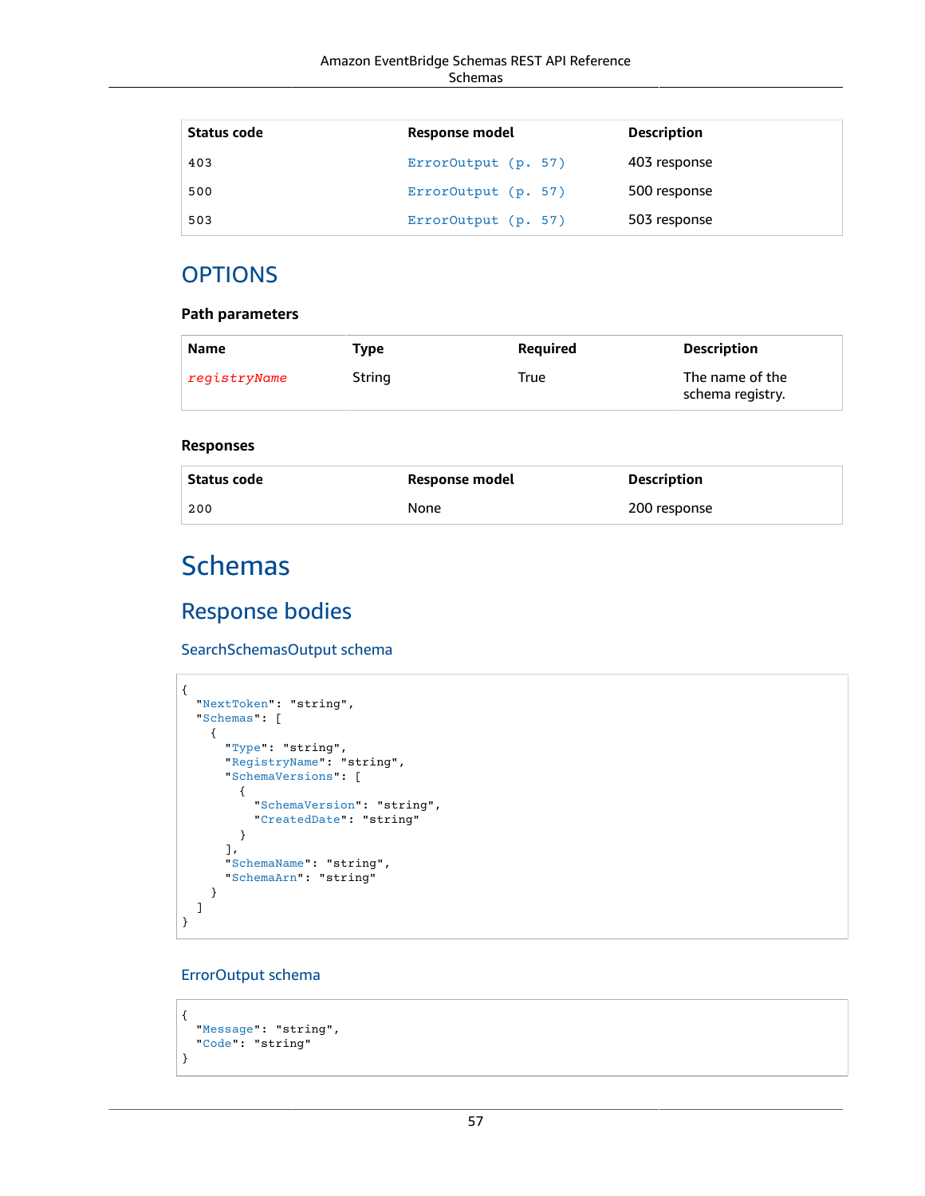| Status code | Response model | Description |
| --- | --- | --- |
| 403 | ErrorOutput (p. 57) | 403 response |
| 500 | ErrorOutput (p. 57) | 500 response |
| 503 | ErrorOutput (p. 57) | 503 response |

## OPTIONS

### Path parameters

| Name | Type | Required | Description |
| --- | --- | --- | --- |
| *registryName* | String | True | The name of the schema registry. |

### Responses

| Status code | Response model | Description |
| --- | --- | --- |
| 200 | None | 200 response |

# Schemas

## Response bodies

### SearchSchemasOutput schema

```
{
  "NextToken": "string",
  "Schemas": [
    {
      "Type": "string",
      "RegistryName": "string",
      "SchemaVersions": [
        {
          "SchemaVersion": "string",
          "CreatedDate": "string"
        }
      ],
      "SchemaName": "string",
      "SchemaArn": "string"
    }
  ]
}
```

### ErrorOutput schema

```
{
  "Message": "string",
  "Code": "string"
}
```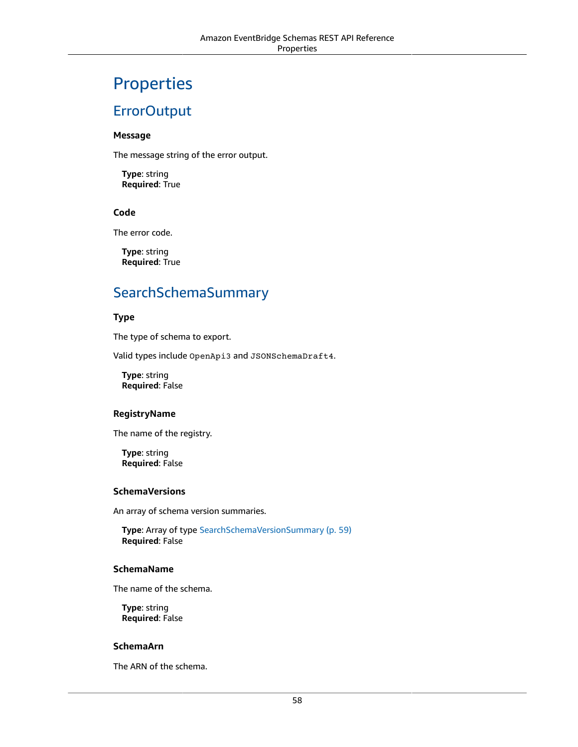# Properties

## ErrorOutput

### Message

The message string of the error output.

**Type**: string
**Required**: True

### Code

The error code.

**Type**: string
**Required**: True

## SearchSchemaSummary

### Type

The type of schema to export.

Valid types include `OpenApi3` and `JSONSchemaDraft4`.

**Type**: string
**Required**: False

### RegistryName

The name of the registry.

**Type**: string
**Required**: False

### SchemaVersions

An array of schema version summaries.

**Type**: Array of type SearchSchemaVersionSummary (p. 59)
**Required**: False

### SchemaName

The name of the schema.

**Type**: string
**Required**: False

### SchemaArn

The ARN of the schema.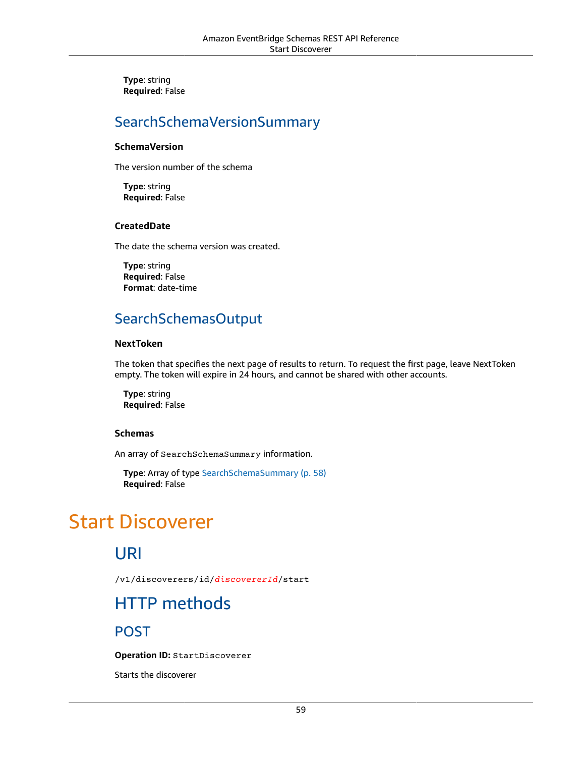**Type**: string
**Required**: False

## SearchSchemaVersionSummary

### SchemaVersion

The version number of the schema

**Type**: string
**Required**: False

### CreatedDate

The date the schema version was created.

**Type**: string
**Required**: False
**Format**: date-time

## SearchSchemasOutput

### NextToken

The token that specifies the next page of results to return. To request the first page, leave NextToken empty. The token will expire in 24 hours, and cannot be shared with other accounts.

**Type**: string
**Required**: False

### Schemas

An array of `SearchSchemaSummary` information.

**Type**: Array of type SearchSchemaSummary (p. 58)
**Required**: False

# Start Discoverer

## URI

`/v1/discoverers/id/`*`discovererId`*`/start`

## HTTP methods

## POST

**Operation ID:** `StartDiscoverer`

Starts the discoverer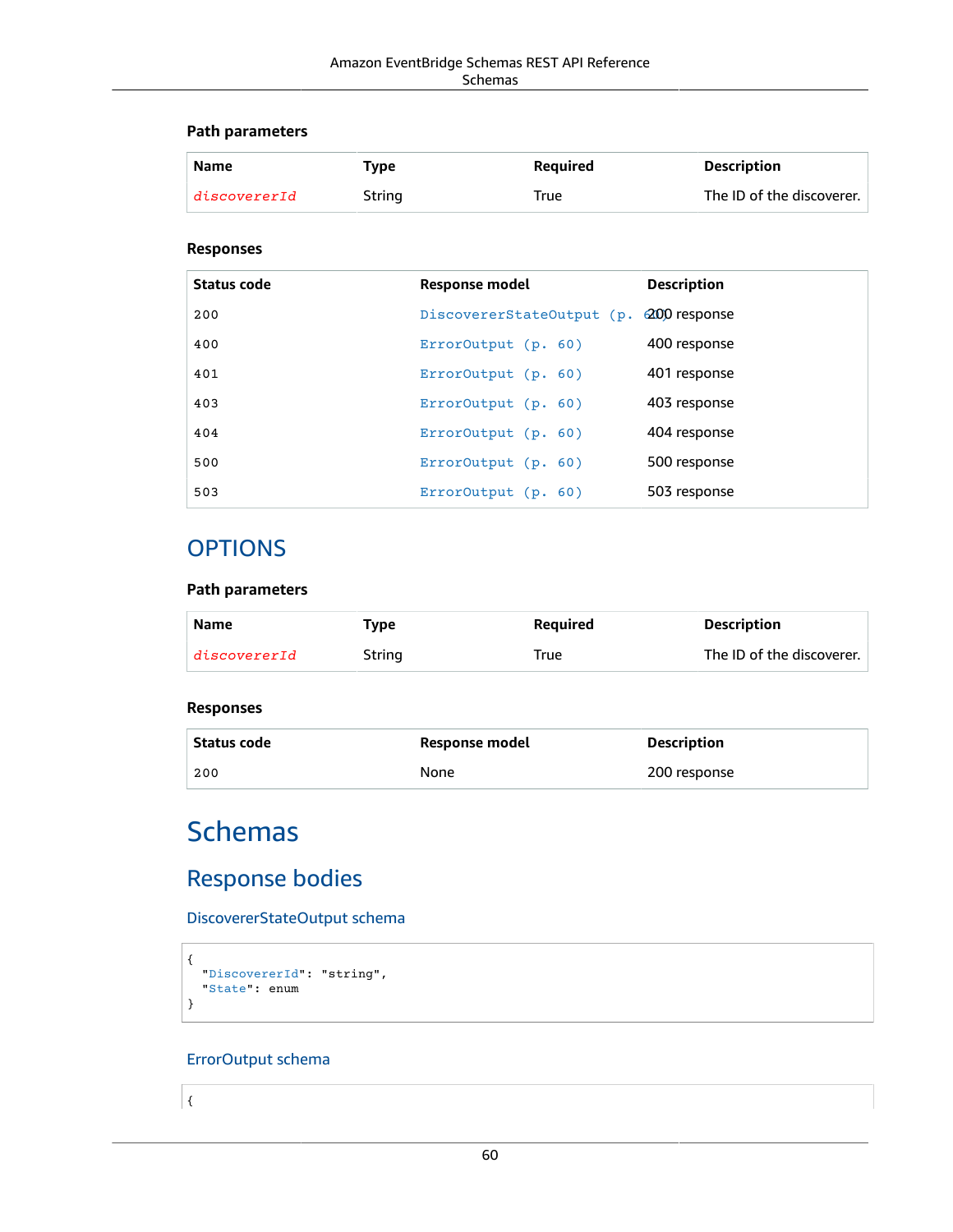#### Path parameters

| Name | Type | Required | Description |
| --- | --- | --- | --- |
| discovererId | String | True | The ID of the discoverer. |

#### Responses

| Status code | Response model | Description |
| --- | --- | --- |
| 200 | DiscovererStateOutput (p. 60) | 200 response |
| 400 | ErrorOutput (p. 60) | 400 response |
| 401 | ErrorOutput (p. 60) | 401 response |
| 403 | ErrorOutput (p. 60) | 403 response |
| 404 | ErrorOutput (p. 60) | 404 response |
| 500 | ErrorOutput (p. 60) | 500 response |
| 503 | ErrorOutput (p. 60) | 503 response |

## OPTIONS

#### Path parameters

| Name | Type | Required | Description |
| --- | --- | --- | --- |
| discovererId | String | True | The ID of the discoverer. |

#### Responses

| Status code | Response model | Description |
| --- | --- | --- |
| 200 | None | 200 response |

# Schemas

## Response bodies

### DiscovererStateOutput schema

```
{
  "DiscovererId": "string",
  "State": enum
}
```

### ErrorOutput schema

```
{
```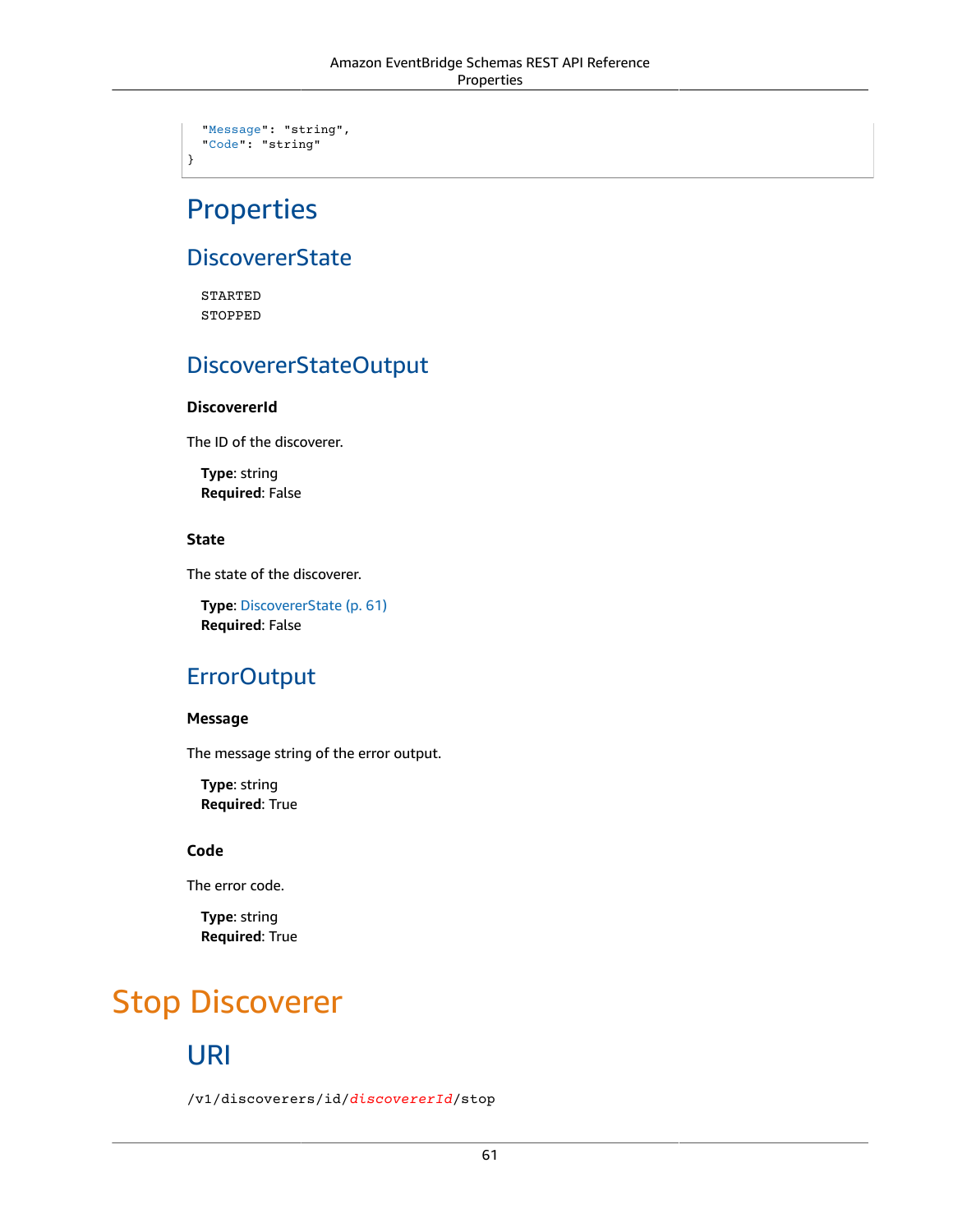```
  "Message": "string",
  "Code": "string"
}
```

## Properties

### DiscovererState

```
STARTED
STOPPED
```

### DiscovererStateOutput

#### DiscovererId

The ID of the discoverer.

**Type**: string
**Required**: False

#### State

The state of the discoverer.

**Type**: DiscovererState (p. 61)
**Required**: False

### ErrorOutput

#### Message

The message string of the error output.

**Type**: string
**Required**: True

#### Code

The error code.

**Type**: string
**Required**: True

# Stop Discoverer

## URI

`/v1/discoverers/id/discovererId/stop`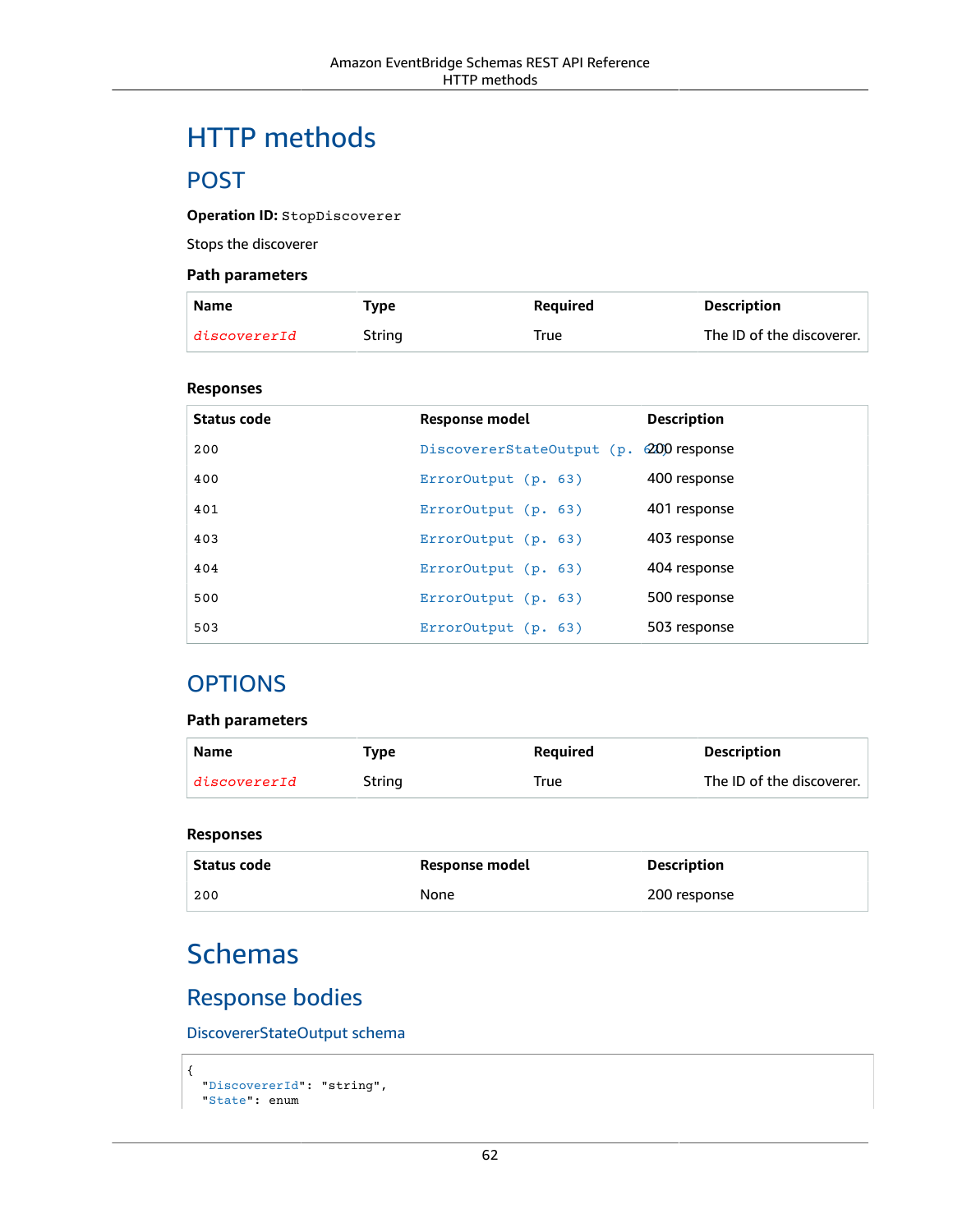# HTTP methods

## POST

**Operation ID:** `StopDiscoverer`

Stops the discoverer

### Path parameters

| Name | Type | Required | Description |
|---|---|---|---|
| `discovererId` | String | True | The ID of the discoverer. |

### Responses

| Status code | Response model | Description |
|---|---|---|
| 200 | `DiscovererStateOutput (p. 62)` | 200 response |
| 400 | `ErrorOutput (p. 63)` | 400 response |
| 401 | `ErrorOutput (p. 63)` | 401 response |
| 403 | `ErrorOutput (p. 63)` | 403 response |
| 404 | `ErrorOutput (p. 63)` | 404 response |
| 500 | `ErrorOutput (p. 63)` | 500 response |
| 503 | `ErrorOutput (p. 63)` | 503 response |

## OPTIONS

### Path parameters

| Name | Type | Required | Description |
|---|---|---|---|
| `discovererId` | String | True | The ID of the discoverer. |

### Responses

| Status code | Response model | Description |
|---|---|---|
| 200 | None | 200 response |

# Schemas

## Response bodies

### DiscovererStateOutput schema

```
{
  "DiscovererId": "string",
  "State": enum
```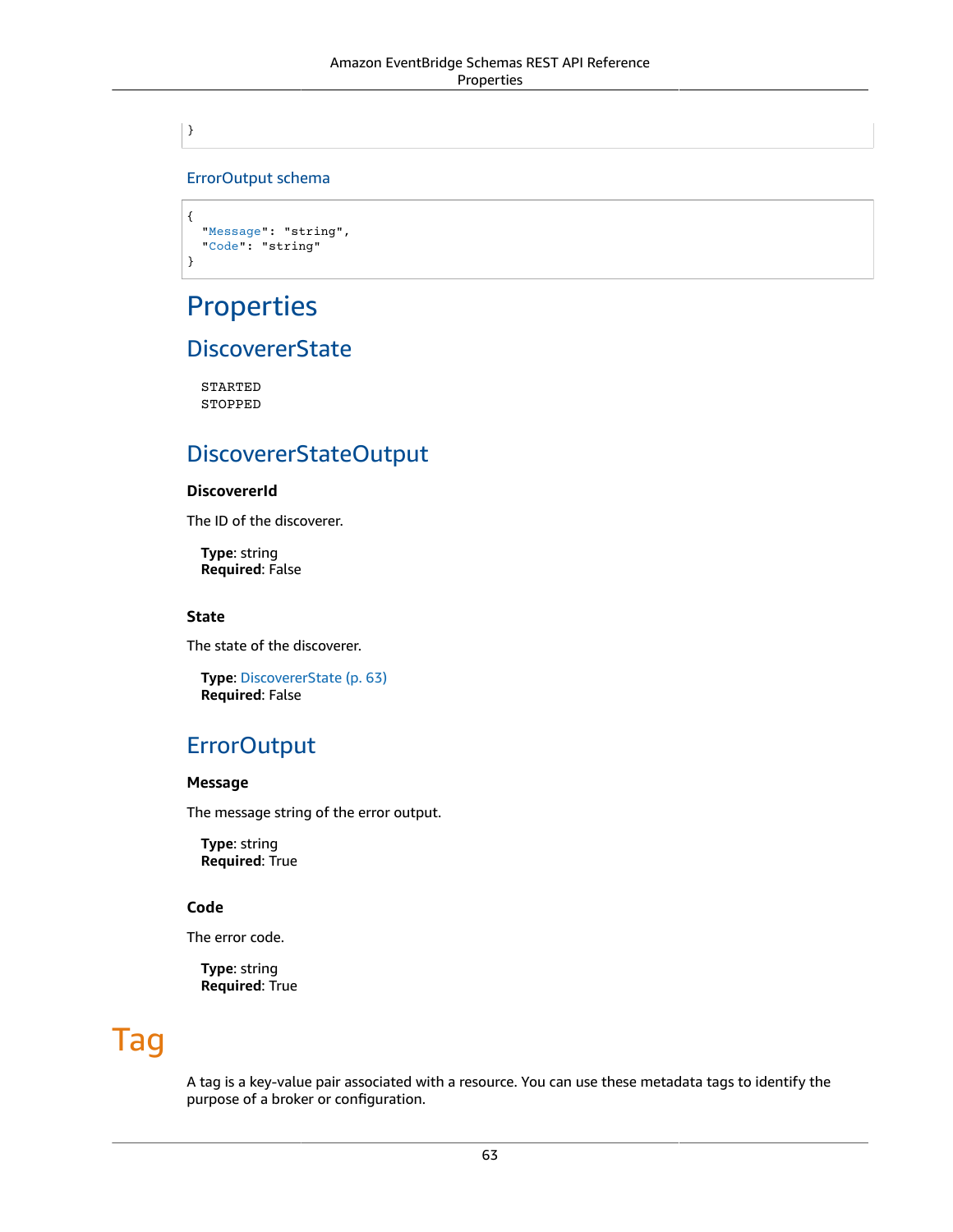```
}
```

### ErrorOutput schema

```
{
  "Message": "string",
  "Code": "string"
}
```

## Properties

### DiscovererState

```
STARTED
STOPPED
```

### DiscovererStateOutput

#### DiscovererId

The ID of the discoverer.

**Type**: string
**Required**: False

#### State

The state of the discoverer.

**Type**: DiscovererState (p. 63)
**Required**: False

### ErrorOutput

#### Message

The message string of the error output.

**Type**: string
**Required**: True

#### Code

The error code.

**Type**: string
**Required**: True

# Tag

A tag is a key-value pair associated with a resource. You can use these metadata tags to identify the purpose of a broker or configuration.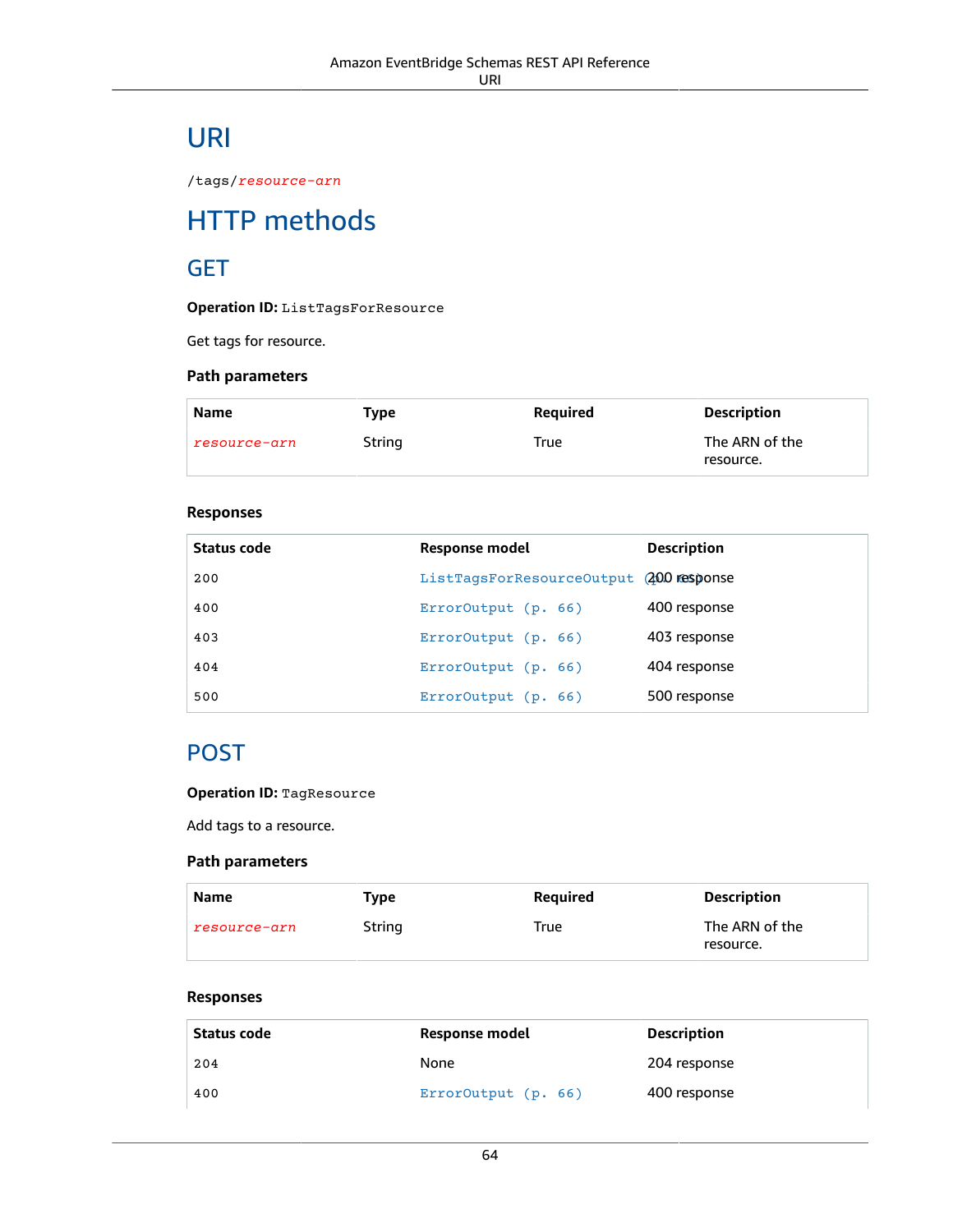# URI

/tags/*resource-arn*

# HTTP methods

## GET

**Operation ID:** `ListTagsForResource`

Get tags for resource.

### Path parameters

| Name | Type | Required | Description |
| --- | --- | --- | --- |
| *resource-arn* | String | True | The ARN of the resource. |

### Responses

| Status code | Response model | Description |
| --- | --- | --- |
| 200 | `ListTagsForResourceOutput (p. 65)` | 200 response |
| 400 | `ErrorOutput (p. 66)` | 400 response |
| 403 | `ErrorOutput (p. 66)` | 403 response |
| 404 | `ErrorOutput (p. 66)` | 404 response |
| 500 | `ErrorOutput (p. 66)` | 500 response |

## POST

**Operation ID:** `TagResource`

Add tags to a resource.

### Path parameters

| Name | Type | Required | Description |
| --- | --- | --- | --- |
| *resource-arn* | String | True | The ARN of the resource. |

### Responses

| Status code | Response model | Description |
| --- | --- | --- |
| 204 | None | 204 response |
| 400 | `ErrorOutput (p. 66)` | 400 response |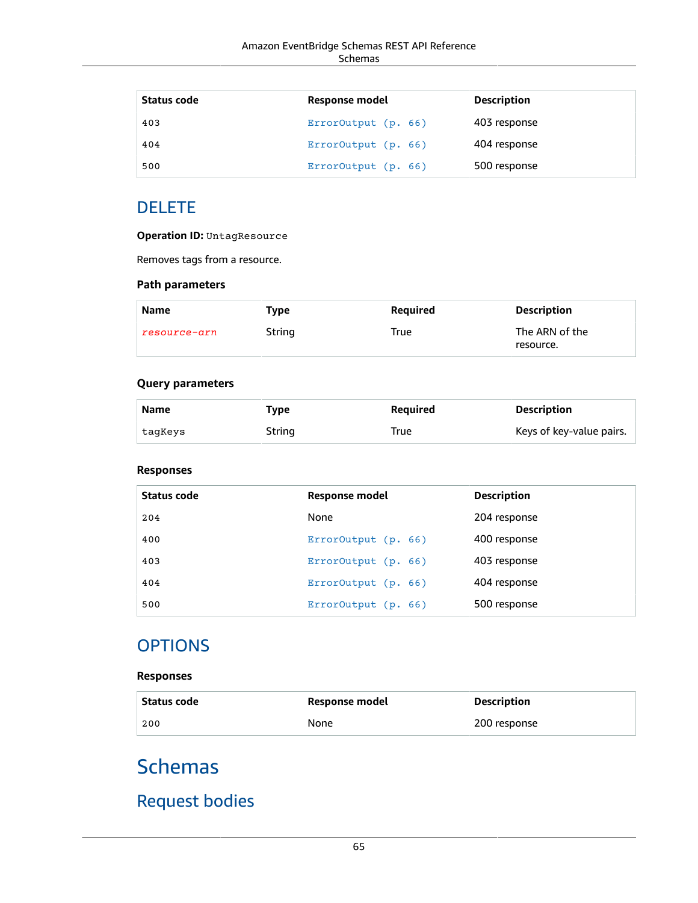| Status code | Response model | Description |
| --- | --- | --- |
| 403 | ErrorOutput (p. 66) | 403 response |
| 404 | ErrorOutput (p. 66) | 404 response |
| 500 | ErrorOutput (p. 66) | 500 response |

## DELETE

**Operation ID:** UntagResource

Removes tags from a resource.

### Path parameters

| Name | Type | Required | Description |
| --- | --- | --- | --- |
| *resource-arn* | String | True | The ARN of the resource. |

### Query parameters

| Name | Type | Required | Description |
| --- | --- | --- | --- |
| tagKeys | String | True | Keys of key-value pairs. |

### Responses

| Status code | Response model | Description |
| --- | --- | --- |
| 204 | None | 204 response |
| 400 | ErrorOutput (p. 66) | 400 response |
| 403 | ErrorOutput (p. 66) | 403 response |
| 404 | ErrorOutput (p. 66) | 404 response |
| 500 | ErrorOutput (p. 66) | 500 response |

## OPTIONS

### Responses

| Status code | Response model | Description |
| --- | --- | --- |
| 200 | None | 200 response |

# Schemas

## Request bodies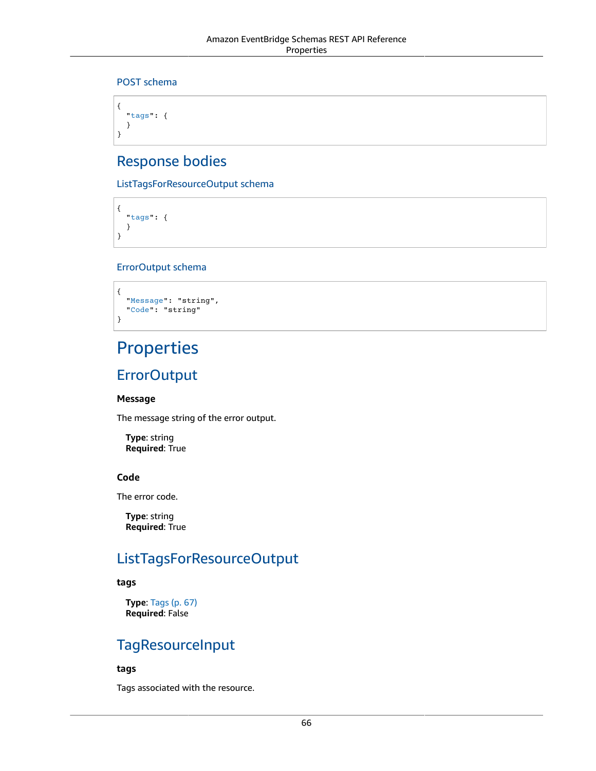### POST schema

```
{
  "tags": {
  }
}
```

## Response bodies

### ListTagsForResourceOutput schema

```
{
  "tags": {
  }
}
```

### ErrorOutput schema

```
{
  "Message": "string",
  "Code": "string"
}
```

# Properties

## ErrorOutput

### Message

The message string of the error output.

**Type**: string
**Required**: True

### Code

The error code.

**Type**: string
**Required**: True

## ListTagsForResourceOutput

### tags

**Type**: Tags (p. 67)
**Required**: False

## TagResourceInput

### tags

Tags associated with the resource.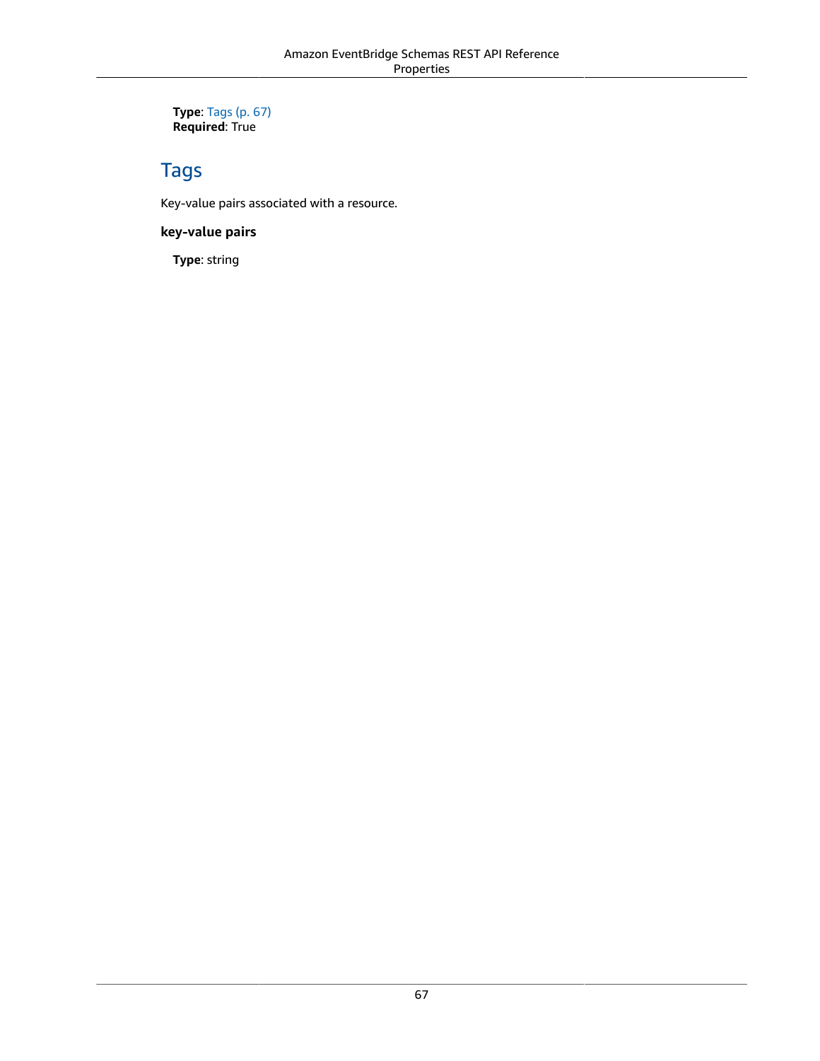**Type**: Tags (p. 67)
**Required**: True

## Tags

Key-value pairs associated with a resource.

### key-value pairs

**Type**: string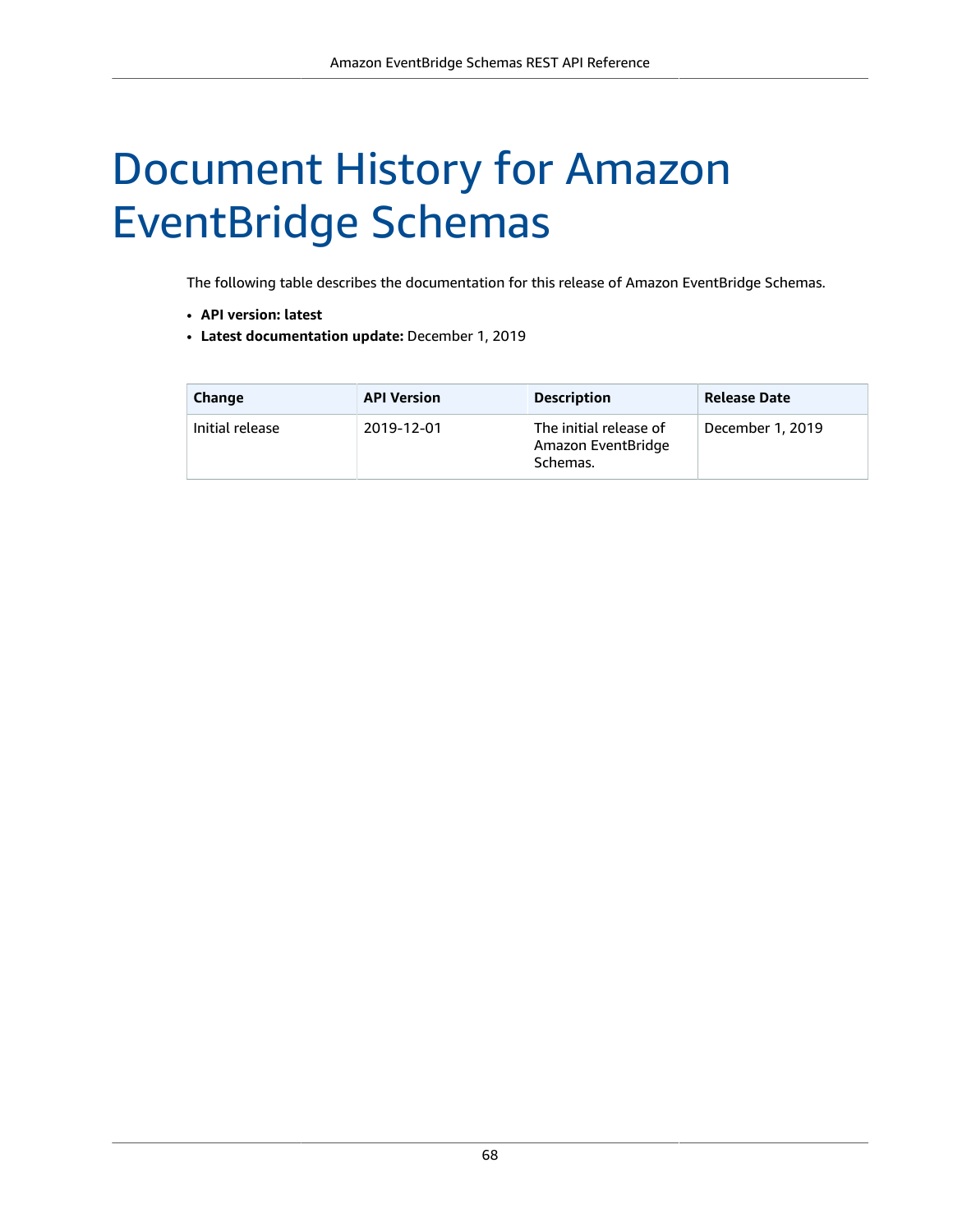# Document History for Amazon EventBridge Schemas

The following table describes the documentation for this release of Amazon EventBridge Schemas.

- **API version: latest**
- **Latest documentation update:** December 1, 2019

| Change | API Version | Description | Release Date |
| --- | --- | --- | --- |
| Initial release | 2019-12-01 | The initial release of Amazon EventBridge Schemas. | December 1, 2019 |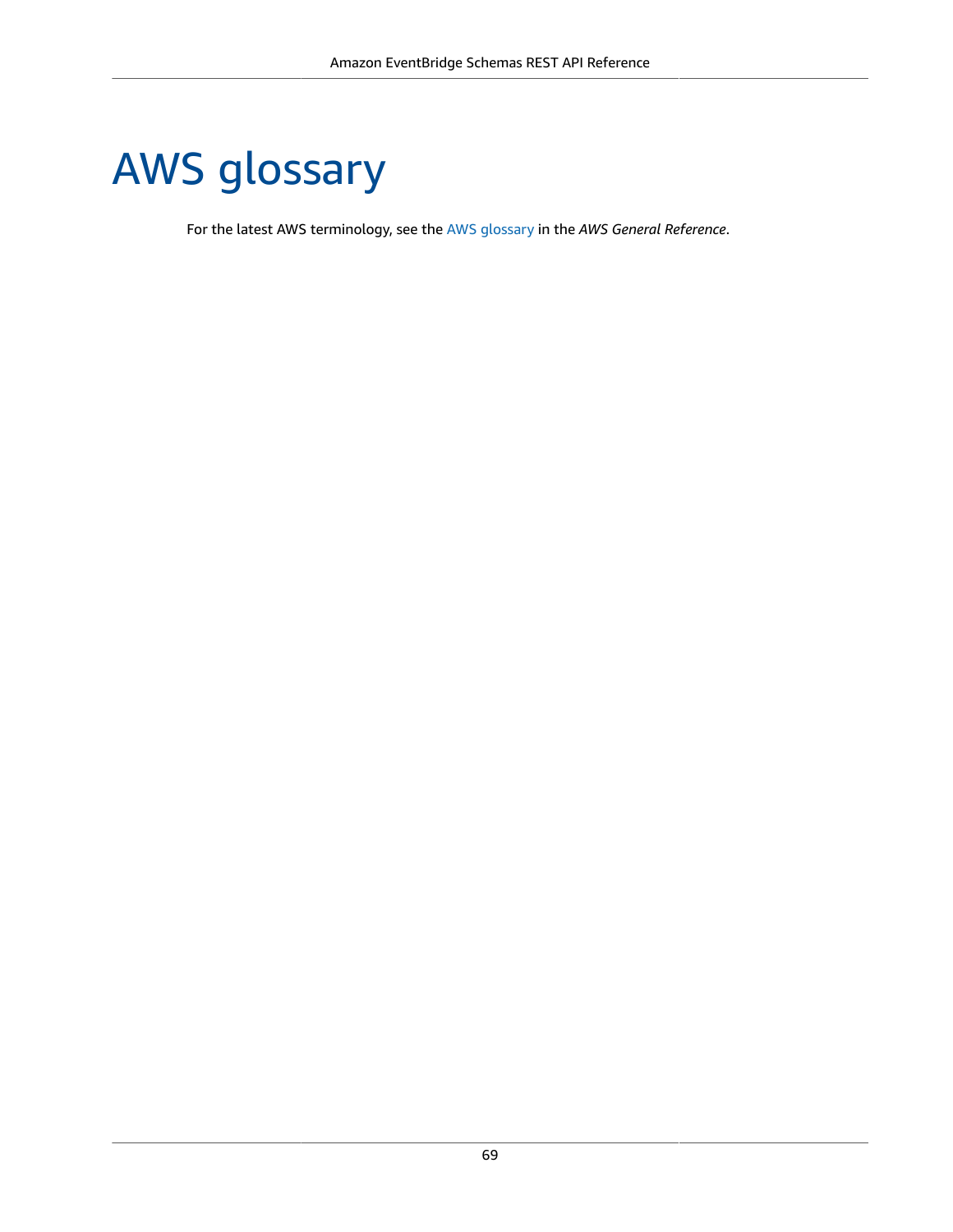# AWS glossary

For the latest AWS terminology, see the AWS glossary in the *AWS General Reference*.